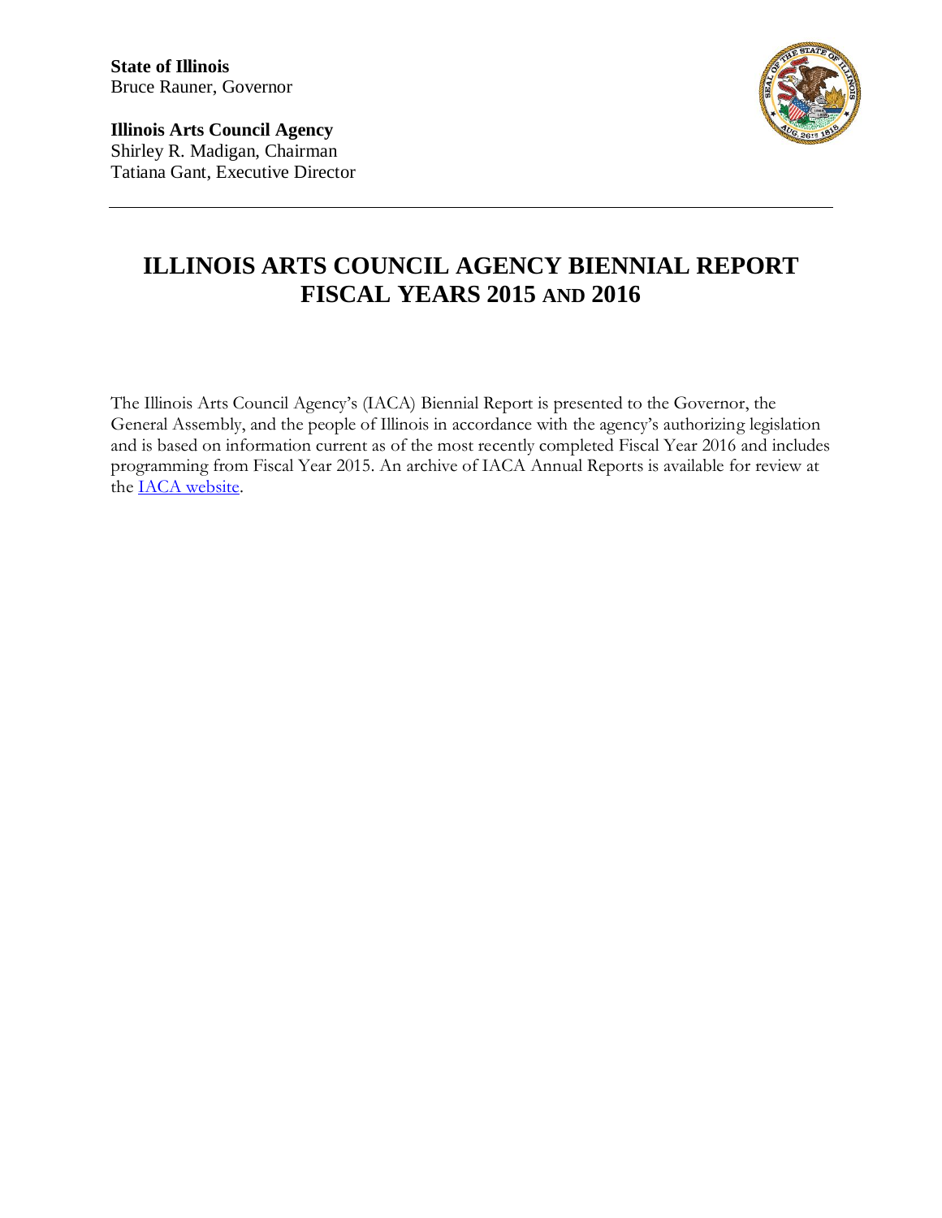**State of Illinois**
Bruce Rauner, Governor

**Illinois Arts Council Agency**
Shirley R. Madigan, Chairman
Tatiana Gant, Executive Director

---

# ILLINOIS ARTS COUNCIL AGENCY BIENNIAL REPORT FISCAL YEARS 2015 AND 2016

The Illinois Arts Council Agency's (IACA) Biennial Report is presented to the Governor, the General Assembly, and the people of Illinois in accordance with the agency's authorizing legislation and is based on information current as of the most recently completed Fiscal Year 2016 and includes programming from Fiscal Year 2015. An archive of IACA Annual Reports is available for review at the IACA website.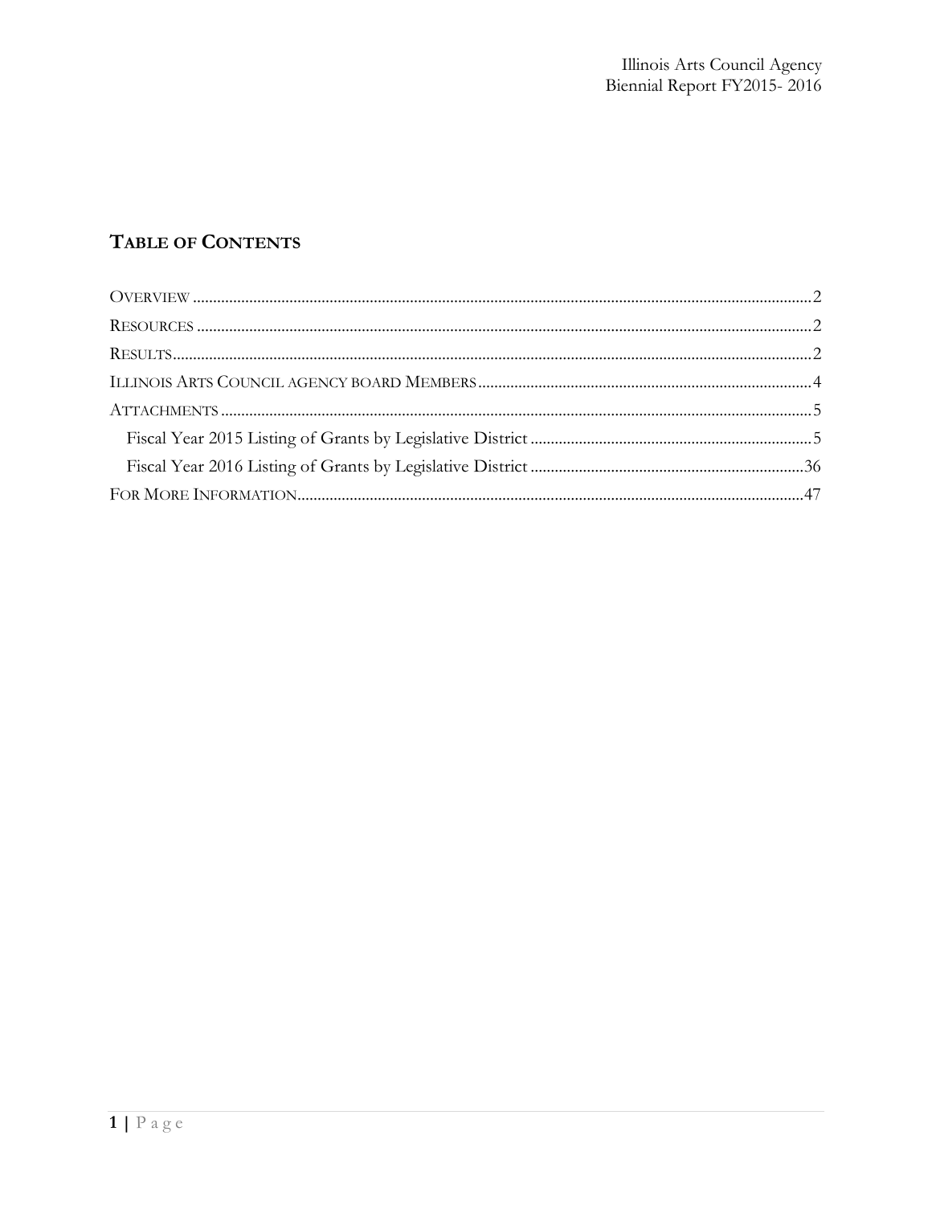## Table of Contents

Overview .......... 2
Resources .......... 2
Results .......... 2
Illinois Arts Council agency board Members .......... 4
Attachments .......... 5
- Fiscal Year 2015 Listing of Grants by Legislative District .......... 5
- Fiscal Year 2016 Listing of Grants by Legislative District .......... 36

For More Information .......... 47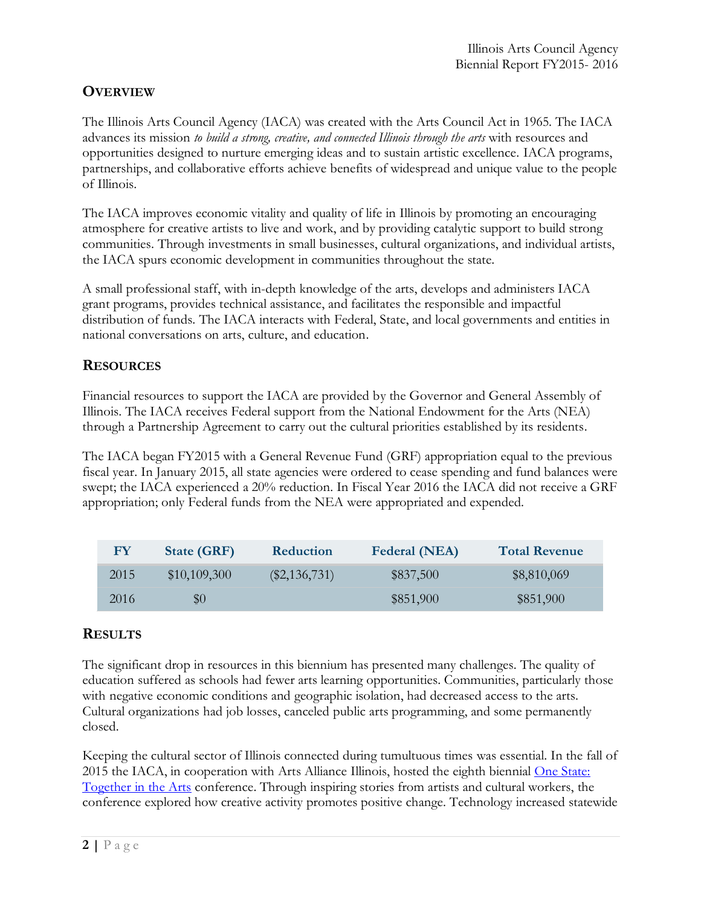## OVERVIEW

The Illinois Arts Council Agency (IACA) was created with the Arts Council Act in 1965. The IACA advances its mission *to build a strong, creative, and connected Illinois through the arts* with resources and opportunities designed to nurture emerging ideas and to sustain artistic excellence. IACA programs, partnerships, and collaborative efforts achieve benefits of widespread and unique value to the people of Illinois.

The IACA improves economic vitality and quality of life in Illinois by promoting an encouraging atmosphere for creative artists to live and work, and by providing catalytic support to build strong communities. Through investments in small businesses, cultural organizations, and individual artists, the IACA spurs economic development in communities throughout the state.

A small professional staff, with in-depth knowledge of the arts, develops and administers IACA grant programs, provides technical assistance, and facilitates the responsible and impactful distribution of funds. The IACA interacts with Federal, State, and local governments and entities in national conversations on arts, culture, and education.

## RESOURCES

Financial resources to support the IACA are provided by the Governor and General Assembly of Illinois. The IACA receives Federal support from the National Endowment for the Arts (NEA) through a Partnership Agreement to carry out the cultural priorities established by its residents.

The IACA began FY2015 with a General Revenue Fund (GRF) appropriation equal to the previous fiscal year. In January 2015, all state agencies were ordered to cease spending and fund balances were swept; the IACA experienced a 20% reduction. In Fiscal Year 2016 the IACA did not receive a GRF appropriation; only Federal funds from the NEA were appropriated and expended.

| FY | State (GRF) | Reduction | Federal (NEA) | Total Revenue |
|---|---|---|---|---|
| 2015 | $10,109,300 | ($2,136,731) | $837,500 | $8,810,069 |
| 2016 | $0 | | $851,900 | $851,900 |

## RESULTS

The significant drop in resources in this biennium has presented many challenges. The quality of education suffered as schools had fewer arts learning opportunities. Communities, particularly those with negative economic conditions and geographic isolation, had decreased access to the arts. Cultural organizations had job losses, canceled public arts programming, and some permanently closed.

Keeping the cultural sector of Illinois connected during tumultuous times was essential. In the fall of 2015 the IACA, in cooperation with Arts Alliance Illinois, hosted the eighth biennial One State: Together in the Arts conference. Through inspiring stories from artists and cultural workers, the conference explored how creative activity promotes positive change. Technology increased statewide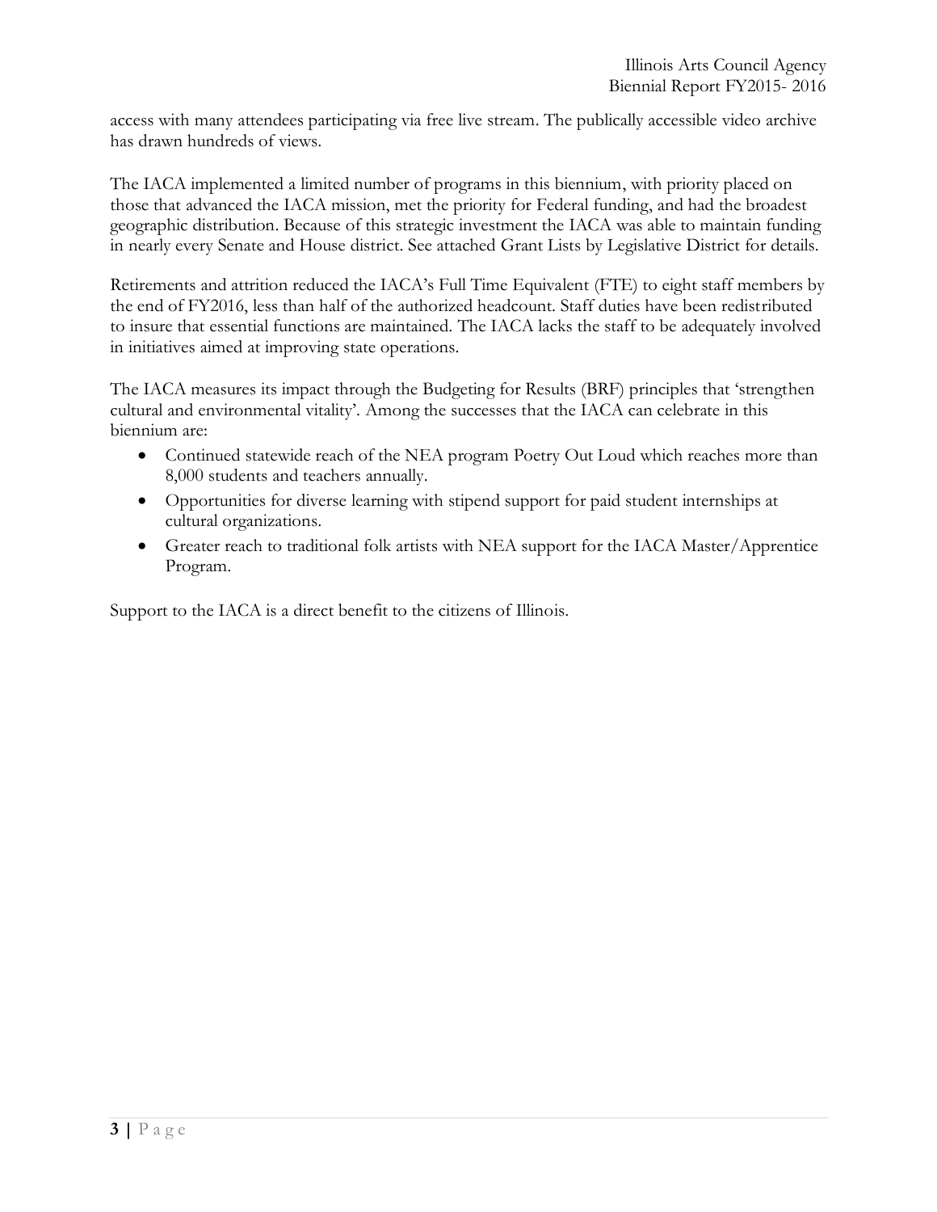access with many attendees participating via free live stream. The publically accessible video archive has drawn hundreds of views.

The IACA implemented a limited number of programs in this biennium, with priority placed on those that advanced the IACA mission, met the priority for Federal funding, and had the broadest geographic distribution. Because of this strategic investment the IACA was able to maintain funding in nearly every Senate and House district. See attached Grant Lists by Legislative District for details.

Retirements and attrition reduced the IACA's Full Time Equivalent (FTE) to eight staff members by the end of FY2016, less than half of the authorized headcount. Staff duties have been redistributed to insure that essential functions are maintained. The IACA lacks the staff to be adequately involved in initiatives aimed at improving state operations.

The IACA measures its impact through the Budgeting for Results (BRF) principles that 'strengthen cultural and environmental vitality'. Among the successes that the IACA can celebrate in this biennium are:

- Continued statewide reach of the NEA program Poetry Out Loud which reaches more than 8,000 students and teachers annually.
- Opportunities for diverse learning with stipend support for paid student internships at cultural organizations.
- Greater reach to traditional folk artists with NEA support for the IACA Master/Apprentice Program.

Support to the IACA is a direct benefit to the citizens of Illinois.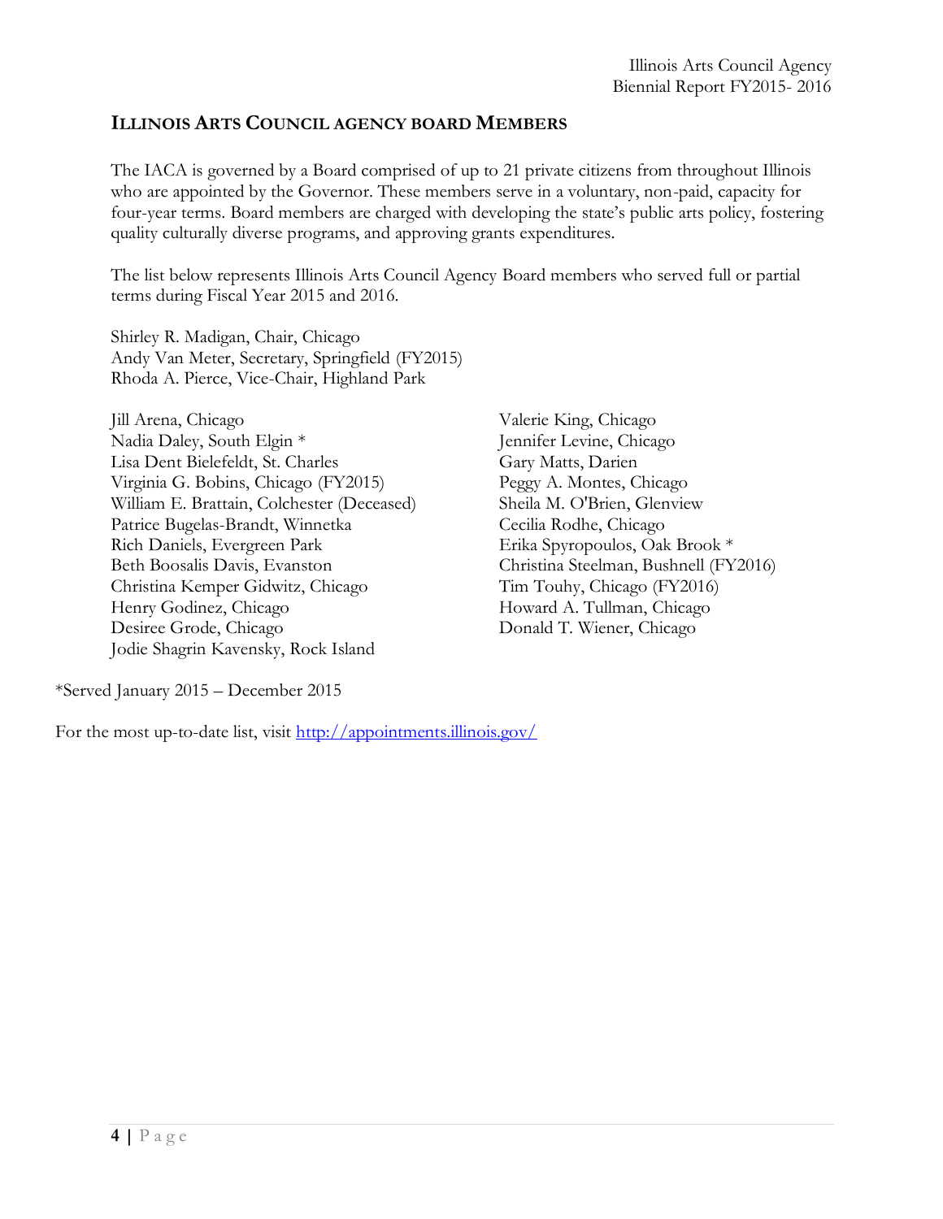## ILLINOIS ARTS COUNCIL AGENCY BOARD MEMBERS

The IACA is governed by a Board comprised of up to 21 private citizens from throughout Illinois who are appointed by the Governor. These members serve in a voluntary, non-paid, capacity for four-year terms. Board members are charged with developing the state's public arts policy, fostering quality culturally diverse programs, and approving grants expenditures.

The list below represents Illinois Arts Council Agency Board members who served full or partial terms during Fiscal Year 2015 and 2016.

Shirley R. Madigan, Chair, Chicago
Andy Van Meter, Secretary, Springfield (FY2015)
Rhoda A. Pierce, Vice-Chair, Highland Park

Jill Arena, Chicago
Nadia Daley, South Elgin *
Lisa Dent Bielefeldt, St. Charles
Virginia G. Bobins, Chicago (FY2015)
William E. Brattain, Colchester (Deceased)
Patrice Bugelas-Brandt, Winnetka
Rich Daniels, Evergreen Park
Beth Boosalis Davis, Evanston
Christina Kemper Gidwitz, Chicago
Henry Godinez, Chicago
Desiree Grode, Chicago
Jodie Shagrin Kavensky, Rock Island
Valerie King, Chicago
Jennifer Levine, Chicago
Gary Matts, Darien
Peggy A. Montes, Chicago
Sheila M. O'Brien, Glenview
Cecilia Rodhe, Chicago
Erika Spyropoulos, Oak Brook *
Christina Steelman, Bushnell (FY2016)
Tim Touhy, Chicago (FY2016)
Howard A. Tullman, Chicago
Donald T. Wiener, Chicago

*Served January 2015 – December 2015

For the most up-to-date list, visit http://appointments.illinois.gov/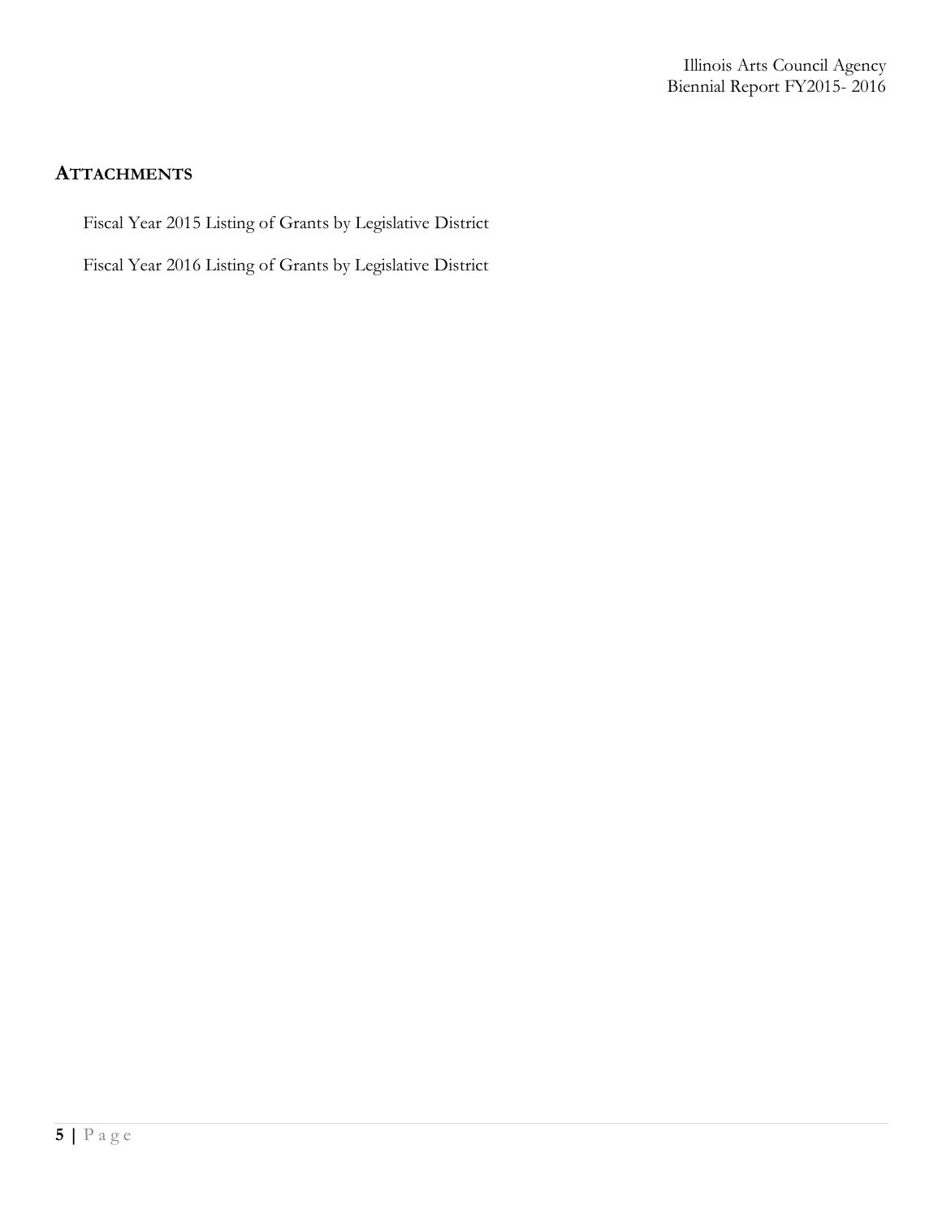## ATTACHMENTS

Fiscal Year 2015 Listing of Grants by Legislative District

Fiscal Year 2016 Listing of Grants by Legislative District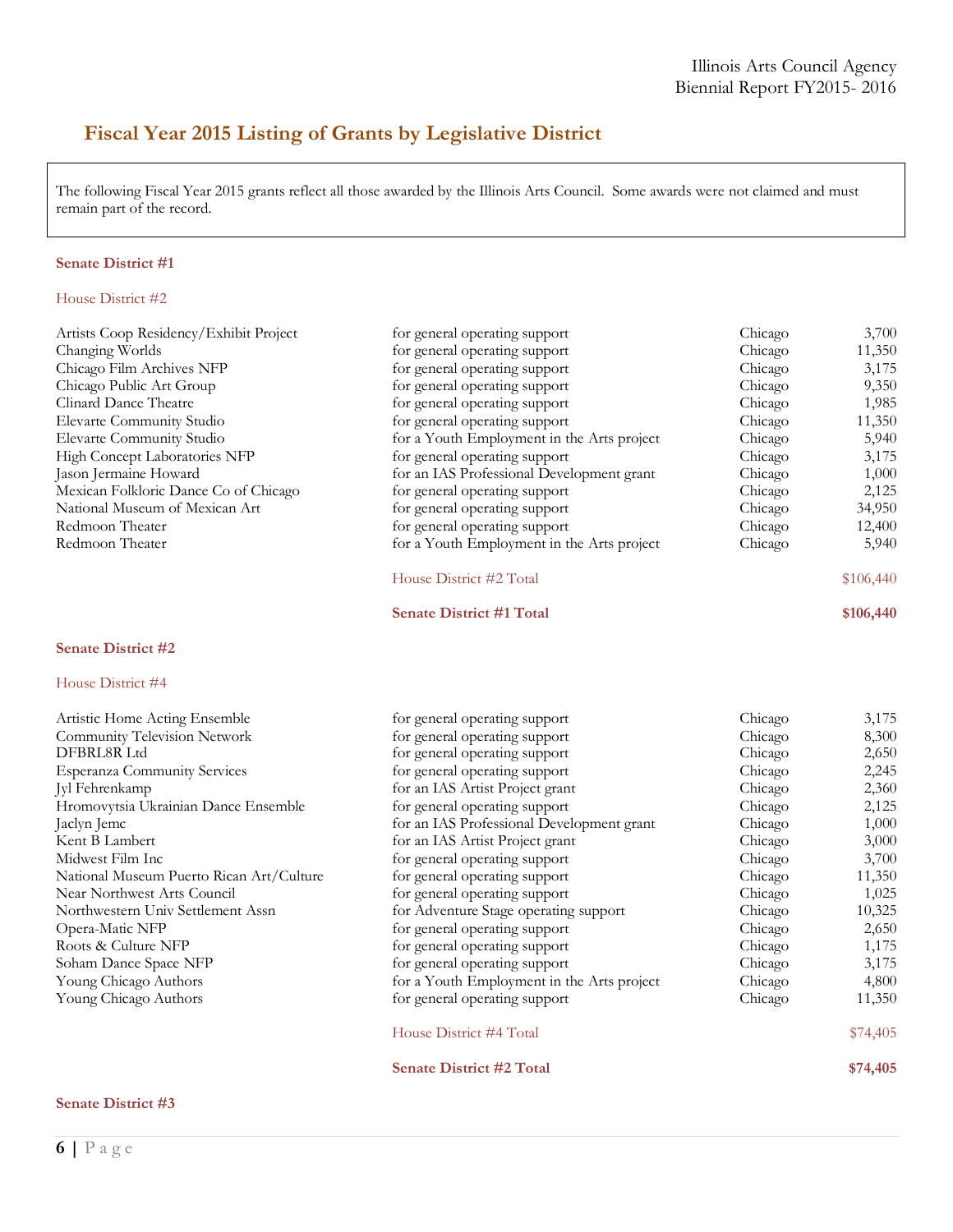## Fiscal Year 2015 Listing of Grants by Legislative District

The following Fiscal Year 2015 grants reflect all those awarded by the Illinois Arts Council. Some awards were not claimed and must remain part of the record.

### Senate District #1

#### House District #2

| | | | |
|---|---|---|---|
| Artists Coop Residency/Exhibit Project | for general operating support | Chicago | 3,700 |
| Changing Worlds | for general operating support | Chicago | 11,350 |
| Chicago Film Archives NFP | for general operating support | Chicago | 3,175 |
| Chicago Public Art Group | for general operating support | Chicago | 9,350 |
| Clinard Dance Theatre | for general operating support | Chicago | 1,985 |
| Elevarte Community Studio | for general operating support | Chicago | 11,350 |
| Elevarte Community Studio | for a Youth Employment in the Arts project | Chicago | 5,940 |
| High Concept Laboratories NFP | for general operating support | Chicago | 3,175 |
| Jason Jermaine Howard | for an IAS Professional Development grant | Chicago | 1,000 |
| Mexican Folkloric Dance Co of Chicago | for general operating support | Chicago | 2,125 |
| National Museum of Mexican Art | for general operating support | Chicago | 34,950 |
| Redmoon Theater | for general operating support | Chicago | 12,400 |
| Redmoon Theater | for a Youth Employment in the Arts project | Chicago | 5,940 |
| | House District #2 Total | | $106,440 |
| | **Senate District #1 Total** | | **$106,440** |

### Senate District #2

#### House District #4

| | | | |
|---|---|---|---|
| Artistic Home Acting Ensemble | for general operating support | Chicago | 3,175 |
| Community Television Network | for general operating support | Chicago | 8,300 |
| DFBRL8R Ltd | for general operating support | Chicago | 2,650 |
| Esperanza Community Services | for general operating support | Chicago | 2,245 |
| Jyl Fehrenkamp | for an IAS Artist Project grant | Chicago | 2,360 |
| Hromovytsia Ukrainian Dance Ensemble | for general operating support | Chicago | 2,125 |
| Jaclyn Jemc | for an IAS Professional Development grant | Chicago | 1,000 |
| Kent B Lambert | for an IAS Artist Project grant | Chicago | 3,000 |
| Midwest Film Inc | for general operating support | Chicago | 3,700 |
| National Museum Puerto Rican Art/Culture | for general operating support | Chicago | 11,350 |
| Near Northwest Arts Council | for general operating support | Chicago | 1,025 |
| Northwestern Univ Settlement Assn | for Adventure Stage operating support | Chicago | 10,325 |
| Opera-Matic NFP | for general operating support | Chicago | 2,650 |
| Roots & Culture NFP | for general operating support | Chicago | 1,175 |
| Soham Dance Space NFP | for general operating support | Chicago | 3,175 |
| Young Chicago Authors | for a Youth Employment in the Arts project | Chicago | 4,800 |
| Young Chicago Authors | for general operating support | Chicago | 11,350 |
| | House District #4 Total | | $74,405 |
| | **Senate District #2 Total** | | **$74,405** |

### Senate District #3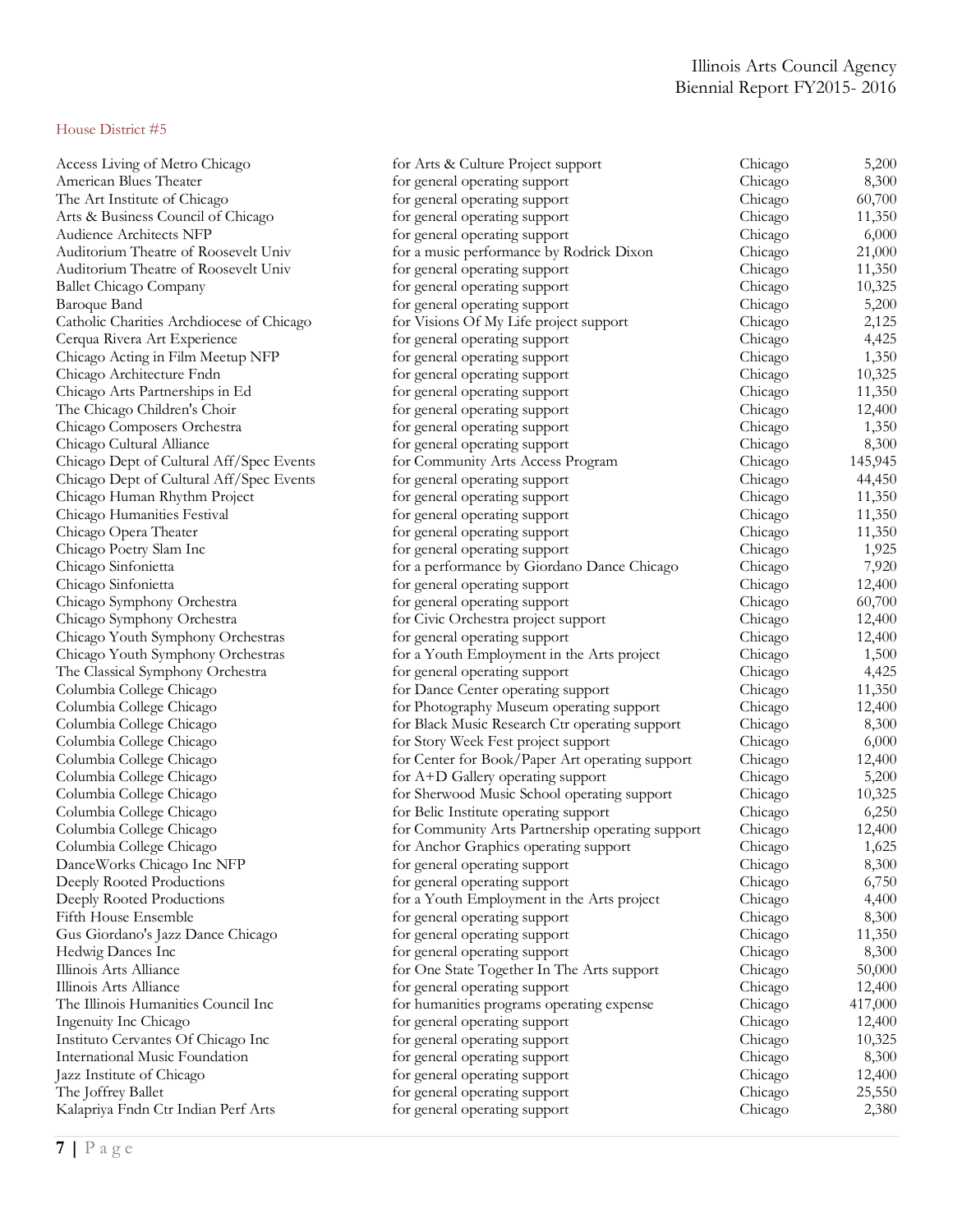House District #5

| Organization | Purpose | City | Amount |
|---|---|---|---|
| Access Living of Metro Chicago | for Arts & Culture Project support | Chicago | 5,200 |
| American Blues Theater | for general operating support | Chicago | 8,300 |
| The Art Institute of Chicago | for general operating support | Chicago | 60,700 |
| Arts & Business Council of Chicago | for general operating support | Chicago | 11,350 |
| Audience Architects NFP | for general operating support | Chicago | 6,000 |
| Auditorium Theatre of Roosevelt Univ | for a music performance by Rodrick Dixon | Chicago | 21,000 |
| Auditorium Theatre of Roosevelt Univ | for general operating support | Chicago | 11,350 |
| Ballet Chicago Company | for general operating support | Chicago | 10,325 |
| Baroque Band | for general operating support | Chicago | 5,200 |
| Catholic Charities Archdiocese of Chicago | for Visions Of My Life project support | Chicago | 2,125 |
| Cerqua Rivera Art Experience | for general operating support | Chicago | 4,425 |
| Chicago Acting in Film Meetup NFP | for general operating support | Chicago | 1,350 |
| Chicago Architecture Fndn | for general operating support | Chicago | 10,325 |
| Chicago Arts Partnerships in Ed | for general operating support | Chicago | 11,350 |
| The Chicago Children's Choir | for general operating support | Chicago | 12,400 |
| Chicago Composers Orchestra | for general operating support | Chicago | 1,350 |
| Chicago Cultural Alliance | for general operating support | Chicago | 8,300 |
| Chicago Dept of Cultural Aff/Spec Events | for Community Arts Access Program | Chicago | 145,945 |
| Chicago Dept of Cultural Aff/Spec Events | for general operating support | Chicago | 44,450 |
| Chicago Human Rhythm Project | for general operating support | Chicago | 11,350 |
| Chicago Humanities Festival | for general operating support | Chicago | 11,350 |
| Chicago Opera Theater | for general operating support | Chicago | 11,350 |
| Chicago Poetry Slam Inc | for general operating support | Chicago | 1,925 |
| Chicago Sinfonietta | for a performance by Giordano Dance Chicago | Chicago | 7,920 |
| Chicago Sinfonietta | for general operating support | Chicago | 12,400 |
| Chicago Symphony Orchestra | for general operating support | Chicago | 60,700 |
| Chicago Symphony Orchestra | for Civic Orchestra project support | Chicago | 12,400 |
| Chicago Youth Symphony Orchestras | for general operating support | Chicago | 12,400 |
| Chicago Youth Symphony Orchestras | for a Youth Employment in the Arts project | Chicago | 1,500 |
| The Classical Symphony Orchestra | for general operating support | Chicago | 4,425 |
| Columbia College Chicago | for Dance Center operating support | Chicago | 11,350 |
| Columbia College Chicago | for Photography Museum operating support | Chicago | 12,400 |
| Columbia College Chicago | for Black Music Research Ctr operating support | Chicago | 8,300 |
| Columbia College Chicago | for Story Week Fest project support | Chicago | 6,000 |
| Columbia College Chicago | for Center for Book/Paper Art operating support | Chicago | 12,400 |
| Columbia College Chicago | for A+D Gallery operating support | Chicago | 5,200 |
| Columbia College Chicago | for Sherwood Music School operating support | Chicago | 10,325 |
| Columbia College Chicago | for Belic Institute operating support | Chicago | 6,250 |
| Columbia College Chicago | for Community Arts Partnership operating support | Chicago | 12,400 |
| Columbia College Chicago | for Anchor Graphics operating support | Chicago | 1,625 |
| DanceWorks Chicago Inc NFP | for general operating support | Chicago | 8,300 |
| Deeply Rooted Productions | for general operating support | Chicago | 6,750 |
| Deeply Rooted Productions | for a Youth Employment in the Arts project | Chicago | 4,400 |
| Fifth House Ensemble | for general operating support | Chicago | 8,300 |
| Gus Giordano's Jazz Dance Chicago | for general operating support | Chicago | 11,350 |
| Hedwig Dances Inc | for general operating support | Chicago | 8,300 |
| Illinois Arts Alliance | for One State Together In The Arts support | Chicago | 50,000 |
| Illinois Arts Alliance | for general operating support | Chicago | 12,400 |
| The Illinois Humanities Council Inc | for humanities programs operating expense | Chicago | 417,000 |
| Ingenuity Inc Chicago | for general operating support | Chicago | 12,400 |
| Instituto Cervantes Of Chicago Inc | for general operating support | Chicago | 10,325 |
| International Music Foundation | for general operating support | Chicago | 8,300 |
| Jazz Institute of Chicago | for general operating support | Chicago | 12,400 |
| The Joffrey Ballet | for general operating support | Chicago | 25,550 |
| Kalapriya Fndn Ctr Indian Perf Arts | for general operating support | Chicago | 2,380 |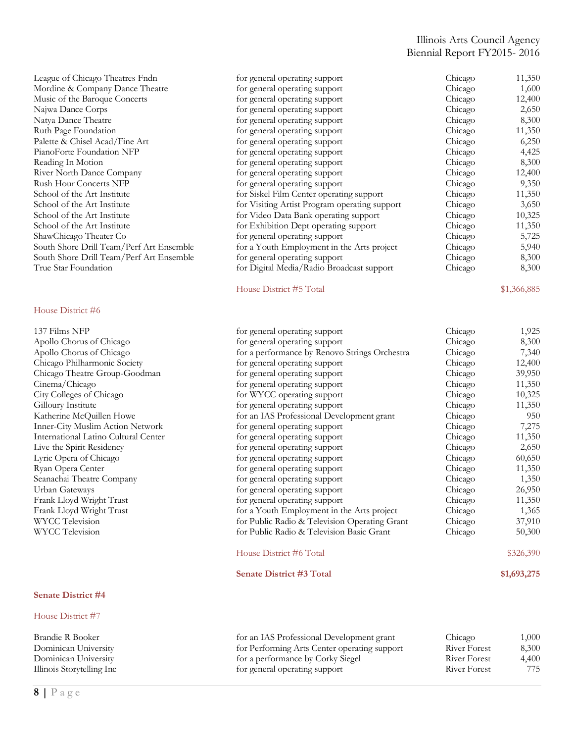| | | | |
|---|---|---|---|
| League of Chicago Theatres Fndn | for general operating support | Chicago | 11,350 |
| Mordine & Company Dance Theatre | for general operating support | Chicago | 1,600 |
| Music of the Baroque Concerts | for general operating support | Chicago | 12,400 |
| Najwa Dance Corps | for general operating support | Chicago | 2,650 |
| Natya Dance Theatre | for general operating support | Chicago | 8,300 |
| Ruth Page Foundation | for general operating support | Chicago | 11,350 |
| Palette & Chisel Acad/Fine Art | for general operating support | Chicago | 6,250 |
| PianoForte Foundation NFP | for general operating support | Chicago | 4,425 |
| Reading In Motion | for general operating support | Chicago | 8,300 |
| River North Dance Company | for general operating support | Chicago | 12,400 |
| Rush Hour Concerts NFP | for general operating support | Chicago | 9,350 |
| School of the Art Institute | for Siskel Film Center operating support | Chicago | 11,350 |
| School of the Art Institute | for Visiting Artist Program operating support | Chicago | 3,650 |
| School of the Art Institute | for Video Data Bank operating support | Chicago | 10,325 |
| School of the Art Institute | for Exhibition Dept operating support | Chicago | 11,350 |
| ShawChicago Theater Co | for general operating support | Chicago | 5,725 |
| South Shore Drill Team/Perf Art Ensemble | for a Youth Employment in the Arts project | Chicago | 5,940 |
| South Shore Drill Team/Perf Art Ensemble | for general operating support | Chicago | 8,300 |
| True Star Foundation | for Digital Media/Radio Broadcast support | Chicago | 8,300 |
| | House District #5 Total | | $1,366,885 |

House District #6

| | | | |
|---|---|---|---|
| 137 Films NFP | for general operating support | Chicago | 1,925 |
| Apollo Chorus of Chicago | for general operating support | Chicago | 8,300 |
| Apollo Chorus of Chicago | for a performance by Renovo Strings Orchestra | Chicago | 7,340 |
| Chicago Philharmonic Society | for general operating support | Chicago | 12,400 |
| Chicago Theatre Group-Goodman | for general operating support | Chicago | 39,950 |
| Cinema/Chicago | for general operating support | Chicago | 11,350 |
| City Colleges of Chicago | for WYCC operating support | Chicago | 10,325 |
| Gilloury Institute | for general operating support | Chicago | 11,350 |
| Katherine McQuillen Howe | for an IAS Professional Development grant | Chicago | 950 |
| Inner-City Muslim Action Network | for general operating support | Chicago | 7,275 |
| International Latino Cultural Center | for general operating support | Chicago | 11,350 |
| Live the Spirit Residency | for general operating support | Chicago | 2,650 |
| Lyric Opera of Chicago | for general operating support | Chicago | 60,650 |
| Ryan Opera Center | for general operating support | Chicago | 11,350 |
| Seanachai Theatre Company | for general operating support | Chicago | 1,350 |
| Urban Gateways | for general operating support | Chicago | 26,950 |
| Frank Lloyd Wright Trust | for general operating support | Chicago | 11,350 |
| Frank Lloyd Wright Trust | for a Youth Employment in the Arts project | Chicago | 1,365 |
| WYCC Television | for Public Radio & Television Operating Grant | Chicago | 37,910 |
| WYCC Television | for Public Radio & Television Basic Grant | Chicago | 50,300 |
| | House District #6 Total | | $326,390 |
| | **Senate District #3 Total** | | **$1,693,275** |

**Senate District #4**

House District #7

| | | | |
|---|---|---|---|
| Brandie R Booker | for an IAS Professional Development grant | Chicago | 1,000 |
| Dominican University | for Performing Arts Center operating support | River Forest | 8,300 |
| Dominican University | for a performance by Corky Siegel | River Forest | 4,400 |
| Illinois Storytelling Inc | for general operating support | River Forest | 775 |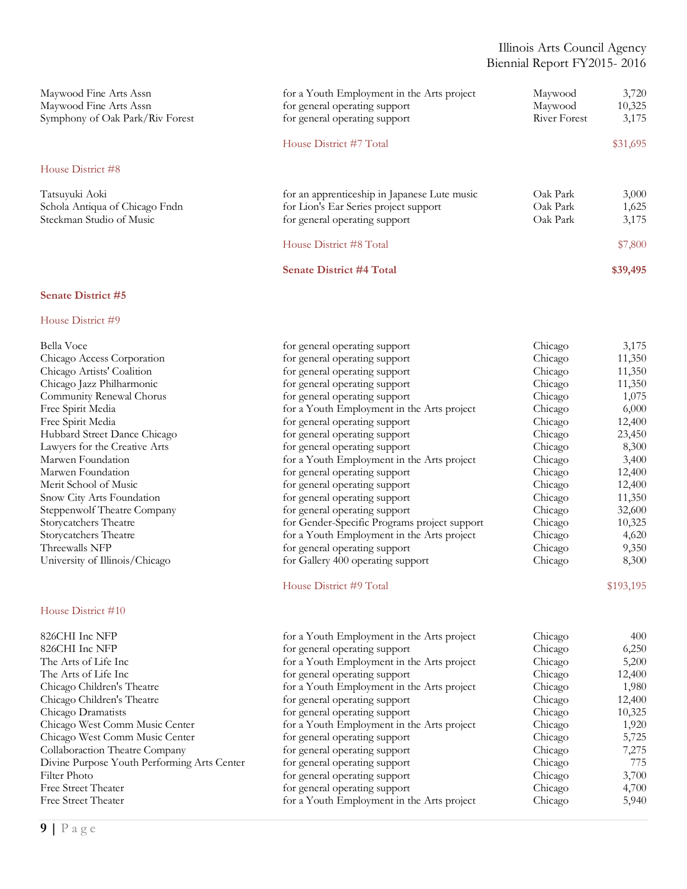| | | | |
|---|---|---|---|
| Maywood Fine Arts Assn | for a Youth Employment in the Arts project | Maywood | 3,720 |
| Maywood Fine Arts Assn | for general operating support | Maywood | 10,325 |
| Symphony of Oak Park/Riv Forest | for general operating support | River Forest | 3,175 |
| | House District #7 Total | | $31,695 |

House District #8

| | | | |
|---|---|---|---|
| Tatsuyuki Aoki | for an apprenticeship in Japanese Lute music | Oak Park | 3,000 |
| Schola Antiqua of Chicago Fndn | for Lion's Ear Series project support | Oak Park | 1,625 |
| Steckman Studio of Music | for general operating support | Oak Park | 3,175 |
| | House District #8 Total | | $7,800 |
| | **Senate District #4 Total** | | **$39,495** |

**Senate District #5**

House District #9

| | | | |
|---|---|---|---|
| Bella Voce | for general operating support | Chicago | 3,175 |
| Chicago Access Corporation | for general operating support | Chicago | 11,350 |
| Chicago Artists' Coalition | for general operating support | Chicago | 11,350 |
| Chicago Jazz Philharmonic | for general operating support | Chicago | 11,350 |
| Community Renewal Chorus | for general operating support | Chicago | 1,075 |
| Free Spirit Media | for a Youth Employment in the Arts project | Chicago | 6,000 |
| Free Spirit Media | for general operating support | Chicago | 12,400 |
| Hubbard Street Dance Chicago | for general operating support | Chicago | 23,450 |
| Lawyers for the Creative Arts | for general operating support | Chicago | 8,300 |
| Marwen Foundation | for a Youth Employment in the Arts project | Chicago | 3,400 |
| Marwen Foundation | for general operating support | Chicago | 12,400 |
| Merit School of Music | for general operating support | Chicago | 12,400 |
| Snow City Arts Foundation | for general operating support | Chicago | 11,350 |
| Steppenwolf Theatre Company | for general operating support | Chicago | 32,600 |
| Storycatchers Theatre | for Gender-Specific Programs project support | Chicago | 10,325 |
| Storycatchers Theatre | for a Youth Employment in the Arts project | Chicago | 4,620 |
| Threewalls NFP | for general operating support | Chicago | 9,350 |
| University of Illinois/Chicago | for Gallery 400 operating support | Chicago | 8,300 |
| | House District #9 Total | | $193,195 |

House District #10

| | | | |
|---|---|---|---|
| 826CHI Inc NFP | for a Youth Employment in the Arts project | Chicago | 400 |
| 826CHI Inc NFP | for general operating support | Chicago | 6,250 |
| The Arts of Life Inc | for a Youth Employment in the Arts project | Chicago | 5,200 |
| The Arts of Life Inc | for general operating support | Chicago | 12,400 |
| Chicago Children's Theatre | for a Youth Employment in the Arts project | Chicago | 1,980 |
| Chicago Children's Theatre | for general operating support | Chicago | 12,400 |
| Chicago Dramatists | for general operating support | Chicago | 10,325 |
| Chicago West Comm Music Center | for a Youth Employment in the Arts project | Chicago | 1,920 |
| Chicago West Comm Music Center | for general operating support | Chicago | 5,725 |
| Collaboraction Theatre Company | for general operating support | Chicago | 7,275 |
| Divine Purpose Youth Performing Arts Center | for general operating support | Chicago | 775 |
| Filter Photo | for general operating support | Chicago | 3,700 |
| Free Street Theater | for general operating support | Chicago | 4,700 |
| Free Street Theater | for a Youth Employment in the Arts project | Chicago | 5,940 |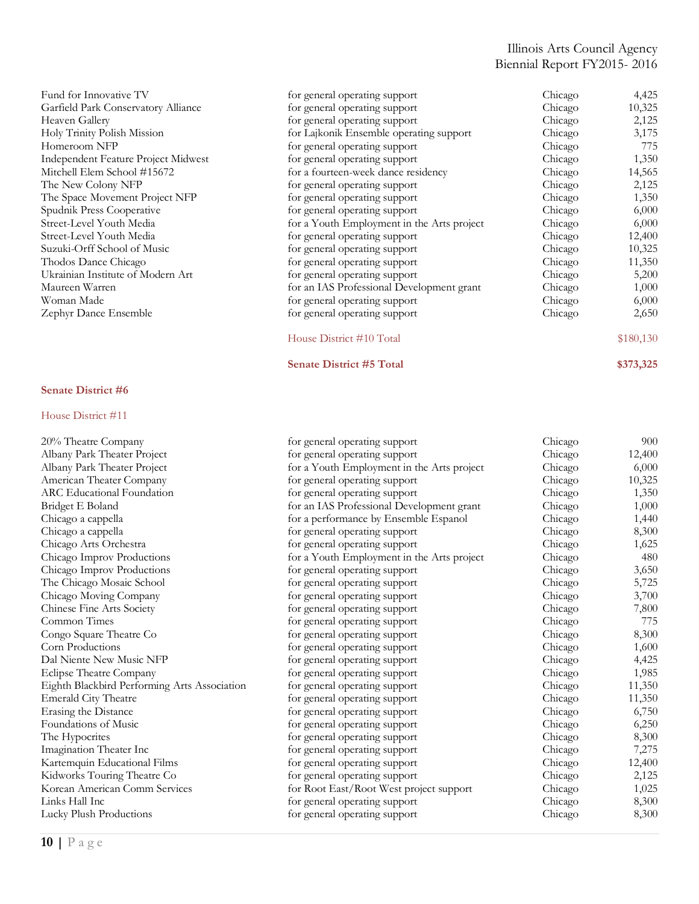| | | | |
|---|---|---|---|
| Fund for Innovative TV | for general operating support | Chicago | 4,425 |
| Garfield Park Conservatory Alliance | for general operating support | Chicago | 10,325 |
| Heaven Gallery | for general operating support | Chicago | 2,125 |
| Holy Trinity Polish Mission | for Lajkonik Ensemble operating support | Chicago | 3,175 |
| Homeroom NFP | for general operating support | Chicago | 775 |
| Independent Feature Project Midwest | for general operating support | Chicago | 1,350 |
| Mitchell Elem School #15672 | for a fourteen-week dance residency | Chicago | 14,565 |
| The New Colony NFP | for general operating support | Chicago | 2,125 |
| The Space Movement Project NFP | for general operating support | Chicago | 1,350 |
| Spudnik Press Cooperative | for general operating support | Chicago | 6,000 |
| Street-Level Youth Media | for a Youth Employment in the Arts project | Chicago | 6,000 |
| Street-Level Youth Media | for general operating support | Chicago | 12,400 |
| Suzuki-Orff School of Music | for general operating support | Chicago | 10,325 |
| Thodos Dance Chicago | for general operating support | Chicago | 11,350 |
| Ukrainian Institute of Modern Art | for general operating support | Chicago | 5,200 |
| Maureen Warren | for an IAS Professional Development grant | Chicago | 1,000 |
| Woman Made | for general operating support | Chicago | 6,000 |
| Zephyr Dance Ensemble | for general operating support | Chicago | 2,650 |
| | House District #10 Total | | $180,130 |
| | **Senate District #5 Total** | | **$373,325** |

**Senate District #6**

House District #11

| | | | |
|---|---|---|---|
| 20% Theatre Company | for general operating support | Chicago | 900 |
| Albany Park Theater Project | for general operating support | Chicago | 12,400 |
| Albany Park Theater Project | for a Youth Employment in the Arts project | Chicago | 6,000 |
| American Theater Company | for general operating support | Chicago | 10,325 |
| ARC Educational Foundation | for general operating support | Chicago | 1,350 |
| Bridget E Boland | for an IAS Professional Development grant | Chicago | 1,000 |
| Chicago a cappella | for a performance by Ensemble Espanol | Chicago | 1,440 |
| Chicago a cappella | for general operating support | Chicago | 8,300 |
| Chicago Arts Orchestra | for general operating support | Chicago | 1,625 |
| Chicago Improv Productions | for a Youth Employment in the Arts project | Chicago | 480 |
| Chicago Improv Productions | for general operating support | Chicago | 3,650 |
| The Chicago Mosaic School | for general operating support | Chicago | 5,725 |
| Chicago Moving Company | for general operating support | Chicago | 3,700 |
| Chinese Fine Arts Society | for general operating support | Chicago | 7,800 |
| Common Times | for general operating support | Chicago | 775 |
| Congo Square Theatre Co | for general operating support | Chicago | 8,300 |
| Corn Productions | for general operating support | Chicago | 1,600 |
| Dal Niente New Music NFP | for general operating support | Chicago | 4,425 |
| Eclipse Theatre Company | for general operating support | Chicago | 1,985 |
| Eighth Blackbird Performing Arts Association | for general operating support | Chicago | 11,350 |
| Emerald City Theatre | for general operating support | Chicago | 11,350 |
| Erasing the Distance | for general operating support | Chicago | 6,750 |
| Foundations of Music | for general operating support | Chicago | 6,250 |
| The Hypocrites | for general operating support | Chicago | 8,300 |
| Imagination Theater Inc | for general operating support | Chicago | 7,275 |
| Kartemquin Educational Films | for general operating support | Chicago | 12,400 |
| Kidworks Touring Theatre Co | for general operating support | Chicago | 2,125 |
| Korean American Comm Services | for Root East/Root West project support | Chicago | 1,025 |
| Links Hall Inc | for general operating support | Chicago | 8,300 |
| Lucky Plush Productions | for general operating support | Chicago | 8,300 |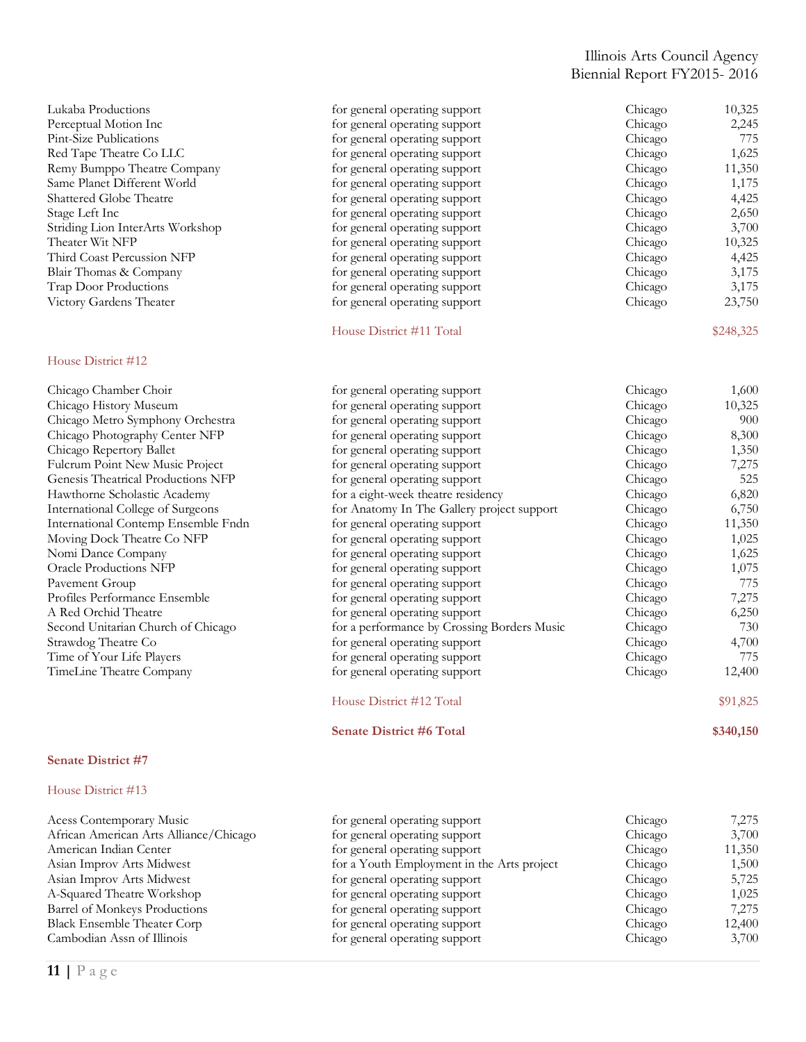| | | | |
|---|---|---|---|
| Lukaba Productions | for general operating support | Chicago | 10,325 |
| Perceptual Motion Inc | for general operating support | Chicago | 2,245 |
| Pint-Size Publications | for general operating support | Chicago | 775 |
| Red Tape Theatre Co LLC | for general operating support | Chicago | 1,625 |
| Remy Bumppo Theatre Company | for general operating support | Chicago | 11,350 |
| Same Planet Different World | for general operating support | Chicago | 1,175 |
| Shattered Globe Theatre | for general operating support | Chicago | 4,425 |
| Stage Left Inc | for general operating support | Chicago | 2,650 |
| Striding Lion InterArts Workshop | for general operating support | Chicago | 3,700 |
| Theater Wit NFP | for general operating support | Chicago | 10,325 |
| Third Coast Percussion NFP | for general operating support | Chicago | 4,425 |
| Blair Thomas & Company | for general operating support | Chicago | 3,175 |
| Trap Door Productions | for general operating support | Chicago | 3,175 |
| Victory Gardens Theater | for general operating support | Chicago | 23,750 |
| | House District #11 Total | | $248,325 |

House District #12

| | | | |
|---|---|---|---|
| Chicago Chamber Choir | for general operating support | Chicago | 1,600 |
| Chicago History Museum | for general operating support | Chicago | 10,325 |
| Chicago Metro Symphony Orchestra | for general operating support | Chicago | 900 |
| Chicago Photography Center NFP | for general operating support | Chicago | 8,300 |
| Chicago Repertory Ballet | for general operating support | Chicago | 1,350 |
| Fulcrum Point New Music Project | for general operating support | Chicago | 7,275 |
| Genesis Theatrical Productions NFP | for general operating support | Chicago | 525 |
| Hawthorne Scholastic Academy | for a eight-week theatre residency | Chicago | 6,820 |
| International College of Surgeons | for Anatomy In The Gallery project support | Chicago | 6,750 |
| International Contemp Ensemble Fndn | for general operating support | Chicago | 11,350 |
| Moving Dock Theatre Co NFP | for general operating support | Chicago | 1,025 |
| Nomi Dance Company | for general operating support | Chicago | 1,625 |
| Oracle Productions NFP | for general operating support | Chicago | 1,075 |
| Pavement Group | for general operating support | Chicago | 775 |
| Profiles Performance Ensemble | for general operating support | Chicago | 7,275 |
| A Red Orchid Theatre | for general operating support | Chicago | 6,250 |
| Second Unitarian Church of Chicago | for a performance by Crossing Borders Music | Chicago | 730 |
| Strawdog Theatre Co | for general operating support | Chicago | 4,700 |
| Time of Your Life Players | for general operating support | Chicago | 775 |
| TimeLine Theatre Company | for general operating support | Chicago | 12,400 |
| | House District #12 Total | | $91,825 |
| | **Senate District #6 Total** | | **$340,150** |

**Senate District #7**

House District #13

| | | | |
|---|---|---|---|
| Acess Contemporary Music | for general operating support | Chicago | 7,275 |
| African American Arts Alliance/Chicago | for general operating support | Chicago | 3,700 |
| American Indian Center | for general operating support | Chicago | 11,350 |
| Asian Improv Arts Midwest | for a Youth Employment in the Arts project | Chicago | 1,500 |
| Asian Improv Arts Midwest | for general operating support | Chicago | 5,725 |
| A-Squared Theatre Workshop | for general operating support | Chicago | 1,025 |
| Barrel of Monkeys Productions | for general operating support | Chicago | 7,275 |
| Black Ensemble Theater Corp | for general operating support | Chicago | 12,400 |
| Cambodian Assn of Illinois | for general operating support | Chicago | 3,700 |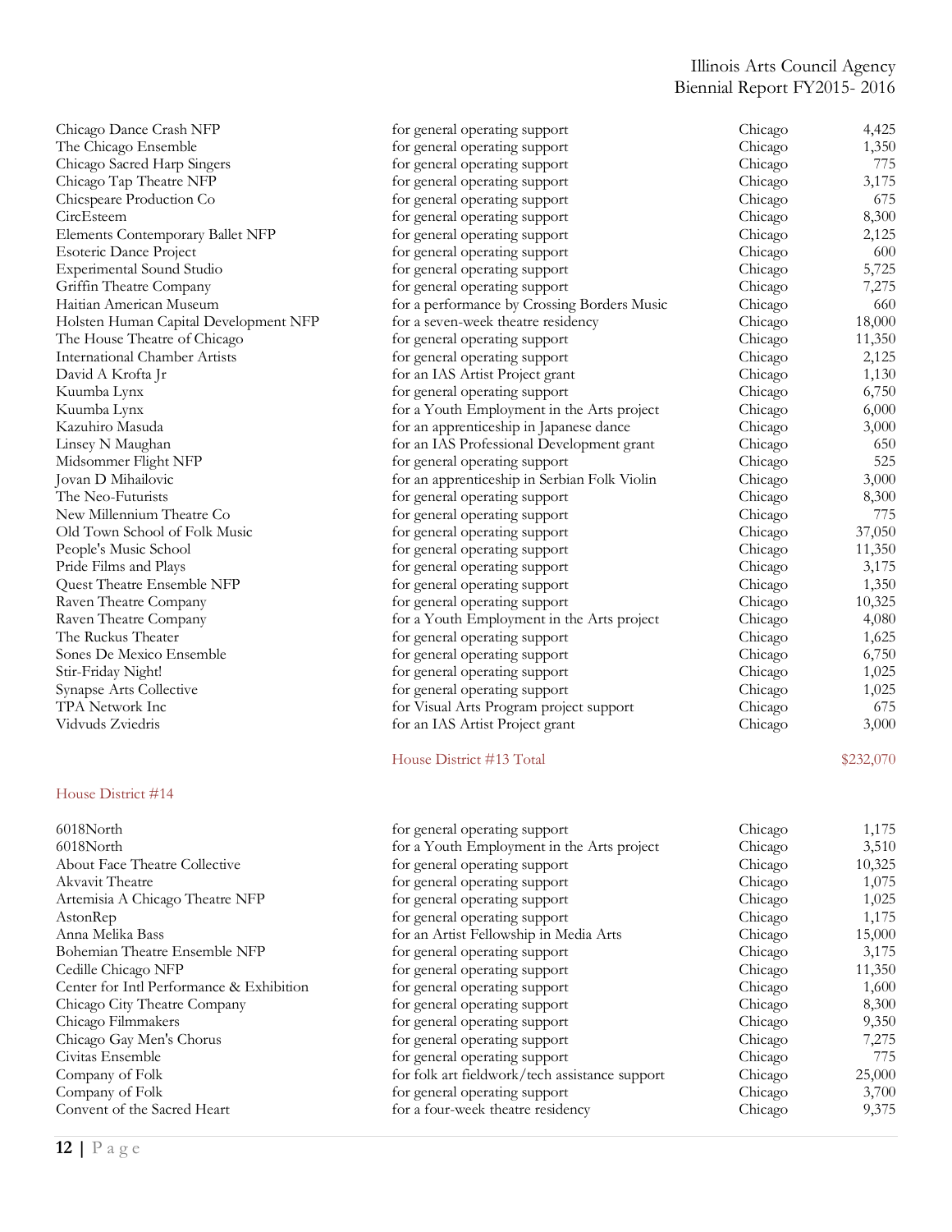| | | | |
|---|---|---|---|
| Chicago Dance Crash NFP | for general operating support | Chicago | 4,425 |
| The Chicago Ensemble | for general operating support | Chicago | 1,350 |
| Chicago Sacred Harp Singers | for general operating support | Chicago | 775 |
| Chicago Tap Theatre NFP | for general operating support | Chicago | 3,175 |
| Chicspeare Production Co | for general operating support | Chicago | 675 |
| CircEsteem | for general operating support | Chicago | 8,300 |
| Elements Contemporary Ballet NFP | for general operating support | Chicago | 2,125 |
| Esoteric Dance Project | for general operating support | Chicago | 600 |
| Experimental Sound Studio | for general operating support | Chicago | 5,725 |
| Griffin Theatre Company | for general operating support | Chicago | 7,275 |
| Haitian American Museum | for a performance by Crossing Borders Music | Chicago | 660 |
| Holsten Human Capital Development NFP | for a seven-week theatre residency | Chicago | 18,000 |
| The House Theatre of Chicago | for general operating support | Chicago | 11,350 |
| International Chamber Artists | for general operating support | Chicago | 2,125 |
| David A Krofta Jr | for an IAS Artist Project grant | Chicago | 1,130 |
| Kuumba Lynx | for general operating support | Chicago | 6,750 |
| Kuumba Lynx | for a Youth Employment in the Arts project | Chicago | 6,000 |
| Kazuhiro Masuda | for an apprenticeship in Japanese dance | Chicago | 3,000 |
| Linsey N Maughan | for an IAS Professional Development grant | Chicago | 650 |
| Midsommer Flight NFP | for general operating support | Chicago | 525 |
| Jovan D Mihailovic | for an apprenticeship in Serbian Folk Violin | Chicago | 3,000 |
| The Neo-Futurists | for general operating support | Chicago | 8,300 |
| New Millennium Theatre Co | for general operating support | Chicago | 775 |
| Old Town School of Folk Music | for general operating support | Chicago | 37,050 |
| People's Music School | for general operating support | Chicago | 11,350 |
| Pride Films and Plays | for general operating support | Chicago | 3,175 |
| Quest Theatre Ensemble NFP | for general operating support | Chicago | 1,350 |
| Raven Theatre Company | for general operating support | Chicago | 10,325 |
| Raven Theatre Company | for a Youth Employment in the Arts project | Chicago | 4,080 |
| The Ruckus Theater | for general operating support | Chicago | 1,625 |
| Sones De Mexico Ensemble | for general operating support | Chicago | 6,750 |
| Stir-Friday Night! | for general operating support | Chicago | 1,025 |
| Synapse Arts Collective | for general operating support | Chicago | 1,025 |
| TPA Network Inc | for Visual Arts Program project support | Chicago | 675 |
| Vidvuds Zviedris | for an IAS Artist Project grant | Chicago | 3,000 |
| | House District #13 Total | | $232,070 |

## House District #14

| | | | |
|---|---|---|---|
| 6018North | for general operating support | Chicago | 1,175 |
| 6018North | for a Youth Employment in the Arts project | Chicago | 3,510 |
| About Face Theatre Collective | for general operating support | Chicago | 10,325 |
| Akvavit Theatre | for general operating support | Chicago | 1,075 |
| Artemisia A Chicago Theatre NFP | for general operating support | Chicago | 1,025 |
| AstonRep | for general operating support | Chicago | 1,175 |
| Anna Melika Bass | for an Artist Fellowship in Media Arts | Chicago | 15,000 |
| Bohemian Theatre Ensemble NFP | for general operating support | Chicago | 3,175 |
| Cedille Chicago NFP | for general operating support | Chicago | 11,350 |
| Center for Intl Performance & Exhibition | for general operating support | Chicago | 1,600 |
| Chicago City Theatre Company | for general operating support | Chicago | 8,300 |
| Chicago Filmmakers | for general operating support | Chicago | 9,350 |
| Chicago Gay Men's Chorus | for general operating support | Chicago | 7,275 |
| Civitas Ensemble | for general operating support | Chicago | 775 |
| Company of Folk | for folk art fieldwork/tech assistance support | Chicago | 25,000 |
| Company of Folk | for general operating support | Chicago | 3,700 |
| Convent of the Sacred Heart | for a four-week theatre residency | Chicago | 9,375 |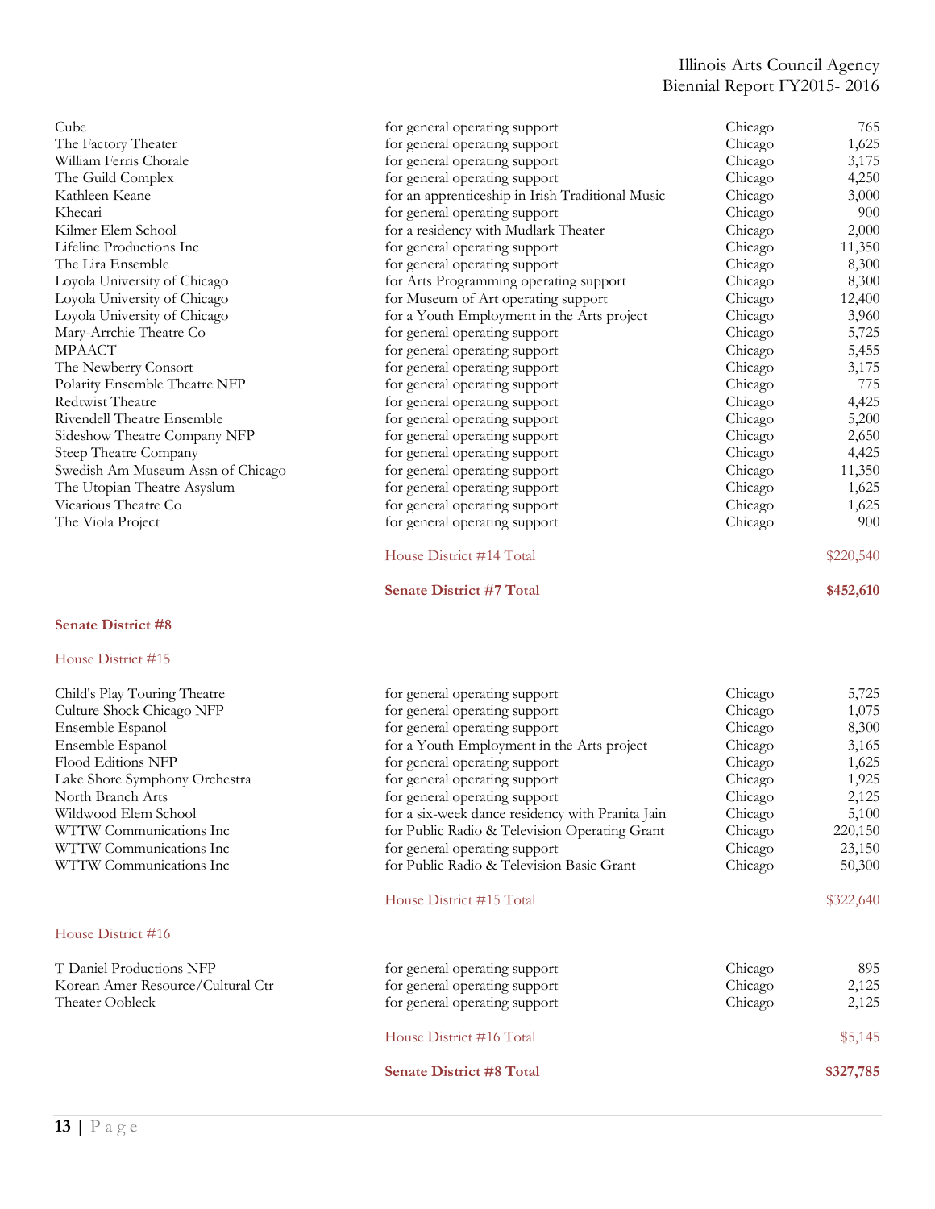| | | | |
|---|---|---|---|
| Cube | for general operating support | Chicago | 765 |
| The Factory Theater | for general operating support | Chicago | 1,625 |
| William Ferris Chorale | for general operating support | Chicago | 3,175 |
| The Guild Complex | for general operating support | Chicago | 4,250 |
| Kathleen Keane | for an apprenticeship in Irish Traditional Music | Chicago | 3,000 |
| Khecari | for general operating support | Chicago | 900 |
| Kilmer Elem School | for a residency with Mudlark Theater | Chicago | 2,000 |
| Lifeline Productions Inc | for general operating support | Chicago | 11,350 |
| The Lira Ensemble | for general operating support | Chicago | 8,300 |
| Loyola University of Chicago | for Arts Programming operating support | Chicago | 8,300 |
| Loyola University of Chicago | for Museum of Art operating support | Chicago | 12,400 |
| Loyola University of Chicago | for a Youth Employment in the Arts project | Chicago | 3,960 |
| Mary-Arrchie Theatre Co | for general operating support | Chicago | 5,725 |
| MPAACT | for general operating support | Chicago | 5,455 |
| The Newberry Consort | for general operating support | Chicago | 3,175 |
| Polarity Ensemble Theatre NFP | for general operating support | Chicago | 775 |
| Redtwist Theatre | for general operating support | Chicago | 4,425 |
| Rivendell Theatre Ensemble | for general operating support | Chicago | 5,200 |
| Sideshow Theatre Company NFP | for general operating support | Chicago | 2,650 |
| Steep Theatre Company | for general operating support | Chicago | 4,425 |
| Swedish Am Museum Assn of Chicago | for general operating support | Chicago | 11,350 |
| The Utopian Theatre Asyslum | for general operating support | Chicago | 1,625 |
| Vicarious Theatre Co | for general operating support | Chicago | 1,625 |
| The Viola Project | for general operating support | Chicago | 900 |
| | House District #14 Total | | $220,540 |
| | **Senate District #7 Total** | | **$452,610** |

## Senate District #8

### House District #15

| | | | |
|---|---|---|---|
| Child's Play Touring Theatre | for general operating support | Chicago | 5,725 |
| Culture Shock Chicago NFP | for general operating support | Chicago | 1,075 |
| Ensemble Espanol | for general operating support | Chicago | 8,300 |
| Ensemble Espanol | for a Youth Employment in the Arts project | Chicago | 3,165 |
| Flood Editions NFP | for general operating support | Chicago | 1,625 |
| Lake Shore Symphony Orchestra | for general operating support | Chicago | 1,925 |
| North Branch Arts | for general operating support | Chicago | 2,125 |
| Wildwood Elem School | for a six-week dance residency with Pranita Jain | Chicago | 5,100 |
| WTTW Communications Inc | for Public Radio & Television Operating Grant | Chicago | 220,150 |
| WTTW Communications Inc | for general operating support | Chicago | 23,150 |
| WTTW Communications Inc | for Public Radio & Television Basic Grant | Chicago | 50,300 |
| | House District #15 Total | | $322,640 |

### House District #16

| | | | |
|---|---|---|---|
| T Daniel Productions NFP | for general operating support | Chicago | 895 |
| Korean Amer Resource/Cultural Ctr | for general operating support | Chicago | 2,125 |
| Theater Oobleck | for general operating support | Chicago | 2,125 |
| | House District #16 Total | | $5,145 |
| | **Senate District #8 Total** | | **$327,785** |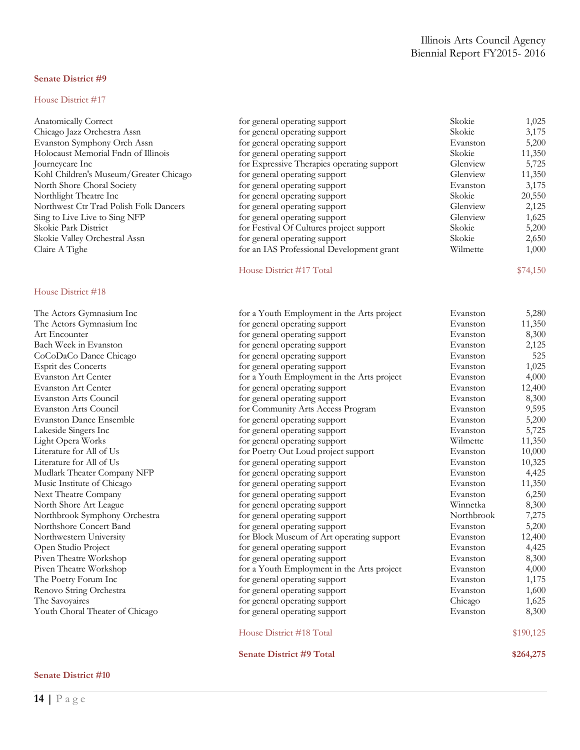## Senate District #9

### House District #17

| Organization | Purpose | City | Amount |
|---|---|---|---|
| Anatomically Correct | for general operating support | Skokie | 1,025 |
| Chicago Jazz Orchestra Assn | for general operating support | Skokie | 3,175 |
| Evanston Symphony Orch Assn | for general operating support | Evanston | 5,200 |
| Holocaust Memorial Fndn of Illinois | for general operating support | Skokie | 11,350 |
| Journeycare Inc | for Expressive Therapies operating support | Glenview | 5,725 |
| Kohl Children's Museum/Greater Chicago | for general operating support | Glenview | 11,350 |
| North Shore Choral Society | for general operating support | Evanston | 3,175 |
| Northlight Theatre Inc | for general operating support | Skokie | 20,550 |
| Northwest Ctr Trad Polish Folk Dancers | for general operating support | Glenview | 2,125 |
| Sing to Live Live to Sing NFP | for general operating support | Glenview | 1,625 |
| Skokie Park District | for Festival Of Cultures project support | Skokie | 5,200 |
| Skokie Valley Orchestral Assn | for general operating support | Skokie | 2,650 |
| Claire A Tighe | for an IAS Professional Development grant | Wilmette | 1,000 |
| | House District #17 Total | | $74,150 |

### House District #18

| Organization | Purpose | City | Amount |
|---|---|---|---|
| The Actors Gymnasium Inc | for a Youth Employment in the Arts project | Evanston | 5,280 |
| The Actors Gymnasium Inc | for general operating support | Evanston | 11,350 |
| Art Encounter | for general operating support | Evanston | 8,300 |
| Bach Week in Evanston | for general operating support | Evanston | 2,125 |
| CoCoDaCo Dance Chicago | for general operating support | Evanston | 525 |
| Esprit des Concerts | for general operating support | Evanston | 1,025 |
| Evanston Art Center | for a Youth Employment in the Arts project | Evanston | 4,000 |
| Evanston Art Center | for general operating support | Evanston | 12,400 |
| Evanston Arts Council | for general operating support | Evanston | 8,300 |
| Evanston Arts Council | for Community Arts Access Program | Evanston | 9,595 |
| Evanston Dance Ensemble | for general operating support | Evanston | 5,200 |
| Lakeside Singers Inc | for general operating support | Evanston | 5,725 |
| Light Opera Works | for general operating support | Wilmette | 11,350 |
| Literature for All of Us | for Poetry Out Loud project support | Evanston | 10,000 |
| Literature for All of Us | for general operating support | Evanston | 10,325 |
| Mudlark Theater Company NFP | for general operating support | Evanston | 4,425 |
| Music Institute of Chicago | for general operating support | Evanston | 11,350 |
| Next Theatre Company | for general operating support | Evanston | 6,250 |
| North Shore Art League | for general operating support | Winnetka | 8,300 |
| Northbrook Symphony Orchestra | for general operating support | Northbrook | 7,275 |
| Northshore Concert Band | for general operating support | Evanston | 5,200 |
| Northwestern University | for Block Museum of Art operating support | Evanston | 12,400 |
| Open Studio Project | for general operating support | Evanston | 4,425 |
| Piven Theatre Workshop | for general operating support | Evanston | 8,300 |
| Piven Theatre Workshop | for a Youth Employment in the Arts project | Evanston | 4,000 |
| The Poetry Forum Inc | for general operating support | Evanston | 1,175 |
| Renovo String Orchestra | for general operating support | Evanston | 1,600 |
| The Savoyaires | for general operating support | Chicago | 1,625 |
| Youth Choral Theater of Chicago | for general operating support | Evanston | 8,300 |
| | House District #18 Total | | $190,125 |
| | **Senate District #9 Total** | | **$264,275** |

## Senate District #10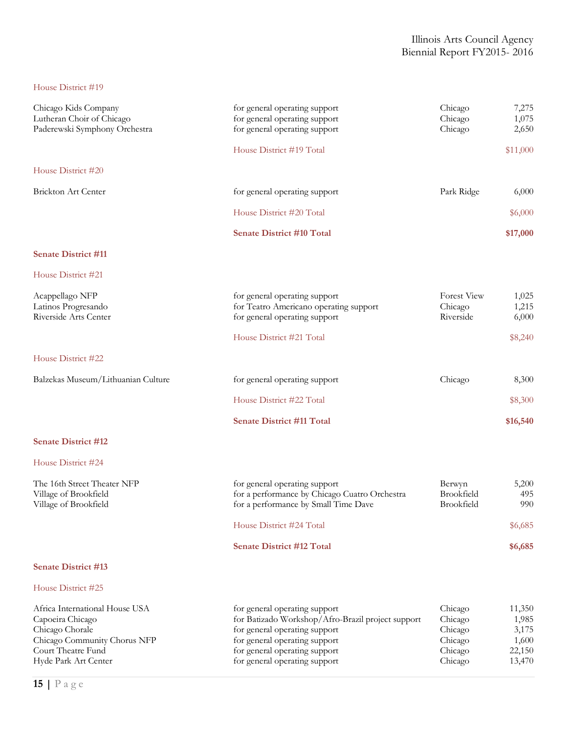House District #19

| | | | |
|---|---|---|---|
| Chicago Kids Company | for general operating support | Chicago | 7,275 |
| Lutheran Choir of Chicago | for general operating support | Chicago | 1,075 |
| Paderewski Symphony Orchestra | for general operating support | Chicago | 2,650 |
| | House District #19 Total | | $11,000 |

House District #20

| | | | |
|---|---|---|---|
| Brickton Art Center | for general operating support | Park Ridge | 6,000 |
| | House District #20 Total | | $6,000 |
| | **Senate District #10 Total** | | **$17,000** |

**Senate District #11**

House District #21

| | | | |
|---|---|---|---|
| Acappellago NFP | for general operating support | Forest View | 1,025 |
| Latinos Progresando | for Teatro Americano operating support | Chicago | 1,215 |
| Riverside Arts Center | for general operating support | Riverside | 6,000 |
| | House District #21 Total | | $8,240 |

House District #22

| | | | |
|---|---|---|---|
| Balzekas Museum/Lithuanian Culture | for general operating support | Chicago | 8,300 |
| | House District #22 Total | | $8,300 |
| | **Senate District #11 Total** | | **$16,540** |

**Senate District #12**

House District #24

| | | | |
|---|---|---|---|
| The 16th Street Theater NFP | for general operating support | Berwyn | 5,200 |
| Village of Brookfield | for a performance by Chicago Cuatro Orchestra | Brookfield | 495 |
| Village of Brookfield | for a performance by Small Time Dave | Brookfield | 990 |
| | House District #24 Total | | $6,685 |
| | **Senate District #12 Total** | | **$6,685** |

**Senate District #13**

House District #25

| | | | |
|---|---|---|---|
| Africa International House USA | for general operating support | Chicago | 11,350 |
| Capoeira Chicago | for Batizado Workshop/Afro-Brazil project support | Chicago | 1,985 |
| Chicago Chorale | for general operating support | Chicago | 3,175 |
| Chicago Community Chorus NFP | for general operating support | Chicago | 1,600 |
| Court Theatre Fund | for general operating support | Chicago | 22,150 |
| Hyde Park Art Center | for general operating support | Chicago | 13,470 |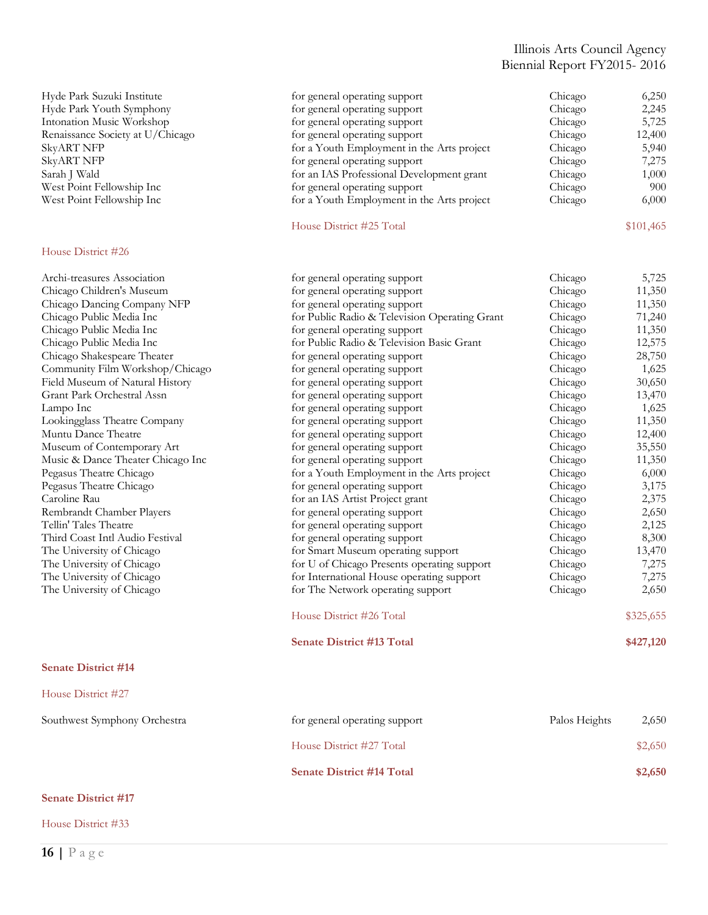| | | | |
|---|---|---|---|
| Hyde Park Suzuki Institute | for general operating support | Chicago | 6,250 |
| Hyde Park Youth Symphony | for general operating support | Chicago | 2,245 |
| Intonation Music Workshop | for general operating support | Chicago | 5,725 |
| Renaissance Society at U/Chicago | for general operating support | Chicago | 12,400 |
| SkyART NFP | for a Youth Employment in the Arts project | Chicago | 5,940 |
| SkyART NFP | for general operating support | Chicago | 7,275 |
| Sarah J Wald | for an IAS Professional Development grant | Chicago | 1,000 |
| West Point Fellowship Inc | for general operating support | Chicago | 900 |
| West Point Fellowship Inc | for a Youth Employment in the Arts project | Chicago | 6,000 |
| | House District #25 Total | | $101,465 |

House District #26

| | | | |
|---|---|---|---|
| Archi-treasures Association | for general operating support | Chicago | 5,725 |
| Chicago Children's Museum | for general operating support | Chicago | 11,350 |
| Chicago Dancing Company NFP | for general operating support | Chicago | 11,350 |
| Chicago Public Media Inc | for Public Radio & Television Operating Grant | Chicago | 71,240 |
| Chicago Public Media Inc | for general operating support | Chicago | 11,350 |
| Chicago Public Media Inc | for Public Radio & Television Basic Grant | Chicago | 12,575 |
| Chicago Shakespeare Theater | for general operating support | Chicago | 28,750 |
| Community Film Workshop/Chicago | for general operating support | Chicago | 1,625 |
| Field Museum of Natural History | for general operating support | Chicago | 30,650 |
| Grant Park Orchestral Assn | for general operating support | Chicago | 13,470 |
| Lampo Inc | for general operating support | Chicago | 1,625 |
| Lookingglass Theatre Company | for general operating support | Chicago | 11,350 |
| Muntu Dance Theatre | for general operating support | Chicago | 12,400 |
| Museum of Contemporary Art | for general operating support | Chicago | 35,550 |
| Music & Dance Theater Chicago Inc | for general operating support | Chicago | 11,350 |
| Pegasus Theatre Chicago | for a Youth Employment in the Arts project | Chicago | 6,000 |
| Pegasus Theatre Chicago | for general operating support | Chicago | 3,175 |
| Caroline Rau | for an IAS Artist Project grant | Chicago | 2,375 |
| Rembrandt Chamber Players | for general operating support | Chicago | 2,650 |
| Tellin' Tales Theatre | for general operating support | Chicago | 2,125 |
| Third Coast Intl Audio Festival | for general operating support | Chicago | 8,300 |
| The University of Chicago | for Smart Museum operating support | Chicago | 13,470 |
| The University of Chicago | for U of Chicago Presents operating support | Chicago | 7,275 |
| The University of Chicago | for International House operating support | Chicago | 7,275 |
| The University of Chicago | for The Network operating support | Chicago | 2,650 |
| | House District #26 Total | | $325,655 |
| | **Senate District #13 Total** | | **$427,120** |

**Senate District #14**

House District #27

| | | | |
|---|---|---|---|
| Southwest Symphony Orchestra | for general operating support | Palos Heights | 2,650 |
| | House District #27 Total | | $2,650 |
| | **Senate District #14 Total** | | **$2,650** |

**Senate District #17**

House District #33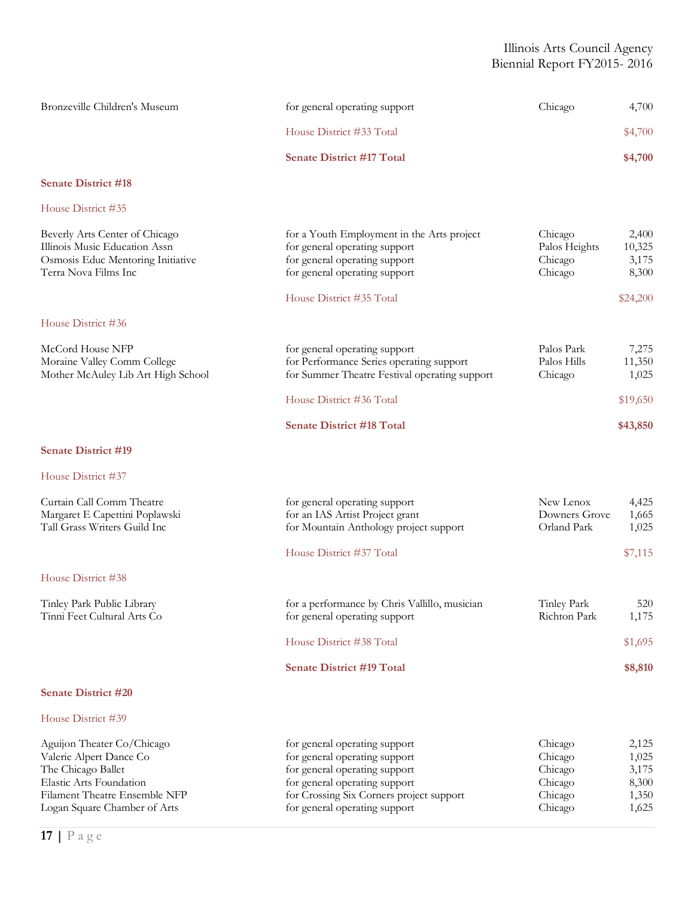| | | | |
|---|---|---|---|
| Bronzeville Children's Museum | for general operating support | Chicago | 4,700 |
| | House District #33 Total | | $4,700 |
| | **Senate District #17 Total** | | **$4,700** |

**Senate District #18**

House District #35

| | | | |
|---|---|---|---|
| Beverly Arts Center of Chicago | for a Youth Employment in the Arts project | Chicago | 2,400 |
| Illinois Music Education Assn | for general operating support | Palos Heights | 10,325 |
| Osmosis Educ Mentoring Initiative | for general operating support | Chicago | 3,175 |
| Terra Nova Films Inc | for general operating support | Chicago | 8,300 |
| | House District #35 Total | | $24,200 |

House District #36

| | | | |
|---|---|---|---|
| McCord House NFP | for general operating support | Palos Park | 7,275 |
| Moraine Valley Comm College | for Performance Series operating support | Palos Hills | 11,350 |
| Mother McAuley Lib Art High School | for Summer Theatre Festival operating support | Chicago | 1,025 |
| | House District #36 Total | | $19,650 |
| | **Senate District #18 Total** | | **$43,850** |

**Senate District #19**

House District #37

| | | | |
|---|---|---|---|
| Curtain Call Comm Theatre | for general operating support | New Lenox | 4,425 |
| Margaret E Capettini Poplawski | for an IAS Artist Project grant | Downers Grove | 1,665 |
| Tall Grass Writers Guild Inc | for Mountain Anthology project support | Orland Park | 1,025 |
| | House District #37 Total | | $7,115 |

House District #38

| | | | |
|---|---|---|---|
| Tinley Park Public Library | for a performance by Chris Vallillo, musician | Tinley Park | 520 |
| Tinni Feet Cultural Arts Co | for general operating support | Richton Park | 1,175 |
| | House District #38 Total | | $1,695 |
| | **Senate District #19 Total** | | **$8,810** |

**Senate District #20**

House District #39

| | | | |
|---|---|---|---|
| Aguijon Theater Co/Chicago | for general operating support | Chicago | 2,125 |
| Valerie Alpert Dance Co | for general operating support | Chicago | 1,025 |
| The Chicago Ballet | for general operating support | Chicago | 3,175 |
| Elastic Arts Foundation | for general operating support | Chicago | 8,300 |
| Filament Theatre Ensemble NFP | for Crossing Six Corners project support | Chicago | 1,350 |
| Logan Square Chamber of Arts | for general operating support | Chicago | 1,625 |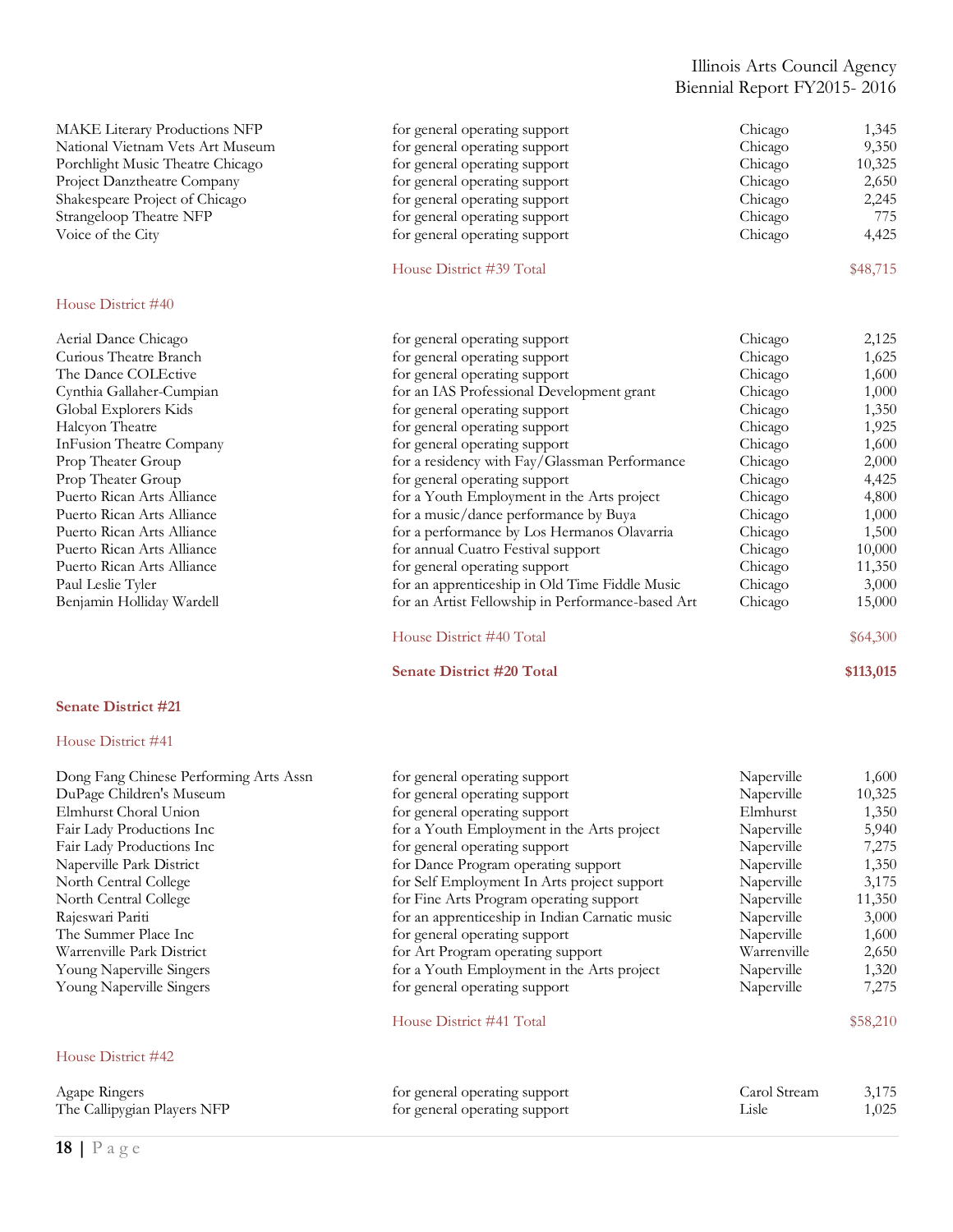| | | | |
|---|---|---|---|
| MAKE Literary Productions NFP | for general operating support | Chicago | 1,345 |
| National Vietnam Vets Art Museum | for general operating support | Chicago | 9,350 |
| Porchlight Music Theatre Chicago | for general operating support | Chicago | 10,325 |
| Project Danztheatre Company | for general operating support | Chicago | 2,650 |
| Shakespeare Project of Chicago | for general operating support | Chicago | 2,245 |
| Strangeloop Theatre NFP | for general operating support | Chicago | 775 |
| Voice of the City | for general operating support | Chicago | 4,425 |
| | House District #39 Total | | $48,715 |

House District #40

| | | | |
|---|---|---|---|
| Aerial Dance Chicago | for general operating support | Chicago | 2,125 |
| Curious Theatre Branch | for general operating support | Chicago | 1,625 |
| The Dance COLEctive | for general operating support | Chicago | 1,600 |
| Cynthia Gallaher-Cumpian | for an IAS Professional Development grant | Chicago | 1,000 |
| Global Explorers Kids | for general operating support | Chicago | 1,350 |
| Halcyon Theatre | for general operating support | Chicago | 1,925 |
| InFusion Theatre Company | for general operating support | Chicago | 1,600 |
| Prop Theater Group | for a residency with Fay/Glassman Performance | Chicago | 2,000 |
| Prop Theater Group | for general operating support | Chicago | 4,425 |
| Puerto Rican Arts Alliance | for a Youth Employment in the Arts project | Chicago | 4,800 |
| Puerto Rican Arts Alliance | for a music/dance performance by Buya | Chicago | 1,000 |
| Puerto Rican Arts Alliance | for a performance by Los Hermanos Olavarria | Chicago | 1,500 |
| Puerto Rican Arts Alliance | for annual Cuatro Festival support | Chicago | 10,000 |
| Puerto Rican Arts Alliance | for general operating support | Chicago | 11,350 |
| Paul Leslie Tyler | for an apprenticeship in Old Time Fiddle Music | Chicago | 3,000 |
| Benjamin Holliday Wardell | for an Artist Fellowship in Performance-based Art | Chicago | 15,000 |
| | House District #40 Total | | $64,300 |
| | **Senate District #20 Total** | | **$113,015** |

**Senate District #21**

House District #41

| | | | |
|---|---|---|---|
| Dong Fang Chinese Performing Arts Assn | for general operating support | Naperville | 1,600 |
| DuPage Children's Museum | for general operating support | Naperville | 10,325 |
| Elmhurst Choral Union | for general operating support | Elmhurst | 1,350 |
| Fair Lady Productions Inc | for a Youth Employment in the Arts project | Naperville | 5,940 |
| Fair Lady Productions Inc | for general operating support | Naperville | 7,275 |
| Naperville Park District | for Dance Program operating support | Naperville | 1,350 |
| North Central College | for Self Employment In Arts project support | Naperville | 3,175 |
| North Central College | for Fine Arts Program operating support | Naperville | 11,350 |
| Rajeswari Pariti | for an apprenticeship in Indian Carnatic music | Naperville | 3,000 |
| The Summer Place Inc | for general operating support | Naperville | 1,600 |
| Warrenville Park District | for Art Program operating support | Warrenville | 2,650 |
| Young Naperville Singers | for a Youth Employment in the Arts project | Naperville | 1,320 |
| Young Naperville Singers | for general operating support | Naperville | 7,275 |
| | House District #41 Total | | $58,210 |

House District #42

| | | | |
|---|---|---|---|
| Agape Ringers | for general operating support | Carol Stream | 3,175 |
| The Callipygian Players NFP | for general operating support | Lisle | 1,025 |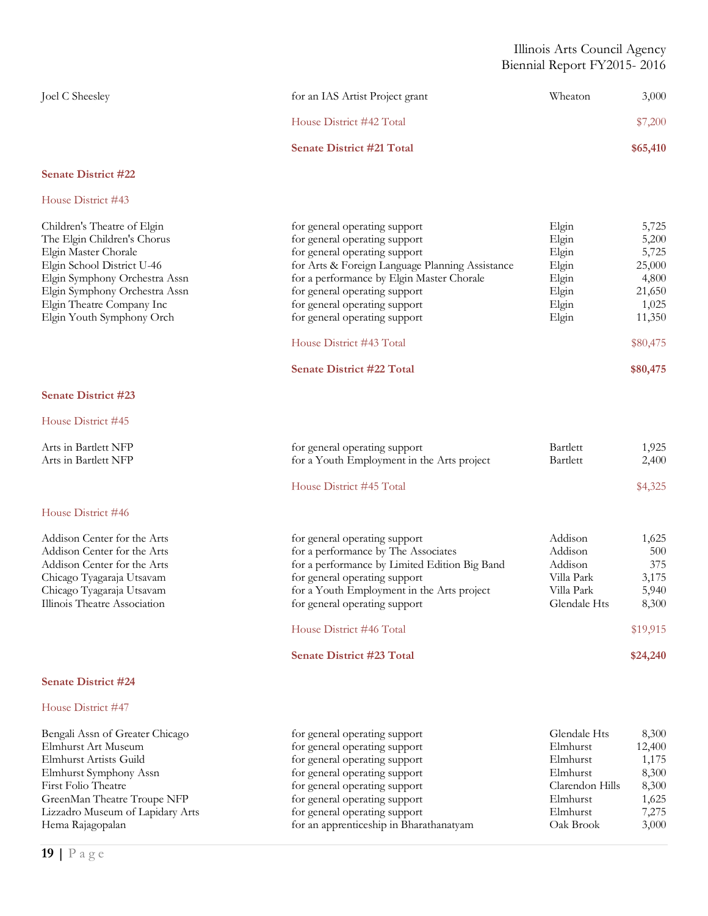| | | | |
|---|---|---|---|
| Joel C Sheesley | for an IAS Artist Project grant | Wheaton | 3,000 |
| | House District #42 Total | | $7,200 |
| | **Senate District #21 Total** | | **$65,410** |

## Senate District #22

### House District #43

| | | | |
|---|---|---|---|
| Children's Theatre of Elgin | for general operating support | Elgin | 5,725 |
| The Elgin Children's Chorus | for general operating support | Elgin | 5,200 |
| Elgin Master Chorale | for general operating support | Elgin | 5,725 |
| Elgin School District U-46 | for Arts & Foreign Language Planning Assistance | Elgin | 25,000 |
| Elgin Symphony Orchestra Assn | for a performance by Elgin Master Chorale | Elgin | 4,800 |
| Elgin Symphony Orchestra Assn | for general operating support | Elgin | 21,650 |
| Elgin Theatre Company Inc | for general operating support | Elgin | 1,025 |
| Elgin Youth Symphony Orch | for general operating support | Elgin | 11,350 |
| | House District #43 Total | | $80,475 |
| | **Senate District #22 Total** | | **$80,475** |

## Senate District #23

### House District #45

| | | | |
|---|---|---|---|
| Arts in Bartlett NFP | for general operating support | Bartlett | 1,925 |
| Arts in Bartlett NFP | for a Youth Employment in the Arts project | Bartlett | 2,400 |
| | House District #45 Total | | $4,325 |

### House District #46

| | | | |
|---|---|---|---|
| Addison Center for the Arts | for general operating support | Addison | 1,625 |
| Addison Center for the Arts | for a performance by The Associates | Addison | 500 |
| Addison Center for the Arts | for a performance by Limited Edition Big Band | Addison | 375 |
| Chicago Tyagaraja Utsavam | for general operating support | Villa Park | 3,175 |
| Chicago Tyagaraja Utsavam | for a Youth Employment in the Arts project | Villa Park | 5,940 |
| Illinois Theatre Association | for general operating support | Glendale Hts | 8,300 |
| | House District #46 Total | | $19,915 |
| | **Senate District #23 Total** | | **$24,240** |

## Senate District #24

### House District #47

| | | | |
|---|---|---|---|
| Bengali Assn of Greater Chicago | for general operating support | Glendale Hts | 8,300 |
| Elmhurst Art Museum | for general operating support | Elmhurst | 12,400 |
| Elmhurst Artists Guild | for general operating support | Elmhurst | 1,175 |
| Elmhurst Symphony Assn | for general operating support | Elmhurst | 8,300 |
| First Folio Theatre | for general operating support | Clarendon Hills | 8,300 |
| GreenMan Theatre Troupe NFP | for general operating support | Elmhurst | 1,625 |
| Lizzadro Museum of Lapidary Arts | for general operating support | Elmhurst | 7,275 |
| Hema Rajagopalan | for an apprenticeship in Bharathanatyam | Oak Brook | 3,000 |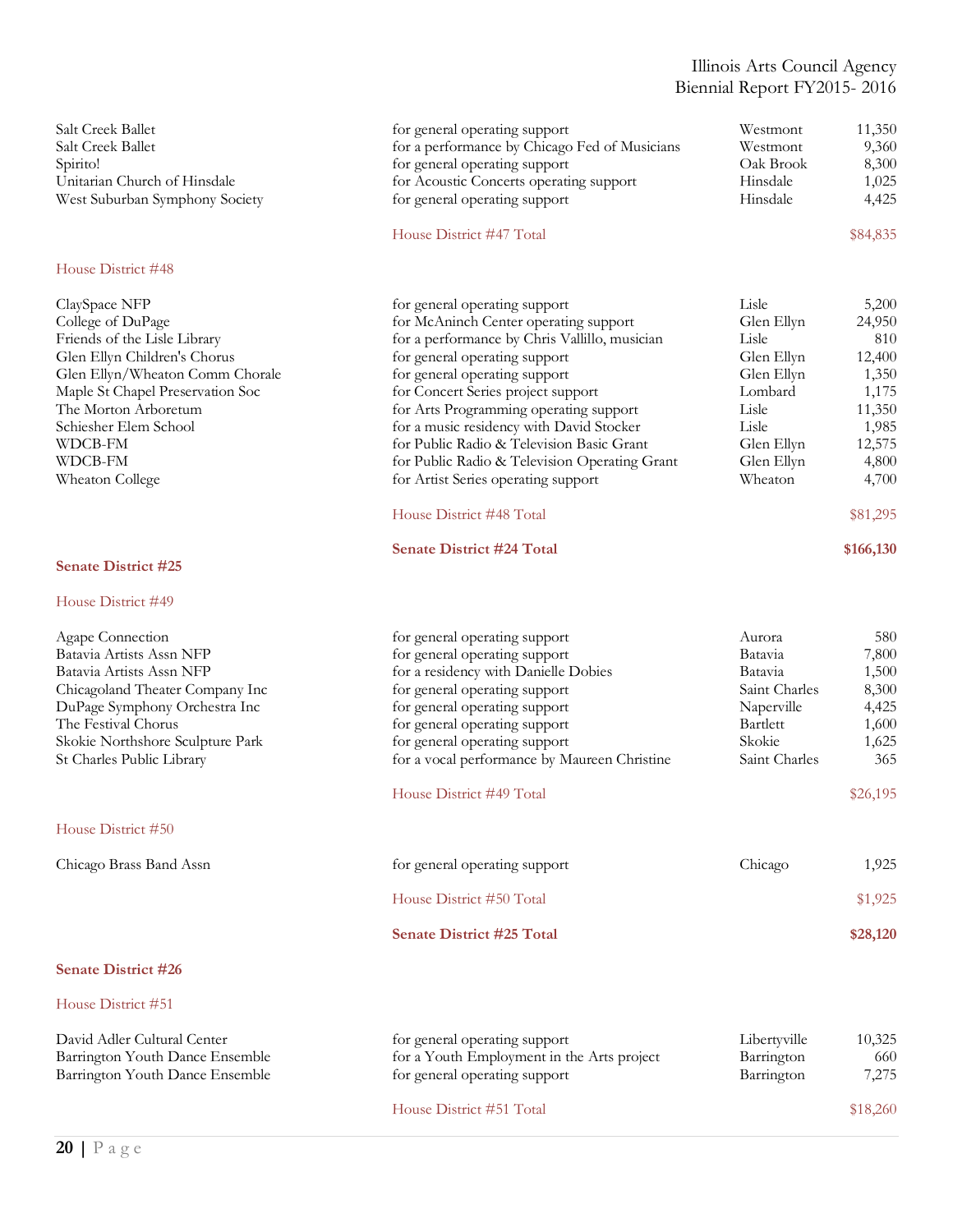| | | | |
|---|---|---|---|
| Salt Creek Ballet | for general operating support | Westmont | 11,350 |
| Salt Creek Ballet | for a performance by Chicago Fed of Musicians | Westmont | 9,360 |
| Spirito! | for general operating support | Oak Brook | 8,300 |
| Unitarian Church of Hinsdale | for Acoustic Concerts operating support | Hinsdale | 1,025 |
| West Suburban Symphony Society | for general operating support | Hinsdale | 4,425 |
| | House District #47 Total | | $84,835 |

House District #48

| | | | |
|---|---|---|---|
| ClaySpace NFP | for general operating support | Lisle | 5,200 |
| College of DuPage | for McAninch Center operating support | Glen Ellyn | 24,950 |
| Friends of the Lisle Library | for a performance by Chris Vallillo, musician | Lisle | 810 |
| Glen Ellyn Children's Chorus | for general operating support | Glen Ellyn | 12,400 |
| Glen Ellyn/Wheaton Comm Chorale | for general operating support | Glen Ellyn | 1,350 |
| Maple St Chapel Preservation Soc | for Concert Series project support | Lombard | 1,175 |
| The Morton Arboretum | for Arts Programming operating support | Lisle | 11,350 |
| Schiesher Elem School | for a music residency with David Stocker | Lisle | 1,985 |
| WDCB-FM | for Public Radio & Television Basic Grant | Glen Ellyn | 12,575 |
| WDCB-FM | for Public Radio & Television Operating Grant | Glen Ellyn | 4,800 |
| Wheaton College | for Artist Series operating support | Wheaton | 4,700 |
| | House District #48 Total | | $81,295 |
| | **Senate District #24 Total** | | **$166,130** |

**Senate District #25**

House District #49

| | | | |
|---|---|---|---|
| Agape Connection | for general operating support | Aurora | 580 |
| Batavia Artists Assn NFP | for general operating support | Batavia | 7,800 |
| Batavia Artists Assn NFP | for a residency with Danielle Dobies | Batavia | 1,500 |
| Chicagoland Theater Company Inc | for general operating support | Saint Charles | 8,300 |
| DuPage Symphony Orchestra Inc | for general operating support | Naperville | 4,425 |
| The Festival Chorus | for general operating support | Bartlett | 1,600 |
| Skokie Northshore Sculpture Park | for general operating support | Skokie | 1,625 |
| St Charles Public Library | for a vocal performance by Maureen Christine | Saint Charles | 365 |
| | House District #49 Total | | $26,195 |

House District #50

| | | | |
|---|---|---|---|
| Chicago Brass Band Assn | for general operating support | Chicago | 1,925 |
| | House District #50 Total | | $1,925 |
| | **Senate District #25 Total** | | **$28,120** |

**Senate District #26**

House District #51

| | | | |
|---|---|---|---|
| David Adler Cultural Center | for general operating support | Libertyville | 10,325 |
| Barrington Youth Dance Ensemble | for a Youth Employment in the Arts project | Barrington | 660 |
| Barrington Youth Dance Ensemble | for general operating support | Barrington | 7,275 |
| | House District #51 Total | | $18,260 |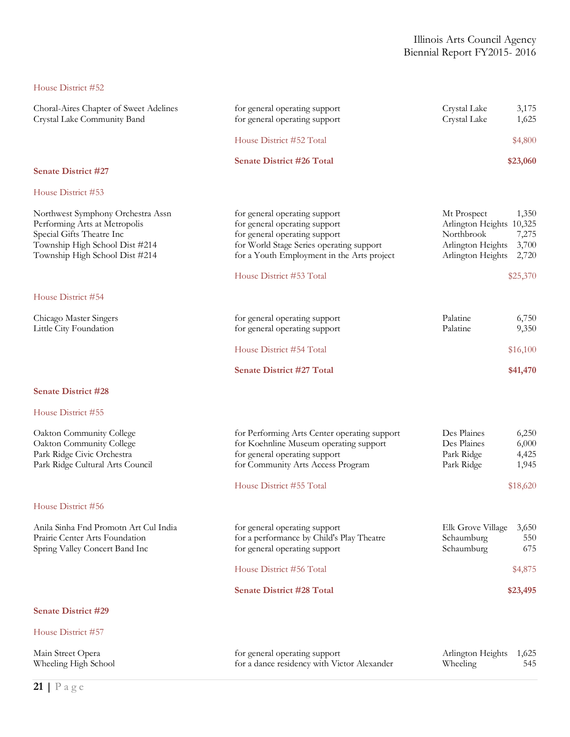House District #52

| | | | |
|---|---|---|---|
| Choral-Aires Chapter of Sweet Adelines | for general operating support | Crystal Lake | 3,175 |
| Crystal Lake Community Band | for general operating support | Crystal Lake | 1,625 |
| | House District #52 Total | | $4,800 |
| | **Senate District #26 Total** | | **$23,060** |

**Senate District #27**

House District #53

| | | | |
|---|---|---|---|
| Northwest Symphony Orchestra Assn | for general operating support | Mt Prospect | 1,350 |
| Performing Arts at Metropolis | for general operating support | Arlington Heights | 10,325 |
| Special Gifts Theatre Inc | for general operating support | Northbrook | 7,275 |
| Township High School Dist #214 | for World Stage Series operating support | Arlington Heights | 3,700 |
| Township High School Dist #214 | for a Youth Employment in the Arts project | Arlington Heights | 2,720 |
| | House District #53 Total | | $25,370 |

House District #54

| | | | |
|---|---|---|---|
| Chicago Master Singers | for general operating support | Palatine | 6,750 |
| Little City Foundation | for general operating support | Palatine | 9,350 |
| | House District #54 Total | | $16,100 |
| | **Senate District #27 Total** | | **$41,470** |

**Senate District #28**

House District #55

| | | | |
|---|---|---|---|
| Oakton Community College | for Performing Arts Center operating support | Des Plaines | 6,250 |
| Oakton Community College | for Koehnline Museum operating support | Des Plaines | 6,000 |
| Park Ridge Civic Orchestra | for general operating support | Park Ridge | 4,425 |
| Park Ridge Cultural Arts Council | for Community Arts Access Program | Park Ridge | 1,945 |
| | House District #55 Total | | $18,620 |

House District #56

| | | | |
|---|---|---|---|
| Anila Sinha Fnd Promotn Art Cul India | for general operating support | Elk Grove Village | 3,650 |
| Prairie Center Arts Foundation | for a performance by Child's Play Theatre | Schaumburg | 550 |
| Spring Valley Concert Band Inc | for general operating support | Schaumburg | 675 |
| | House District #56 Total | | $4,875 |
| | **Senate District #28 Total** | | **$23,495** |

**Senate District #29**

House District #57

| | | | |
|---|---|---|---|
| Main Street Opera | for general operating support | Arlington Heights | 1,625 |
| Wheeling High School | for a dance residency with Victor Alexander | Wheeling | 545 |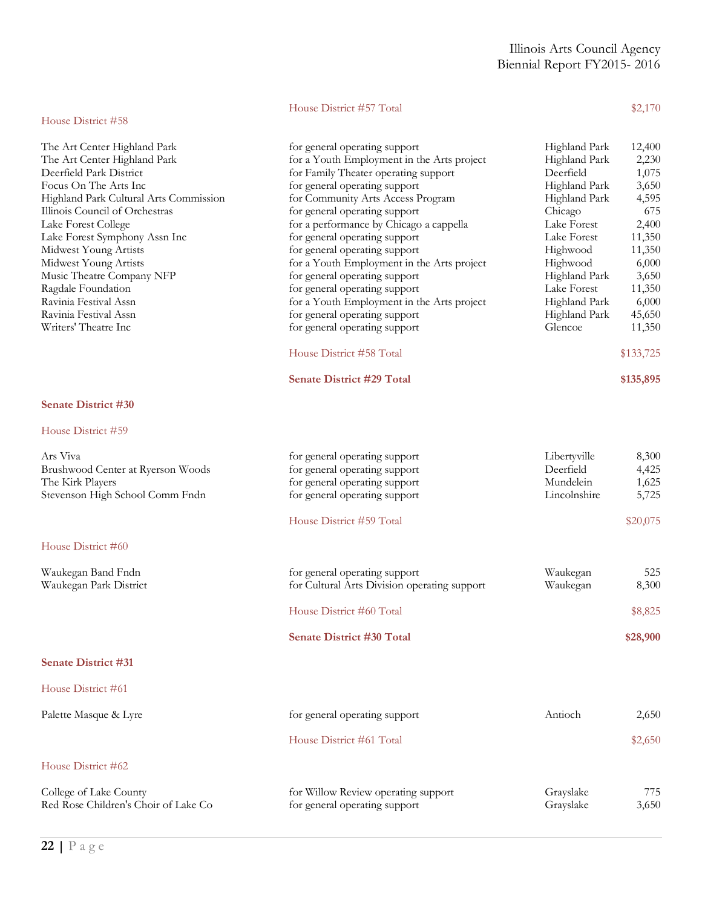| | House District #57 Total | | $2,170 |
|---|---|---|---|

House District #58

| Organization | Purpose | City | Amount |
|---|---|---|---|
| The Art Center Highland Park | for general operating support | Highland Park | 12,400 |
| The Art Center Highland Park | for a Youth Employment in the Arts project | Highland Park | 2,230 |
| Deerfield Park District | for Family Theater operating support | Deerfield | 1,075 |
| Focus On The Arts Inc | for general operating support | Highland Park | 3,650 |
| Highland Park Cultural Arts Commission | for Community Arts Access Program | Highland Park | 4,595 |
| Illinois Council of Orchestras | for general operating support | Chicago | 675 |
| Lake Forest College | for a performance by Chicago a cappella | Lake Forest | 2,400 |
| Lake Forest Symphony Assn Inc | for general operating support | Lake Forest | 11,350 |
| Midwest Young Artists | for general operating support | Highwood | 11,350 |
| Midwest Young Artists | for a Youth Employment in the Arts project | Highwood | 6,000 |
| Music Theatre Company NFP | for general operating support | Highland Park | 3,650 |
| Ragdale Foundation | for general operating support | Lake Forest | 11,350 |
| Ravinia Festival Assn | for a Youth Employment in the Arts project | Highland Park | 6,000 |
| Ravinia Festival Assn | for general operating support | Highland Park | 45,650 |
| Writers' Theatre Inc | for general operating support | Glencoe | 11,350 |
| | House District #58 Total | | $133,725 |
| | **Senate District #29 Total** | | **$135,895** |

**Senate District #30**

House District #59

| Organization | Purpose | City | Amount |
|---|---|---|---|
| Ars Viva | for general operating support | Libertyville | 8,300 |
| Brushwood Center at Ryerson Woods | for general operating support | Deerfield | 4,425 |
| The Kirk Players | for general operating support | Mundelein | 1,625 |
| Stevenson High School Comm Fndn | for general operating support | Lincolnshire | 5,725 |
| | House District #59 Total | | $20,075 |

House District #60

| Organization | Purpose | City | Amount |
|---|---|---|---|
| Waukegan Band Fndn | for general operating support | Waukegan | 525 |
| Waukegan Park District | for Cultural Arts Division operating support | Waukegan | 8,300 |
| | House District #60 Total | | $8,825 |
| | **Senate District #30 Total** | | **$28,900** |

**Senate District #31**

House District #61

| Organization | Purpose | City | Amount |
|---|---|---|---|
| Palette Masque & Lyre | for general operating support | Antioch | 2,650 |
| | House District #61 Total | | $2,650 |

House District #62

| Organization | Purpose | City | Amount |
|---|---|---|---|
| College of Lake County | for Willow Review operating support | Grayslake | 775 |
| Red Rose Children's Choir of Lake Co | for general operating support | Grayslake | 3,650 |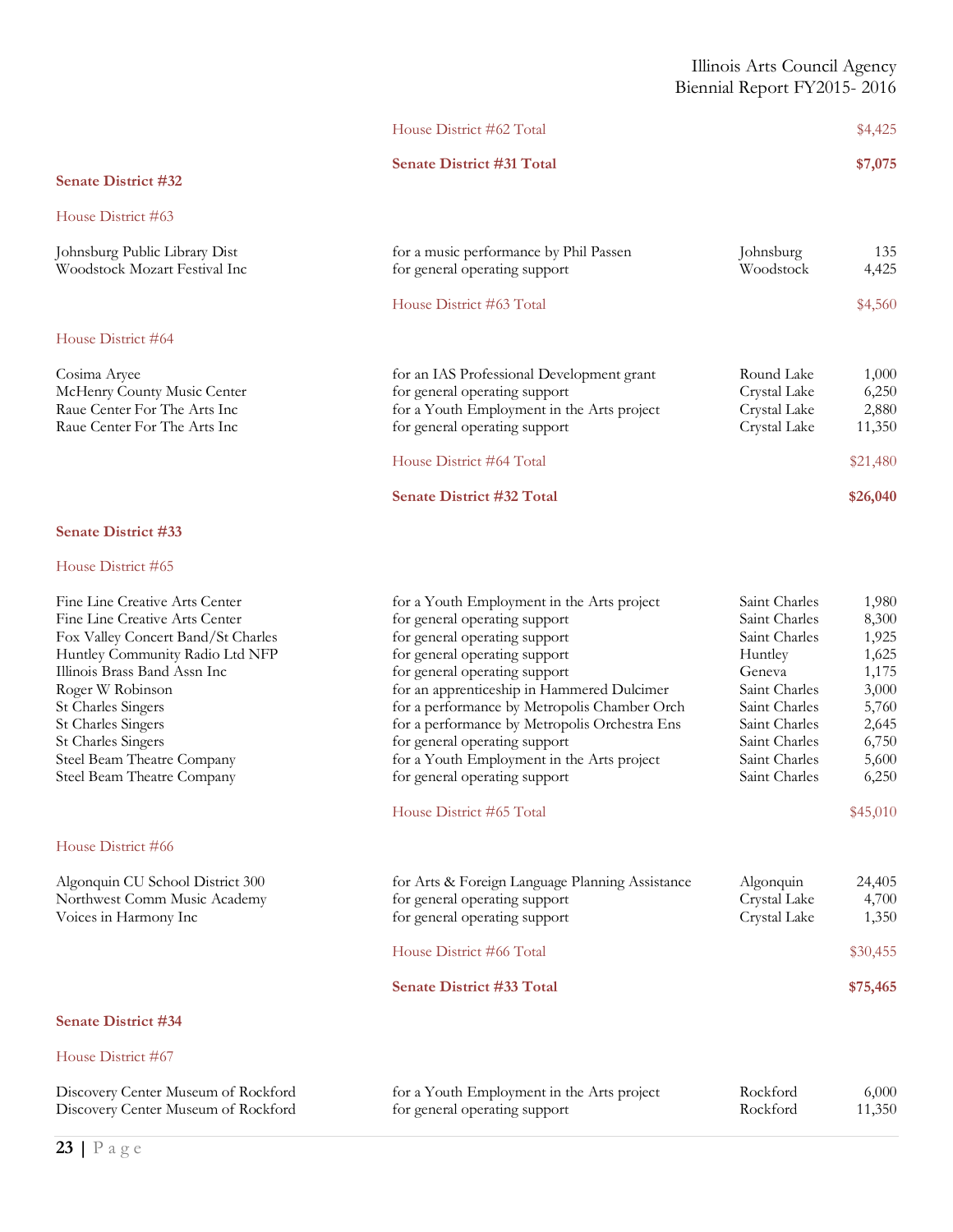| | | | |
|---|---|---|---|
| | House District #62 Total | | $4,425 |
| | **Senate District #31 Total** | | **$7,075** |

**Senate District #32**

House District #63

| Organization | Purpose | City | Amount |
|---|---|---|---|
| Johnsburg Public Library Dist | for a music performance by Phil Passen | Johnsburg | 135 |
| Woodstock Mozart Festival Inc | for general operating support | Woodstock | 4,425 |
| | House District #63 Total | | $4,560 |

House District #64

| Organization | Purpose | City | Amount |
|---|---|---|---|
| Cosima Aryee | for an IAS Professional Development grant | Round Lake | 1,000 |
| McHenry County Music Center | for general operating support | Crystal Lake | 6,250 |
| Raue Center For The Arts Inc | for a Youth Employment in the Arts project | Crystal Lake | 2,880 |
| Raue Center For The Arts Inc | for general operating support | Crystal Lake | 11,350 |
| | House District #64 Total | | $21,480 |
| | **Senate District #32 Total** | | **$26,040** |

**Senate District #33**

House District #65

| Organization | Purpose | City | Amount |
|---|---|---|---|
| Fine Line Creative Arts Center | for a Youth Employment in the Arts project | Saint Charles | 1,980 |
| Fine Line Creative Arts Center | for general operating support | Saint Charles | 8,300 |
| Fox Valley Concert Band/St Charles | for general operating support | Saint Charles | 1,925 |
| Huntley Community Radio Ltd NFP | for general operating support | Huntley | 1,625 |
| Illinois Brass Band Assn Inc | for general operating support | Geneva | 1,175 |
| Roger W Robinson | for an apprenticeship in Hammered Dulcimer | Saint Charles | 3,000 |
| St Charles Singers | for a performance by Metropolis Chamber Orch | Saint Charles | 5,760 |
| St Charles Singers | for a performance by Metropolis Orchestra Ens | Saint Charles | 2,645 |
| St Charles Singers | for general operating support | Saint Charles | 6,750 |
| Steel Beam Theatre Company | for a Youth Employment in the Arts project | Saint Charles | 5,600 |
| Steel Beam Theatre Company | for general operating support | Saint Charles | 6,250 |
| | House District #65 Total | | $45,010 |

House District #66

| Organization | Purpose | City | Amount |
|---|---|---|---|
| Algonquin CU School District 300 | for Arts & Foreign Language Planning Assistance | Algonquin | 24,405 |
| Northwest Comm Music Academy | for general operating support | Crystal Lake | 4,700 |
| Voices in Harmony Inc | for general operating support | Crystal Lake | 1,350 |
| | House District #66 Total | | $30,455 |
| | **Senate District #33 Total** | | **$75,465** |

**Senate District #34**

House District #67

| Organization | Purpose | City | Amount |
|---|---|---|---|
| Discovery Center Museum of Rockford | for a Youth Employment in the Arts project | Rockford | 6,000 |
| Discovery Center Museum of Rockford | for general operating support | Rockford | 11,350 |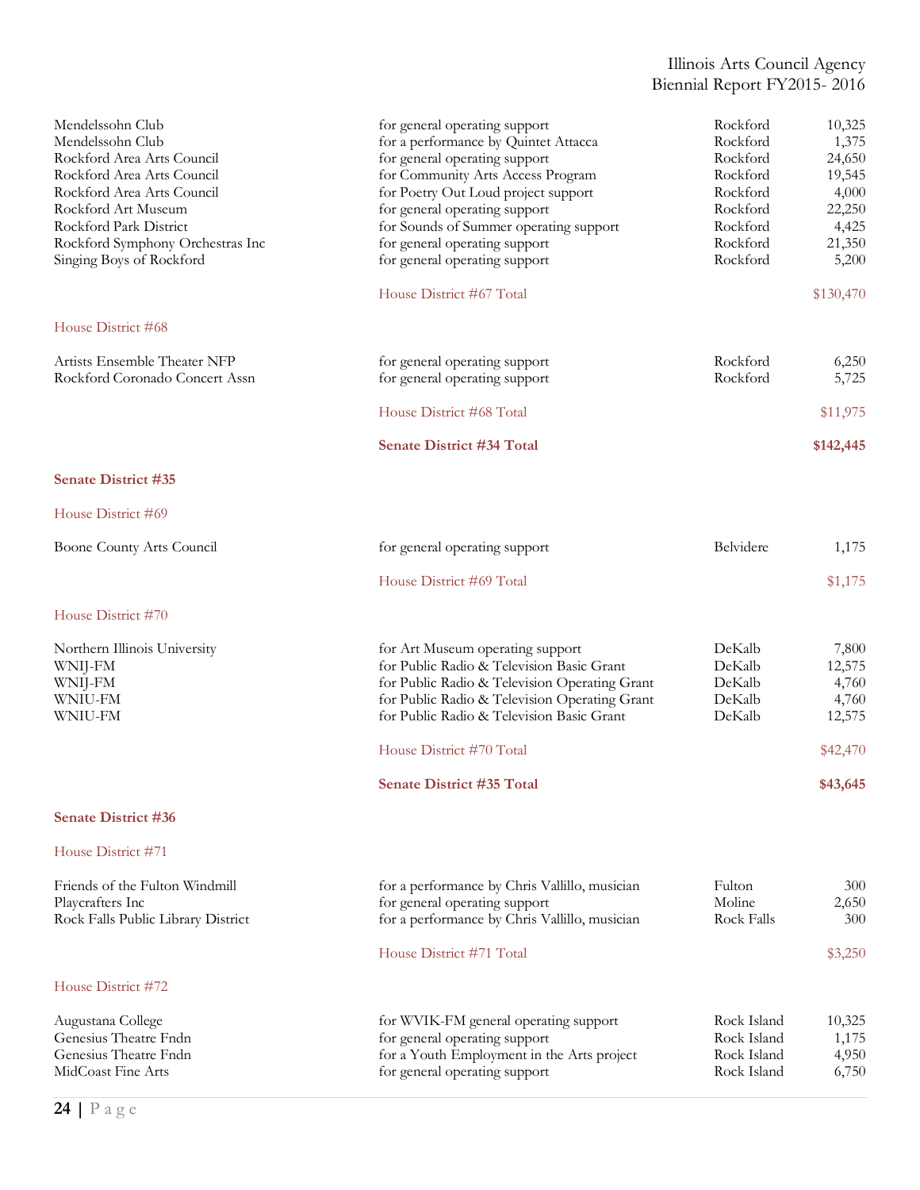| | | | |
|---|---|---|---|
| Mendelssohn Club | for general operating support | Rockford | 10,325 |
| Mendelssohn Club | for a performance by Quintet Attacca | Rockford | 1,375 |
| Rockford Area Arts Council | for general operating support | Rockford | 24,650 |
| Rockford Area Arts Council | for Community Arts Access Program | Rockford | 19,545 |
| Rockford Area Arts Council | for Poetry Out Loud project support | Rockford | 4,000 |
| Rockford Art Museum | for general operating support | Rockford | 22,250 |
| Rockford Park District | for Sounds of Summer operating support | Rockford | 4,425 |
| Rockford Symphony Orchestras Inc | for general operating support | Rockford | 21,350 |
| Singing Boys of Rockford | for general operating support | Rockford | 5,200 |
| | House District #67 Total | | $130,470 |

House District #68

| | | | |
|---|---|---|---|
| Artists Ensemble Theater NFP | for general operating support | Rockford | 6,250 |
| Rockford Coronado Concert Assn | for general operating support | Rockford | 5,725 |
| | House District #68 Total | | $11,975 |
| | **Senate District #34 Total** | | **$142,445** |

**Senate District #35**

House District #69

| | | | |
|---|---|---|---|
| Boone County Arts Council | for general operating support | Belvidere | 1,175 |
| | House District #69 Total | | $1,175 |

House District #70

| | | | |
|---|---|---|---|
| Northern Illinois University | for Art Museum operating support | DeKalb | 7,800 |
| WNIJ-FM | for Public Radio & Television Basic Grant | DeKalb | 12,575 |
| WNIJ-FM | for Public Radio & Television Operating Grant | DeKalb | 4,760 |
| WNIU-FM | for Public Radio & Television Operating Grant | DeKalb | 4,760 |
| WNIU-FM | for Public Radio & Television Basic Grant | DeKalb | 12,575 |
| | House District #70 Total | | $42,470 |
| | **Senate District #35 Total** | | **$43,645** |

**Senate District #36**

House District #71

| | | | |
|---|---|---|---|
| Friends of the Fulton Windmill | for a performance by Chris Vallillo, musician | Fulton | 300 |
| Playcrafters Inc | for general operating support | Moline | 2,650 |
| Rock Falls Public Library District | for a performance by Chris Vallillo, musician | Rock Falls | 300 |
| | House District #71 Total | | $3,250 |

House District #72

| | | | |
|---|---|---|---|
| Augustana College | for WVIK-FM general operating support | Rock Island | 10,325 |
| Genesius Theatre Fndn | for general operating support | Rock Island | 1,175 |
| Genesius Theatre Fndn | for a Youth Employment in the Arts project | Rock Island | 4,950 |
| MidCoast Fine Arts | for general operating support | Rock Island | 6,750 |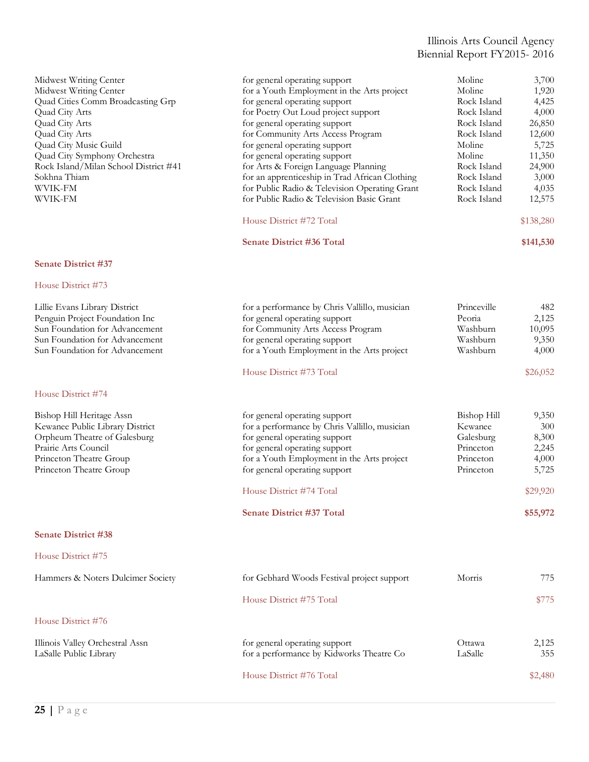| | | | |
|---|---|---|---|
| Midwest Writing Center | for general operating support | Moline | 3,700 |
| Midwest Writing Center | for a Youth Employment in the Arts project | Moline | 1,920 |
| Quad Cities Comm Broadcasting Grp | for general operating support | Rock Island | 4,425 |
| Quad City Arts | for Poetry Out Loud project support | Rock Island | 4,000 |
| Quad City Arts | for general operating support | Rock Island | 26,850 |
| Quad City Arts | for Community Arts Access Program | Rock Island | 12,600 |
| Quad City Music Guild | for general operating support | Moline | 5,725 |
| Quad City Symphony Orchestra | for general operating support | Moline | 11,350 |
| Rock Island/Milan School District #41 | for Arts & Foreign Language Planning | Rock Island | 24,900 |
| Sokhna Thiam | for an apprenticeship in Trad African Clothing | Rock Island | 3,000 |
| WVIK-FM | for Public Radio & Television Operating Grant | Rock Island | 4,035 |
| WVIK-FM | for Public Radio & Television Basic Grant | Rock Island | 12,575 |
| | House District #72 Total | | $138,280 |
| | **Senate District #36 Total** | | **$141,530** |

**Senate District #37**

House District #73

| | | | |
|---|---|---|---|
| Lillie Evans Library District | for a performance by Chris Vallillo, musician | Princeville | 482 |
| Penguin Project Foundation Inc | for general operating support | Peoria | 2,125 |
| Sun Foundation for Advancement | for Community Arts Access Program | Washburn | 10,095 |
| Sun Foundation for Advancement | for general operating support | Washburn | 9,350 |
| Sun Foundation for Advancement | for a Youth Employment in the Arts project | Washburn | 4,000 |
| | House District #73 Total | | $26,052 |

House District #74

| | | | |
|---|---|---|---|
| Bishop Hill Heritage Assn | for general operating support | Bishop Hill | 9,350 |
| Kewanee Public Library District | for a performance by Chris Vallillo, musician | Kewanee | 300 |
| Orpheum Theatre of Galesburg | for general operating support | Galesburg | 8,300 |
| Prairie Arts Council | for general operating support | Princeton | 2,245 |
| Princeton Theatre Group | for a Youth Employment in the Arts project | Princeton | 4,000 |
| Princeton Theatre Group | for general operating support | Princeton | 5,725 |
| | House District #74 Total | | $29,920 |
| | **Senate District #37 Total** | | **$55,972** |

**Senate District #38**

House District #75

| | | | |
|---|---|---|---|
| Hammers & Noters Dulcimer Society | for Gebhard Woods Festival project support | Morris | 775 |
| | House District #75 Total | | $775 |

House District #76

| | | | |
|---|---|---|---|
| Illinois Valley Orchestral Assn | for general operating support | Ottawa | 2,125 |
| LaSalle Public Library | for a performance by Kidworks Theatre Co | LaSalle | 355 |
| | House District #76 Total | | $2,480 |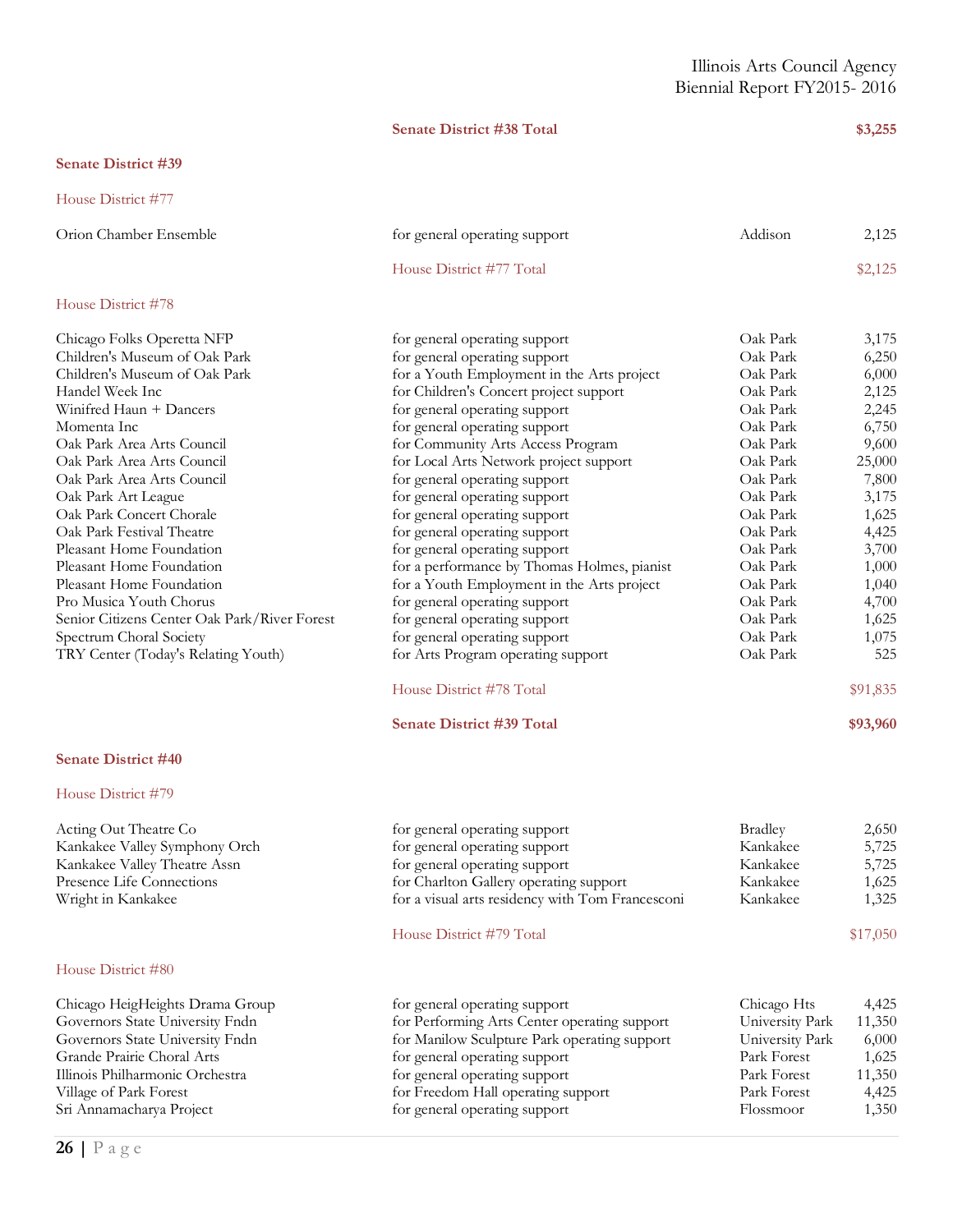| | **Senate District #38 Total** | | **$3,255** |
|---|---|---|---|

**Senate District #39**

House District #77

| Organization | Purpose | City | Amount |
|---|---|---|---|
| Orion Chamber Ensemble | for general operating support | Addison | 2,125 |
| | House District #77 Total | | $2,125 |

House District #78

| Organization | Purpose | City | Amount |
|---|---|---|---|
| Chicago Folks Operetta NFP | for general operating support | Oak Park | 3,175 |
| Children's Museum of Oak Park | for general operating support | Oak Park | 6,250 |
| Children's Museum of Oak Park | for a Youth Employment in the Arts project | Oak Park | 6,000 |
| Handel Week Inc | for Children's Concert project support | Oak Park | 2,125 |
| Winifred Haun + Dancers | for general operating support | Oak Park | 2,245 |
| Momenta Inc | for general operating support | Oak Park | 6,750 |
| Oak Park Area Arts Council | for Community Arts Access Program | Oak Park | 9,600 |
| Oak Park Area Arts Council | for Local Arts Network project support | Oak Park | 25,000 |
| Oak Park Area Arts Council | for general operating support | Oak Park | 7,800 |
| Oak Park Art League | for general operating support | Oak Park | 3,175 |
| Oak Park Concert Chorale | for general operating support | Oak Park | 1,625 |
| Oak Park Festival Theatre | for general operating support | Oak Park | 4,425 |
| Pleasant Home Foundation | for general operating support | Oak Park | 3,700 |
| Pleasant Home Foundation | for a performance by Thomas Holmes, pianist | Oak Park | 1,000 |
| Pleasant Home Foundation | for a Youth Employment in the Arts project | Oak Park | 1,040 |
| Pro Musica Youth Chorus | for general operating support | Oak Park | 4,700 |
| Senior Citizens Center Oak Park/River Forest | for general operating support | Oak Park | 1,625 |
| Spectrum Choral Society | for general operating support | Oak Park | 1,075 |
| TRY Center (Today's Relating Youth) | for Arts Program operating support | Oak Park | 525 |
| | House District #78 Total | | $91,835 |
| | **Senate District #39 Total** | | **$93,960** |

**Senate District #40**

House District #79

| Organization | Purpose | City | Amount |
|---|---|---|---|
| Acting Out Theatre Co | for general operating support | Bradley | 2,650 |
| Kankakee Valley Symphony Orch | for general operating support | Kankakee | 5,725 |
| Kankakee Valley Theatre Assn | for general operating support | Kankakee | 5,725 |
| Presence Life Connections | for Charlton Gallery operating support | Kankakee | 1,625 |
| Wright in Kankakee | for a visual arts residency with Tom Francesconi | Kankakee | 1,325 |
| | House District #79 Total | | $17,050 |

House District #80

| Organization | Purpose | City | Amount |
|---|---|---|---|
| Chicago HeigHeights Drama Group | for general operating support | Chicago Hts | 4,425 |
| Governors State University Fndn | for Performing Arts Center operating support | University Park | 11,350 |
| Governors State University Fndn | for Manilow Sculpture Park operating support | University Park | 6,000 |
| Grande Prairie Choral Arts | for general operating support | Park Forest | 1,625 |
| Illinois Philharmonic Orchestra | for general operating support | Park Forest | 11,350 |
| Village of Park Forest | for Freedom Hall operating support | Park Forest | 4,425 |
| Sri Annamacharya Project | for general operating support | Flossmoor | 1,350 |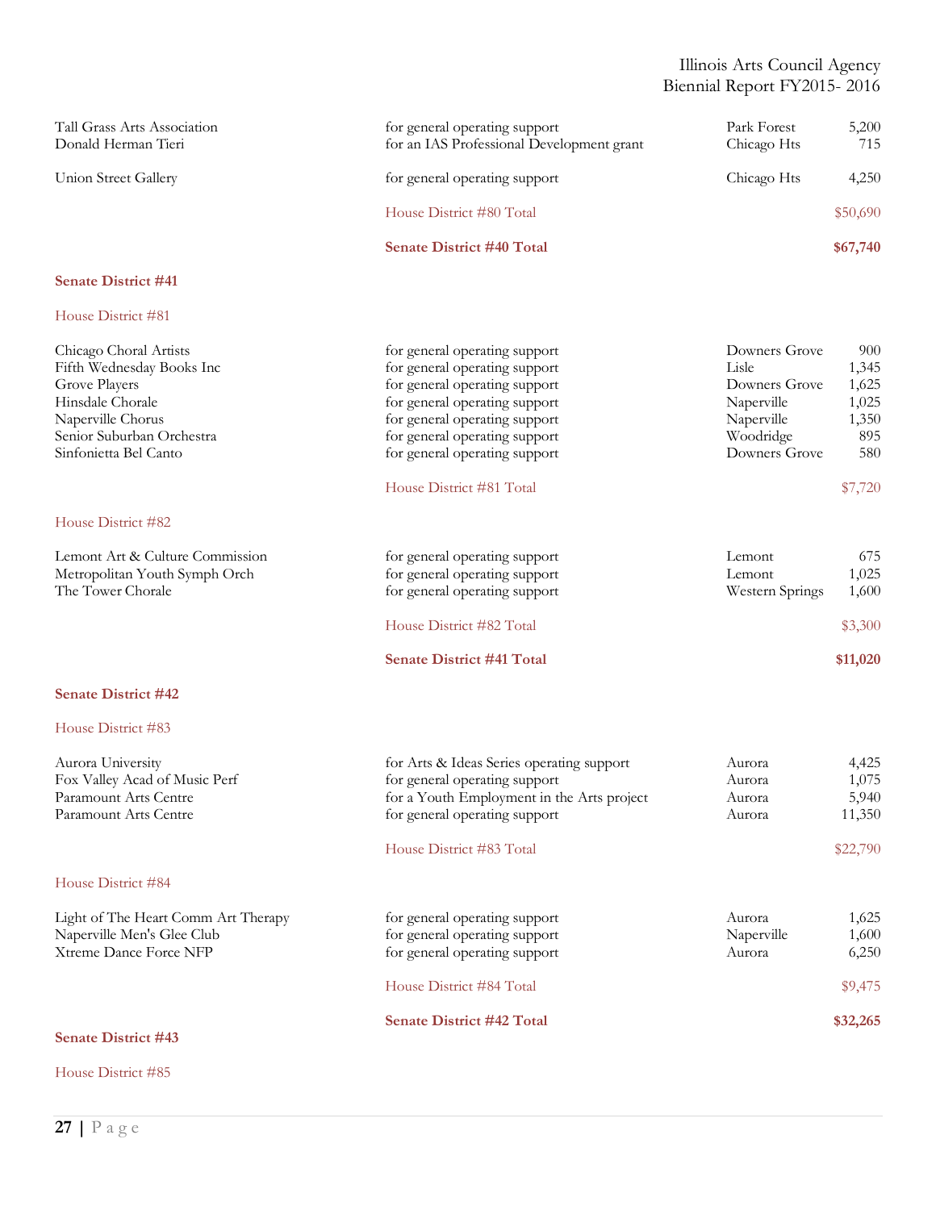| | | | |
|---|---|---|---|
| Tall Grass Arts Association | for general operating support | Park Forest | 5,200 |
| Donald Herman Tieri | for an IAS Professional Development grant | Chicago Hts | 715 |
| Union Street Gallery | for general operating support | Chicago Hts | 4,250 |
| | House District #80 Total | | $50,690 |
| | **Senate District #40 Total** | | **$67,740** |

**Senate District #41**

House District #81

| | | | |
|---|---|---|---|
| Chicago Choral Artists | for general operating support | Downers Grove | 900 |
| Fifth Wednesday Books Inc | for general operating support | Lisle | 1,345 |
| Grove Players | for general operating support | Downers Grove | 1,625 |
| Hinsdale Chorale | for general operating support | Naperville | 1,025 |
| Naperville Chorus | for general operating support | Naperville | 1,350 |
| Senior Suburban Orchestra | for general operating support | Woodridge | 895 |
| Sinfonietta Bel Canto | for general operating support | Downers Grove | 580 |
| | House District #81 Total | | $7,720 |

House District #82

| | | | |
|---|---|---|---|
| Lemont Art & Culture Commission | for general operating support | Lemont | 675 |
| Metropolitan Youth Symph Orch | for general operating support | Lemont | 1,025 |
| The Tower Chorale | for general operating support | Western Springs | 1,600 |
| | House District #82 Total | | $3,300 |
| | **Senate District #41 Total** | | **$11,020** |

**Senate District #42**

House District #83

| | | | |
|---|---|---|---|
| Aurora University | for Arts & Ideas Series operating support | Aurora | 4,425 |
| Fox Valley Acad of Music Perf | for general operating support | Aurora | 1,075 |
| Paramount Arts Centre | for a Youth Employment in the Arts project | Aurora | 5,940 |
| Paramount Arts Centre | for general operating support | Aurora | 11,350 |
| | House District #83 Total | | $22,790 |

House District #84

| | | | |
|---|---|---|---|
| Light of The Heart Comm Art Therapy | for general operating support | Aurora | 1,625 |
| Naperville Men's Glee Club | for general operating support | Naperville | 1,600 |
| Xtreme Dance Force NFP | for general operating support | Aurora | 6,250 |
| | House District #84 Total | | $9,475 |
| | **Senate District #42 Total** | | **$32,265** |

**Senate District #43**

House District #85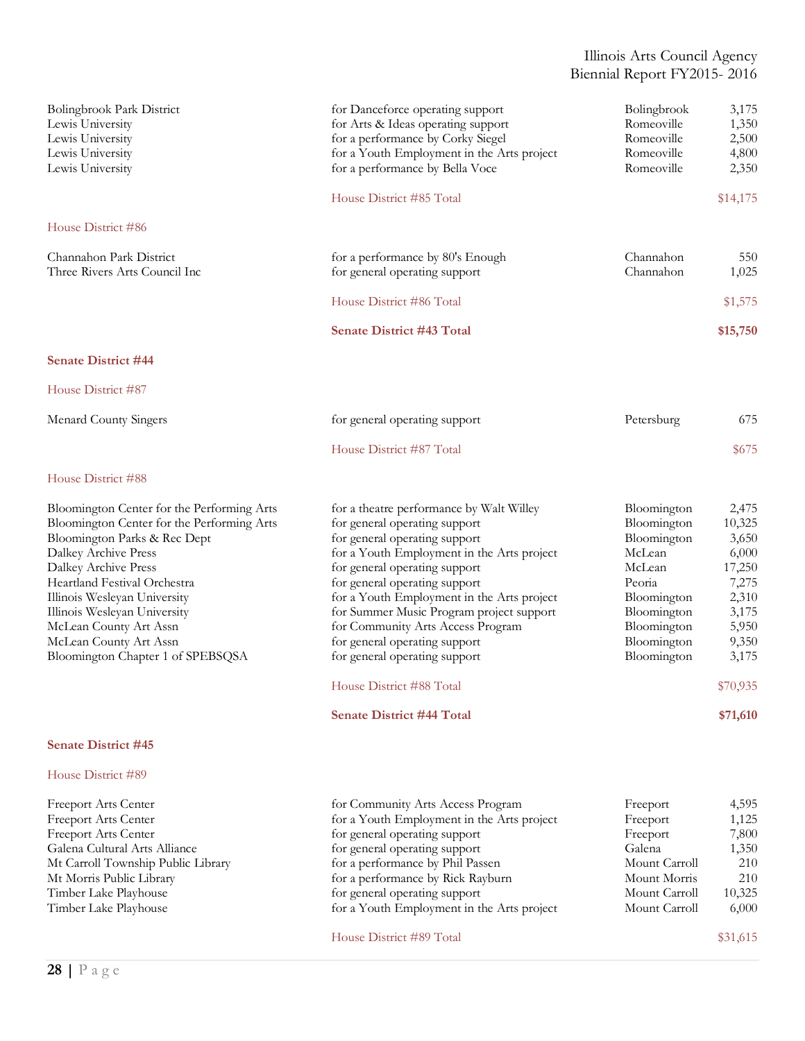| | | | |
|---|---|---|---|
| Bolingbrook Park District | for Danceforce operating support | Bolingbrook | 3,175 |
| Lewis University | for Arts & Ideas operating support | Romeoville | 1,350 |
| Lewis University | for a performance by Corky Siegel | Romeoville | 2,500 |
| Lewis University | for a Youth Employment in the Arts project | Romeoville | 4,800 |
| Lewis University | for a performance by Bella Voce | Romeoville | 2,350 |
| | House District #85 Total | | $14,175 |

House District #86

| | | | |
|---|---|---|---|
| Channahon Park District | for a performance by 80's Enough | Channahon | 550 |
| Three Rivers Arts Council Inc | for general operating support | Channahon | 1,025 |
| | House District #86 Total | | $1,575 |
| | **Senate District #43 Total** | | **$15,750** |

**Senate District #44**

House District #87

| | | | |
|---|---|---|---|
| Menard County Singers | for general operating support | Petersburg | 675 |
| | House District #87 Total | | $675 |

House District #88

| | | | |
|---|---|---|---|
| Bloomington Center for the Performing Arts | for a theatre performance by Walt Willey | Bloomington | 2,475 |
| Bloomington Center for the Performing Arts | for general operating support | Bloomington | 10,325 |
| Bloomington Parks & Rec Dept | for general operating support | Bloomington | 3,650 |
| Dalkey Archive Press | for a Youth Employment in the Arts project | McLean | 6,000 |
| Dalkey Archive Press | for general operating support | McLean | 17,250 |
| Heartland Festival Orchestra | for general operating support | Peoria | 7,275 |
| Illinois Wesleyan University | for a Youth Employment in the Arts project | Bloomington | 2,310 |
| Illinois Wesleyan University | for Summer Music Program project support | Bloomington | 3,175 |
| McLean County Art Assn | for Community Arts Access Program | Bloomington | 5,950 |
| McLean County Art Assn | for general operating support | Bloomington | 9,350 |
| Bloomington Chapter 1 of SPEBSQSA | for general operating support | Bloomington | 3,175 |
| | House District #88 Total | | $70,935 |
| | **Senate District #44 Total** | | **$71,610** |

**Senate District #45**

House District #89

| | | | |
|---|---|---|---|
| Freeport Arts Center | for Community Arts Access Program | Freeport | 4,595 |
| Freeport Arts Center | for a Youth Employment in the Arts project | Freeport | 1,125 |
| Freeport Arts Center | for general operating support | Freeport | 7,800 |
| Galena Cultural Arts Alliance | for general operating support | Galena | 1,350 |
| Mt Carroll Township Public Library | for a performance by Phil Passen | Mount Carroll | 210 |
| Mt Morris Public Library | for a performance by Rick Rayburn | Mount Morris | 210 |
| Timber Lake Playhouse | for general operating support | Mount Carroll | 10,325 |
| Timber Lake Playhouse | for a Youth Employment in the Arts project | Mount Carroll | 6,000 |
| | House District #89 Total | | $31,615 |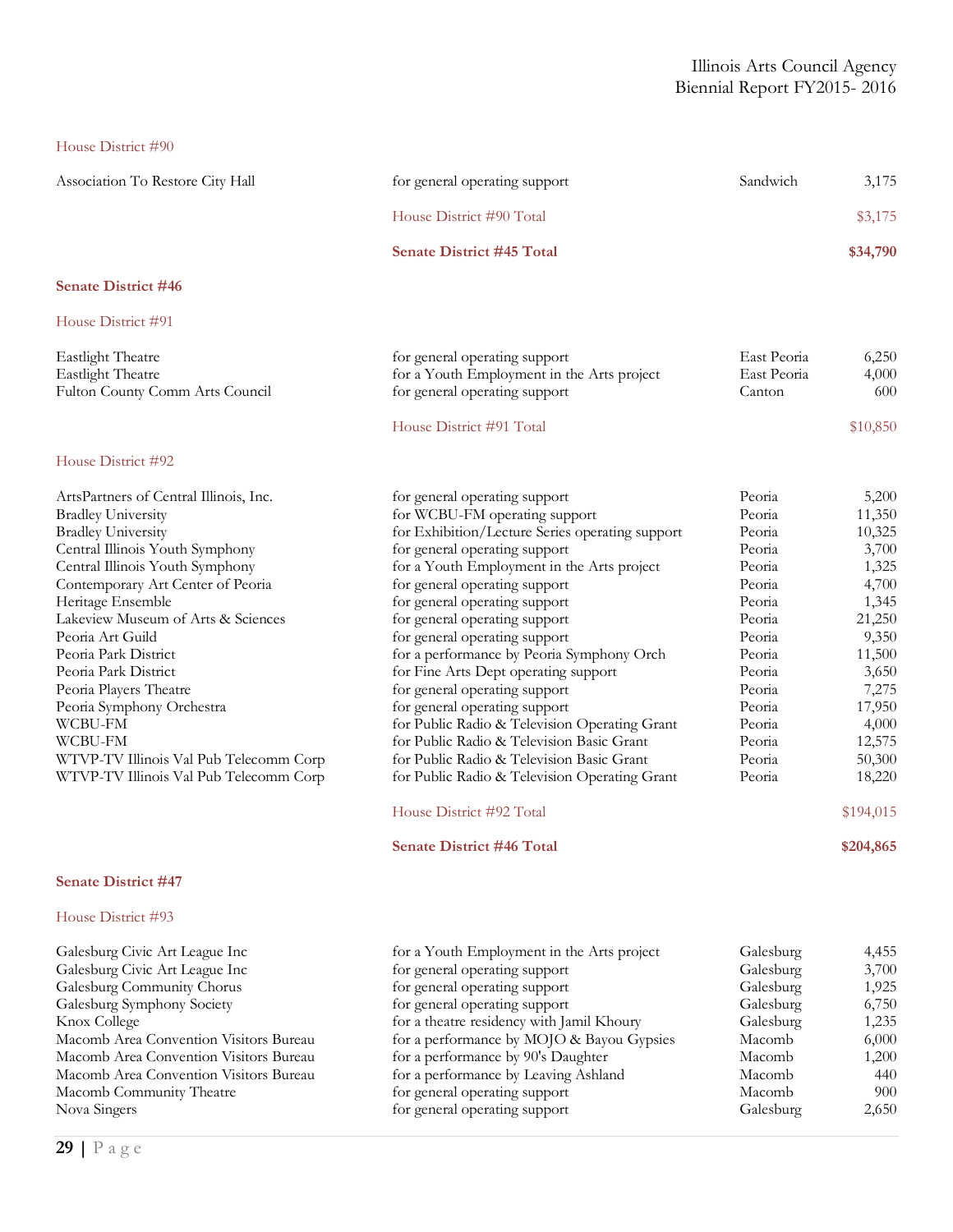House District #90

| | | | |
|---|---|---|---|
| Association To Restore City Hall | for general operating support | Sandwich | 3,175 |
| | House District #90 Total | | $3,175 |
| | **Senate District #45 Total** | | **$34,790** |

**Senate District #46**

House District #91

| | | | |
|---|---|---|---|
| Eastlight Theatre | for general operating support | East Peoria | 6,250 |
| Eastlight Theatre | for a Youth Employment in the Arts project | East Peoria | 4,000 |
| Fulton County Comm Arts Council | for general operating support | Canton | 600 |
| | House District #91 Total | | $10,850 |

House District #92

| | | | |
|---|---|---|---|
| ArtsPartners of Central Illinois, Inc. | for general operating support | Peoria | 5,200 |
| Bradley University | for WCBU-FM operating support | Peoria | 11,350 |
| Bradley University | for Exhibition/Lecture Series operating support | Peoria | 10,325 |
| Central Illinois Youth Symphony | for general operating support | Peoria | 3,700 |
| Central Illinois Youth Symphony | for a Youth Employment in the Arts project | Peoria | 1,325 |
| Contemporary Art Center of Peoria | for general operating support | Peoria | 4,700 |
| Heritage Ensemble | for general operating support | Peoria | 1,345 |
| Lakeview Museum of Arts & Sciences | for general operating support | Peoria | 21,250 |
| Peoria Art Guild | for general operating support | Peoria | 9,350 |
| Peoria Park District | for a performance by Peoria Symphony Orch | Peoria | 11,500 |
| Peoria Park District | for Fine Arts Dept operating support | Peoria | 3,650 |
| Peoria Players Theatre | for general operating support | Peoria | 7,275 |
| Peoria Symphony Orchestra | for general operating support | Peoria | 17,950 |
| WCBU-FM | for Public Radio & Television Operating Grant | Peoria | 4,000 |
| WCBU-FM | for Public Radio & Television Basic Grant | Peoria | 12,575 |
| WTVP-TV Illinois Val Pub Telecomm Corp | for Public Radio & Television Basic Grant | Peoria | 50,300 |
| WTVP-TV Illinois Val Pub Telecomm Corp | for Public Radio & Television Operating Grant | Peoria | 18,220 |
| | House District #92 Total | | $194,015 |
| | **Senate District #46 Total** | | **$204,865** |

**Senate District #47**

House District #93

| | | | |
|---|---|---|---|
| Galesburg Civic Art League Inc | for a Youth Employment in the Arts project | Galesburg | 4,455 |
| Galesburg Civic Art League Inc | for general operating support | Galesburg | 3,700 |
| Galesburg Community Chorus | for general operating support | Galesburg | 1,925 |
| Galesburg Symphony Society | for general operating support | Galesburg | 6,750 |
| Knox College | for a theatre residency with Jamil Khoury | Galesburg | 1,235 |
| Macomb Area Convention Visitors Bureau | for a performance by MOJO & Bayou Gypsies | Macomb | 6,000 |
| Macomb Area Convention Visitors Bureau | for a performance by 90's Daughter | Macomb | 1,200 |
| Macomb Area Convention Visitors Bureau | for a performance by Leaving Ashland | Macomb | 440 |
| Macomb Community Theatre | for general operating support | Macomb | 900 |
| Nova Singers | for general operating support | Galesburg | 2,650 |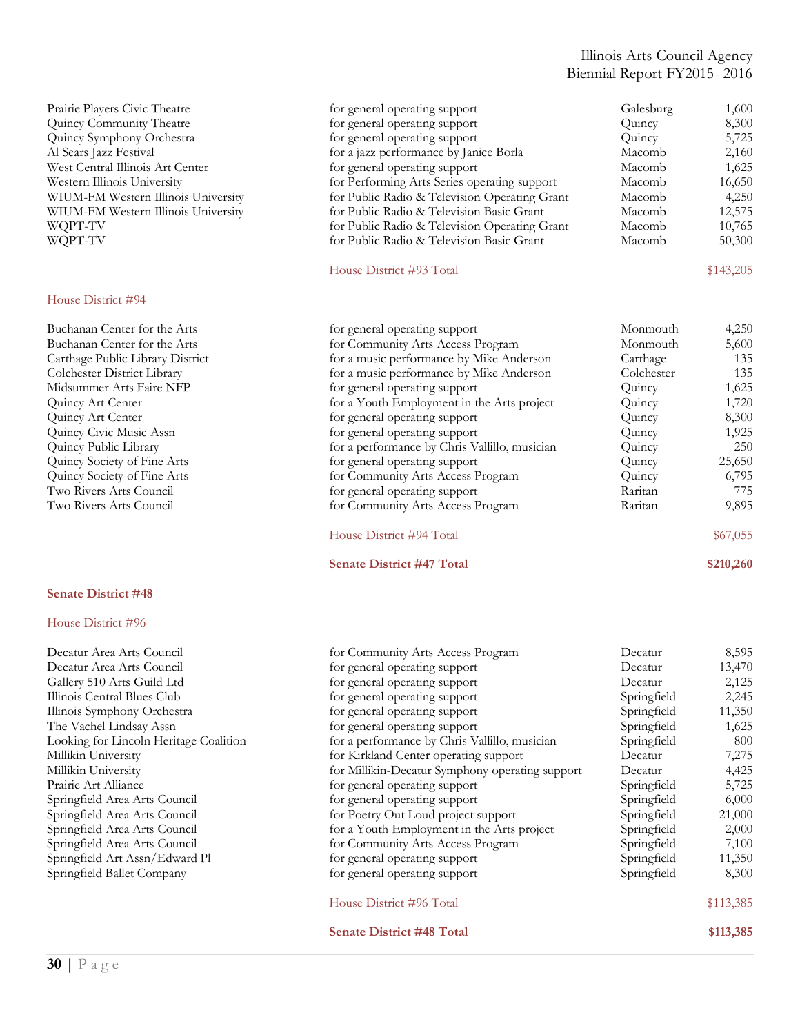| | | | |
|---|---|---|---|
| Prairie Players Civic Theatre | for general operating support | Galesburg | 1,600 |
| Quincy Community Theatre | for general operating support | Quincy | 8,300 |
| Quincy Symphony Orchestra | for general operating support | Quincy | 5,725 |
| Al Sears Jazz Festival | for a jazz performance by Janice Borla | Macomb | 2,160 |
| West Central Illinois Art Center | for general operating support | Macomb | 1,625 |
| Western Illinois University | for Performing Arts Series operating support | Macomb | 16,650 |
| WIUM-FM Western Illinois University | for Public Radio & Television Operating Grant | Macomb | 4,250 |
| WIUM-FM Western Illinois University | for Public Radio & Television Basic Grant | Macomb | 12,575 |
| WQPT-TV | for Public Radio & Television Operating Grant | Macomb | 10,765 |
| WQPT-TV | for Public Radio & Television Basic Grant | Macomb | 50,300 |
| | House District #93 Total | | $143,205 |

House District #94

| | | | |
|---|---|---|---|
| Buchanan Center for the Arts | for general operating support | Monmouth | 4,250 |
| Buchanan Center for the Arts | for Community Arts Access Program | Monmouth | 5,600 |
| Carthage Public Library District | for a music performance by Mike Anderson | Carthage | 135 |
| Colchester District Library | for a music performance by Mike Anderson | Colchester | 135 |
| Midsummer Arts Faire NFP | for general operating support | Quincy | 1,625 |
| Quincy Art Center | for a Youth Employment in the Arts project | Quincy | 1,720 |
| Quincy Art Center | for general operating support | Quincy | 8,300 |
| Quincy Civic Music Assn | for general operating support | Quincy | 1,925 |
| Quincy Public Library | for a performance by Chris Vallillo, musician | Quincy | 250 |
| Quincy Society of Fine Arts | for general operating support | Quincy | 25,650 |
| Quincy Society of Fine Arts | for Community Arts Access Program | Quincy | 6,795 |
| Two Rivers Arts Council | for general operating support | Raritan | 775 |
| Two Rivers Arts Council | for Community Arts Access Program | Raritan | 9,895 |
| | House District #94 Total | | $67,055 |
| | **Senate District #47 Total** | | **$210,260** |

**Senate District #48**

House District #96

| | | | |
|---|---|---|---|
| Decatur Area Arts Council | for Community Arts Access Program | Decatur | 8,595 |
| Decatur Area Arts Council | for general operating support | Decatur | 13,470 |
| Gallery 510 Arts Guild Ltd | for general operating support | Decatur | 2,125 |
| Illinois Central Blues Club | for general operating support | Springfield | 2,245 |
| Illinois Symphony Orchestra | for general operating support | Springfield | 11,350 |
| The Vachel Lindsay Assn | for general operating support | Springfield | 1,625 |
| Looking for Lincoln Heritage Coalition | for a performance by Chris Vallillo, musician | Springfield | 800 |
| Millikin University | for Kirkland Center operating support | Decatur | 7,275 |
| Millikin University | for Millikin-Decatur Symphony operating support | Decatur | 4,425 |
| Prairie Art Alliance | for general operating support | Springfield | 5,725 |
| Springfield Area Arts Council | for general operating support | Springfield | 6,000 |
| Springfield Area Arts Council | for Poetry Out Loud project support | Springfield | 21,000 |
| Springfield Area Arts Council | for a Youth Employment in the Arts project | Springfield | 2,000 |
| Springfield Area Arts Council | for Community Arts Access Program | Springfield | 7,100 |
| Springfield Art Assn/Edward Pl | for general operating support | Springfield | 11,350 |
| Springfield Ballet Company | for general operating support | Springfield | 8,300 |
| | House District #96 Total | | $113,385 |
| | **Senate District #48 Total** | | **$113,385** |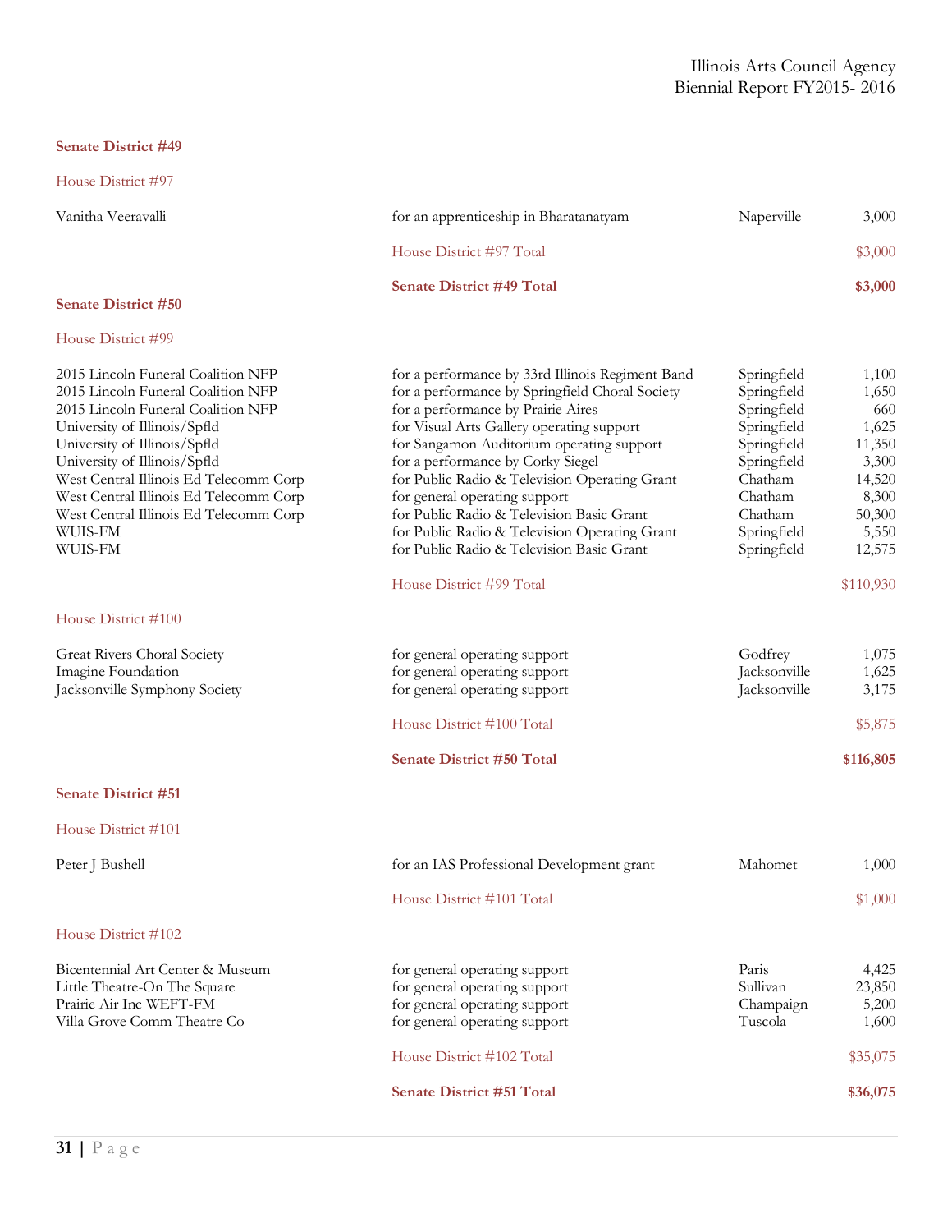## Senate District #49

### House District #97

| | | | |
|---|---|---|---|
| Vanitha Veeravalli | for an apprenticeship in Bharatanatyam | Naperville | 3,000 |
| | House District #97 Total | | $3,000 |
| | **Senate District #49 Total** | | **$3,000** |

## Senate District #50

### House District #99

| | | | |
|---|---|---|---|
| 2015 Lincoln Funeral Coalition NFP | for a performance by 33rd Illinois Regiment Band | Springfield | 1,100 |
| 2015 Lincoln Funeral Coalition NFP | for a performance by Springfield Choral Society | Springfield | 1,650 |
| 2015 Lincoln Funeral Coalition NFP | for a performance by Prairie Aires | Springfield | 660 |
| University of Illinois/Spfld | for Visual Arts Gallery operating support | Springfield | 1,625 |
| University of Illinois/Spfld | for Sangamon Auditorium operating support | Springfield | 11,350 |
| University of Illinois/Spfld | for a performance by Corky Siegel | Springfield | 3,300 |
| West Central Illinois Ed Telecomm Corp | for Public Radio & Television Operating Grant | Chatham | 14,520 |
| West Central Illinois Ed Telecomm Corp | for general operating support | Chatham | 8,300 |
| West Central Illinois Ed Telecomm Corp | for Public Radio & Television Basic Grant | Chatham | 50,300 |
| WUIS-FM | for Public Radio & Television Operating Grant | Springfield | 5,550 |
| WUIS-FM | for Public Radio & Television Basic Grant | Springfield | 12,575 |
| | House District #99 Total | | $110,930 |

### House District #100

| | | | |
|---|---|---|---|
| Great Rivers Choral Society | for general operating support | Godfrey | 1,075 |
| Imagine Foundation | for general operating support | Jacksonville | 1,625 |
| Jacksonville Symphony Society | for general operating support | Jacksonville | 3,175 |
| | House District #100 Total | | $5,875 |
| | **Senate District #50 Total** | | **$116,805** |

## Senate District #51

### House District #101

| | | | |
|---|---|---|---|
| Peter J Bushell | for an IAS Professional Development grant | Mahomet | 1,000 |
| | House District #101 Total | | $1,000 |

### House District #102

| | | | |
|---|---|---|---|
| Bicentennial Art Center & Museum | for general operating support | Paris | 4,425 |
| Little Theatre-On The Square | for general operating support | Sullivan | 23,850 |
| Prairie Air Inc WEFT-FM | for general operating support | Champaign | 5,200 |
| Villa Grove Comm Theatre Co | for general operating support | Tuscola | 1,600 |
| | House District #102 Total | | $35,075 |
| | **Senate District #51 Total** | | **$36,075** |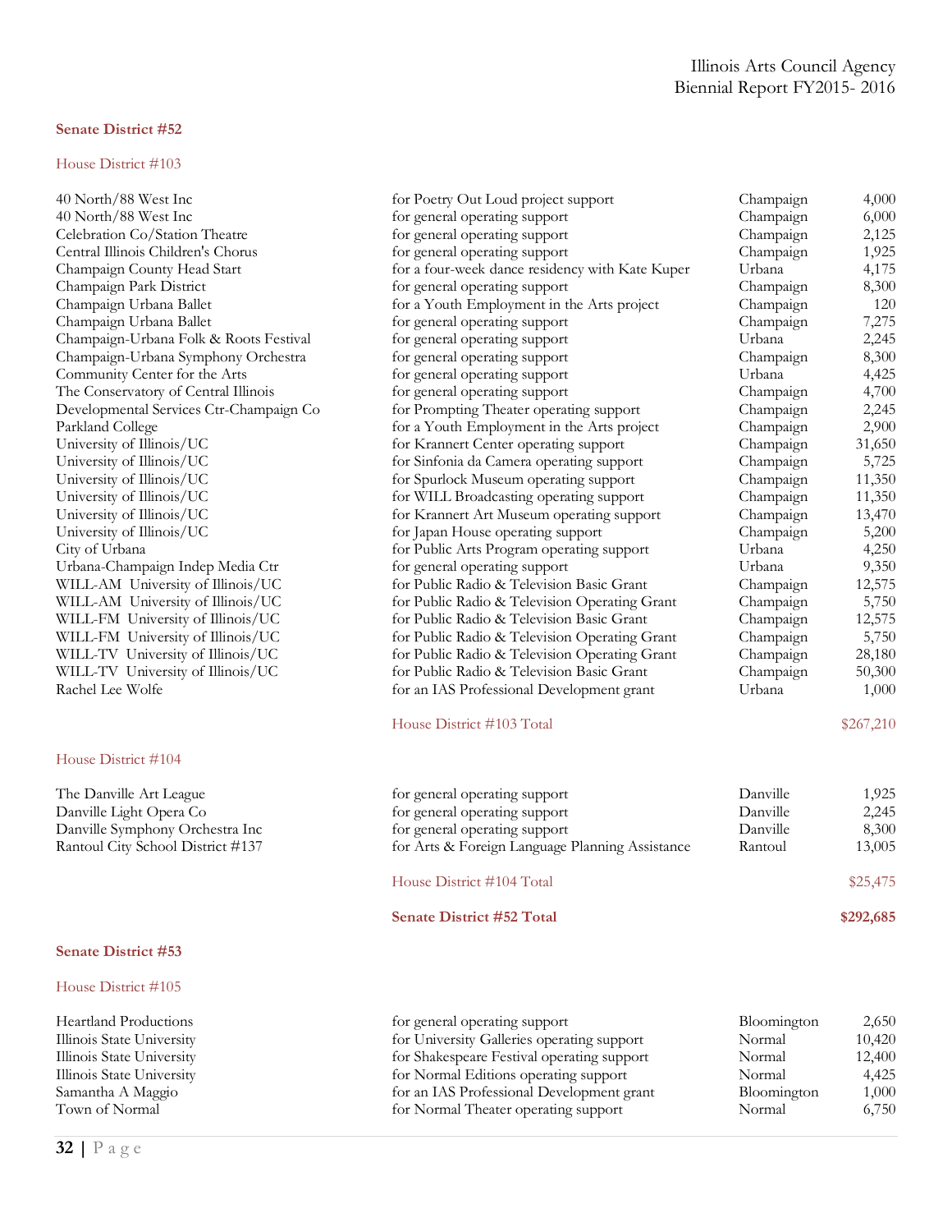## Senate District #52

### House District #103

| | | | |
|---|---|---|---|
| 40 North/88 West Inc | for Poetry Out Loud project support | Champaign | 4,000 |
| 40 North/88 West Inc | for general operating support | Champaign | 6,000 |
| Celebration Co/Station Theatre | for general operating support | Champaign | 2,125 |
| Central Illinois Children's Chorus | for general operating support | Champaign | 1,925 |
| Champaign County Head Start | for a four-week dance residency with Kate Kuper | Urbana | 4,175 |
| Champaign Park District | for general operating support | Champaign | 8,300 |
| Champaign Urbana Ballet | for a Youth Employment in the Arts project | Champaign | 120 |
| Champaign Urbana Ballet | for general operating support | Champaign | 7,275 |
| Champaign-Urbana Folk & Roots Festival | for general operating support | Urbana | 2,245 |
| Champaign-Urbana Symphony Orchestra | for general operating support | Champaign | 8,300 |
| Community Center for the Arts | for general operating support | Urbana | 4,425 |
| The Conservatory of Central Illinois | for general operating support | Champaign | 4,700 |
| Developmental Services Ctr-Champaign Co | for Prompting Theater operating support | Champaign | 2,245 |
| Parkland College | for a Youth Employment in the Arts project | Champaign | 2,900 |
| University of Illinois/UC | for Krannert Center operating support | Champaign | 31,650 |
| University of Illinois/UC | for Sinfonia da Camera operating support | Champaign | 5,725 |
| University of Illinois/UC | for Spurlock Museum operating support | Champaign | 11,350 |
| University of Illinois/UC | for WILL Broadcasting operating support | Champaign | 11,350 |
| University of Illinois/UC | for Krannert Art Museum operating support | Champaign | 13,470 |
| University of Illinois/UC | for Japan House operating support | Champaign | 5,200 |
| City of Urbana | for Public Arts Program operating support | Urbana | 4,250 |
| Urbana-Champaign Indep Media Ctr | for general operating support | Urbana | 9,350 |
| WILL-AM University of Illinois/UC | for Public Radio & Television Basic Grant | Champaign | 12,575 |
| WILL-AM University of Illinois/UC | for Public Radio & Television Operating Grant | Champaign | 5,750 |
| WILL-FM University of Illinois/UC | for Public Radio & Television Basic Grant | Champaign | 12,575 |
| WILL-FM University of Illinois/UC | for Public Radio & Television Operating Grant | Champaign | 5,750 |
| WILL-TV University of Illinois/UC | for Public Radio & Television Operating Grant | Champaign | 28,180 |
| WILL-TV University of Illinois/UC | for Public Radio & Television Basic Grant | Champaign | 50,300 |
| Rachel Lee Wolfe | for an IAS Professional Development grant | Urbana | 1,000 |
| | House District #103 Total | | $267,210 |

### House District #104

| | | | |
|---|---|---|---|
| The Danville Art League | for general operating support | Danville | 1,925 |
| Danville Light Opera Co | for general operating support | Danville | 2,245 |
| Danville Symphony Orchestra Inc | for general operating support | Danville | 8,300 |
| Rantoul City School District #137 | for Arts & Foreign Language Planning Assistance | Rantoul | 13,005 |
| | House District #104 Total | | $25,475 |
| | **Senate District #52 Total** | | **$292,685** |

## Senate District #53

### House District #105

| | | | |
|---|---|---|---|
| Heartland Productions | for general operating support | Bloomington | 2,650 |
| Illinois State University | for University Galleries operating support | Normal | 10,420 |
| Illinois State University | for Shakespeare Festival operating support | Normal | 12,400 |
| Illinois State University | for Normal Editions operating support | Normal | 4,425 |
| Samantha A Maggio | for an IAS Professional Development grant | Bloomington | 1,000 |
| Town of Normal | for Normal Theater operating support | Normal | 6,750 |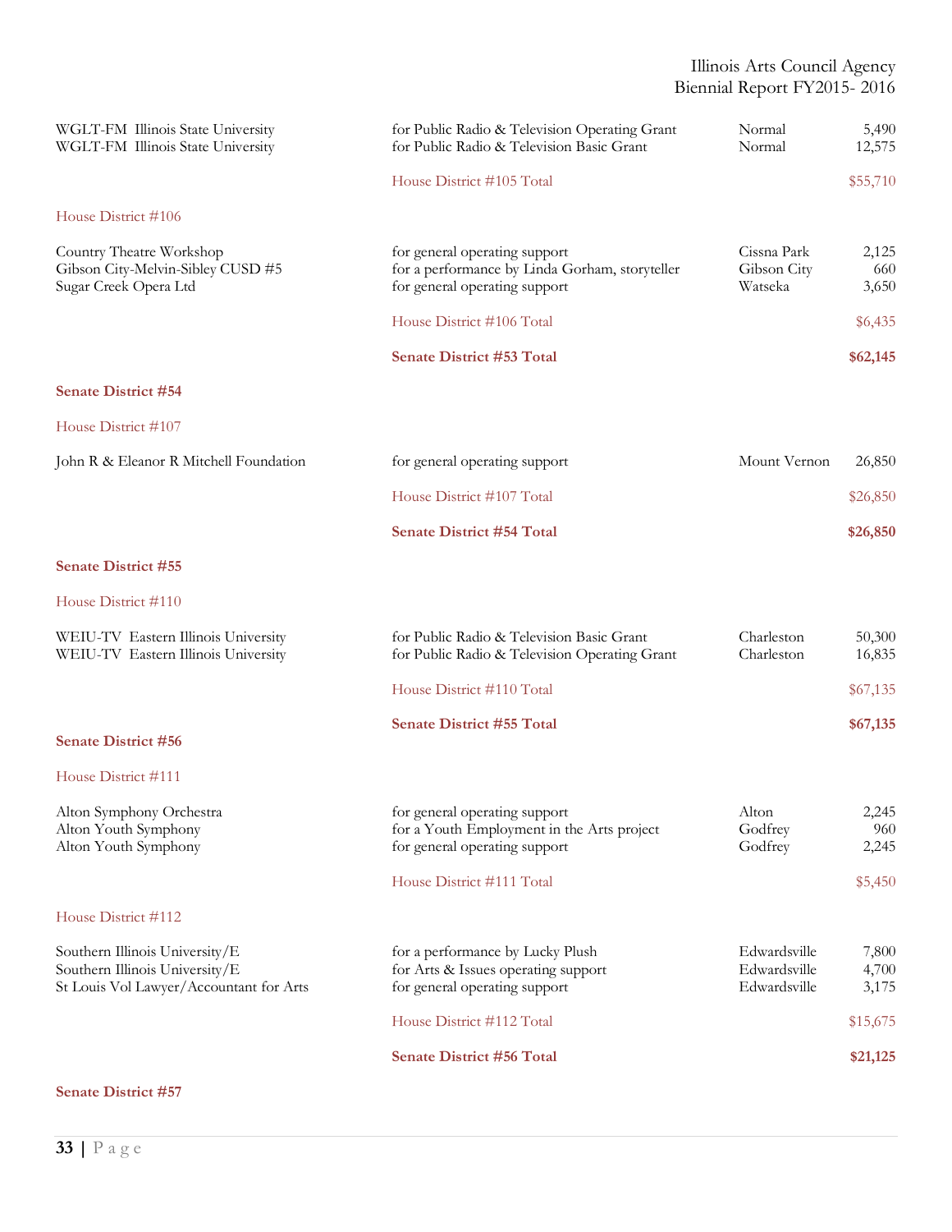| | | | |
|---|---|---|---|
| WGLT-FM Illinois State University | for Public Radio & Television Operating Grant | Normal | 5,490 |
| WGLT-FM Illinois State University | for Public Radio & Television Basic Grant | Normal | 12,575 |
| | House District #105 Total | | $55,710 |

House District #106

| | | | |
|---|---|---|---|
| Country Theatre Workshop | for general operating support | Cissna Park | 2,125 |
| Gibson City-Melvin-Sibley CUSD #5 | for a performance by Linda Gorham, storyteller | Gibson City | 660 |
| Sugar Creek Opera Ltd | for general operating support | Watseka | 3,650 |
| | House District #106 Total | | $6,435 |
| | **Senate District #53 Total** | | **$62,145** |

**Senate District #54**

House District #107

| | | | |
|---|---|---|---|
| John R & Eleanor R Mitchell Foundation | for general operating support | Mount Vernon | 26,850 |
| | House District #107 Total | | $26,850 |
| | **Senate District #54 Total** | | **$26,850** |

**Senate District #55**

House District #110

| | | | |
|---|---|---|---|
| WEIU-TV Eastern Illinois University | for Public Radio & Television Basic Grant | Charleston | 50,300 |
| WEIU-TV Eastern Illinois University | for Public Radio & Television Operating Grant | Charleston | 16,835 |
| | House District #110 Total | | $67,135 |
| | **Senate District #55 Total** | | **$67,135** |

**Senate District #56**

House District #111

| | | | |
|---|---|---|---|
| Alton Symphony Orchestra | for general operating support | Alton | 2,245 |
| Alton Youth Symphony | for a Youth Employment in the Arts project | Godfrey | 960 |
| Alton Youth Symphony | for general operating support | Godfrey | 2,245 |
| | House District #111 Total | | $5,450 |

House District #112

| | | | |
|---|---|---|---|
| Southern Illinois University/E | for a performance by Lucky Plush | Edwardsville | 7,800 |
| Southern Illinois University/E | for Arts & Issues operating support | Edwardsville | 4,700 |
| St Louis Vol Lawyer/Accountant for Arts | for general operating support | Edwardsville | 3,175 |
| | House District #112 Total | | $15,675 |
| | **Senate District #56 Total** | | **$21,125** |

**Senate District #57**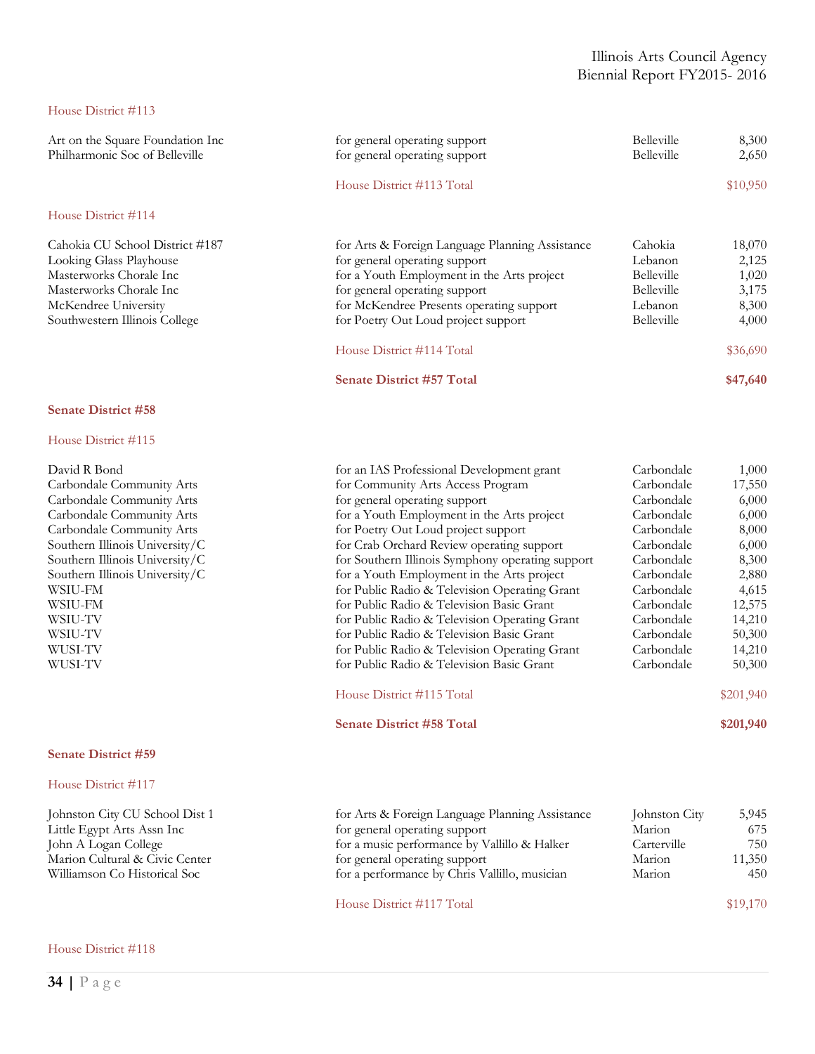House District #113

| | | | |
|---|---|---|---|
| Art on the Square Foundation Inc | for general operating support | Belleville | 8,300 |
| Philharmonic Soc of Belleville | for general operating support | Belleville | 2,650 |
| | House District #113 Total | | $10,950 |

House District #114

| | | | |
|---|---|---|---|
| Cahokia CU School District #187 | for Arts & Foreign Language Planning Assistance | Cahokia | 18,070 |
| Looking Glass Playhouse | for general operating support | Lebanon | 2,125 |
| Masterworks Chorale Inc | for a Youth Employment in the Arts project | Belleville | 1,020 |
| Masterworks Chorale Inc | for general operating support | Belleville | 3,175 |
| McKendree University | for McKendree Presents operating support | Lebanon | 8,300 |
| Southwestern Illinois College | for Poetry Out Loud project support | Belleville | 4,000 |
| | House District #114 Total | | $36,690 |
| | **Senate District #57 Total** | | **$47,640** |

**Senate District #58**

House District #115

| | | | |
|---|---|---|---|
| David R Bond | for an IAS Professional Development grant | Carbondale | 1,000 |
| Carbondale Community Arts | for Community Arts Access Program | Carbondale | 17,550 |
| Carbondale Community Arts | for general operating support | Carbondale | 6,000 |
| Carbondale Community Arts | for a Youth Employment in the Arts project | Carbondale | 6,000 |
| Carbondale Community Arts | for Poetry Out Loud project support | Carbondale | 8,000 |
| Southern Illinois University/C | for Crab Orchard Review operating support | Carbondale | 6,000 |
| Southern Illinois University/C | for Southern Illinois Symphony operating support | Carbondale | 8,300 |
| Southern Illinois University/C | for a Youth Employment in the Arts project | Carbondale | 2,880 |
| WSIU-FM | for Public Radio & Television Operating Grant | Carbondale | 4,615 |
| WSIU-FM | for Public Radio & Television Basic Grant | Carbondale | 12,575 |
| WSIU-TV | for Public Radio & Television Operating Grant | Carbondale | 14,210 |
| WSIU-TV | for Public Radio & Television Basic Grant | Carbondale | 50,300 |
| WUSI-TV | for Public Radio & Television Operating Grant | Carbondale | 14,210 |
| WUSI-TV | for Public Radio & Television Basic Grant | Carbondale | 50,300 |
| | House District #115 Total | | $201,940 |
| | **Senate District #58 Total** | | **$201,940** |

**Senate District #59**

House District #117

| | | | |
|---|---|---|---|
| Johnston City CU School Dist 1 | for Arts & Foreign Language Planning Assistance | Johnston City | 5,945 |
| Little Egypt Arts Assn Inc | for general operating support | Marion | 675 |
| John A Logan College | for a music performance by Vallillo & Halker | Carterville | 750 |
| Marion Cultural & Civic Center | for general operating support | Marion | 11,350 |
| Williamson Co Historical Soc | for a performance by Chris Vallillo, musician | Marion | 450 |
| | House District #117 Total | | $19,170 |

House District #118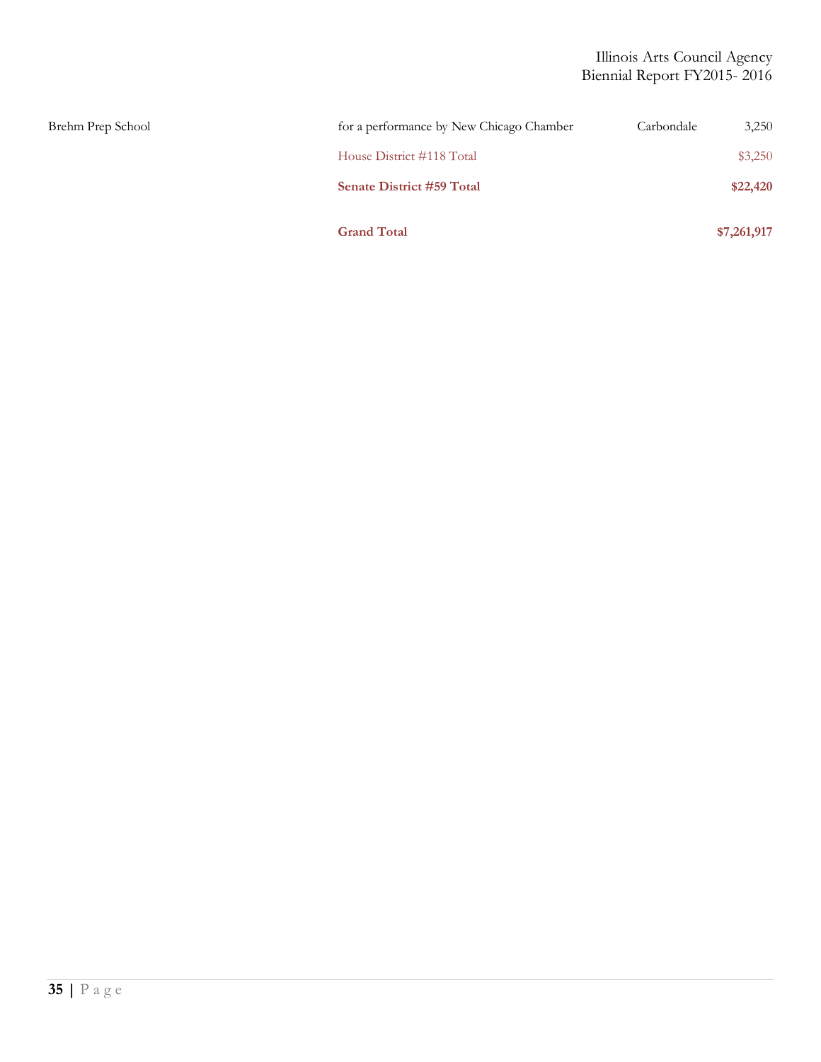| | | | |
|---|---|---|---|
| Brehm Prep School | for a performance by New Chicago Chamber | Carbondale | 3,250 |
| | House District #118 Total | | $3,250 |
| | **Senate District #59 Total** | | **$22,420** |
| | **Grand Total** | | **$7,261,917** |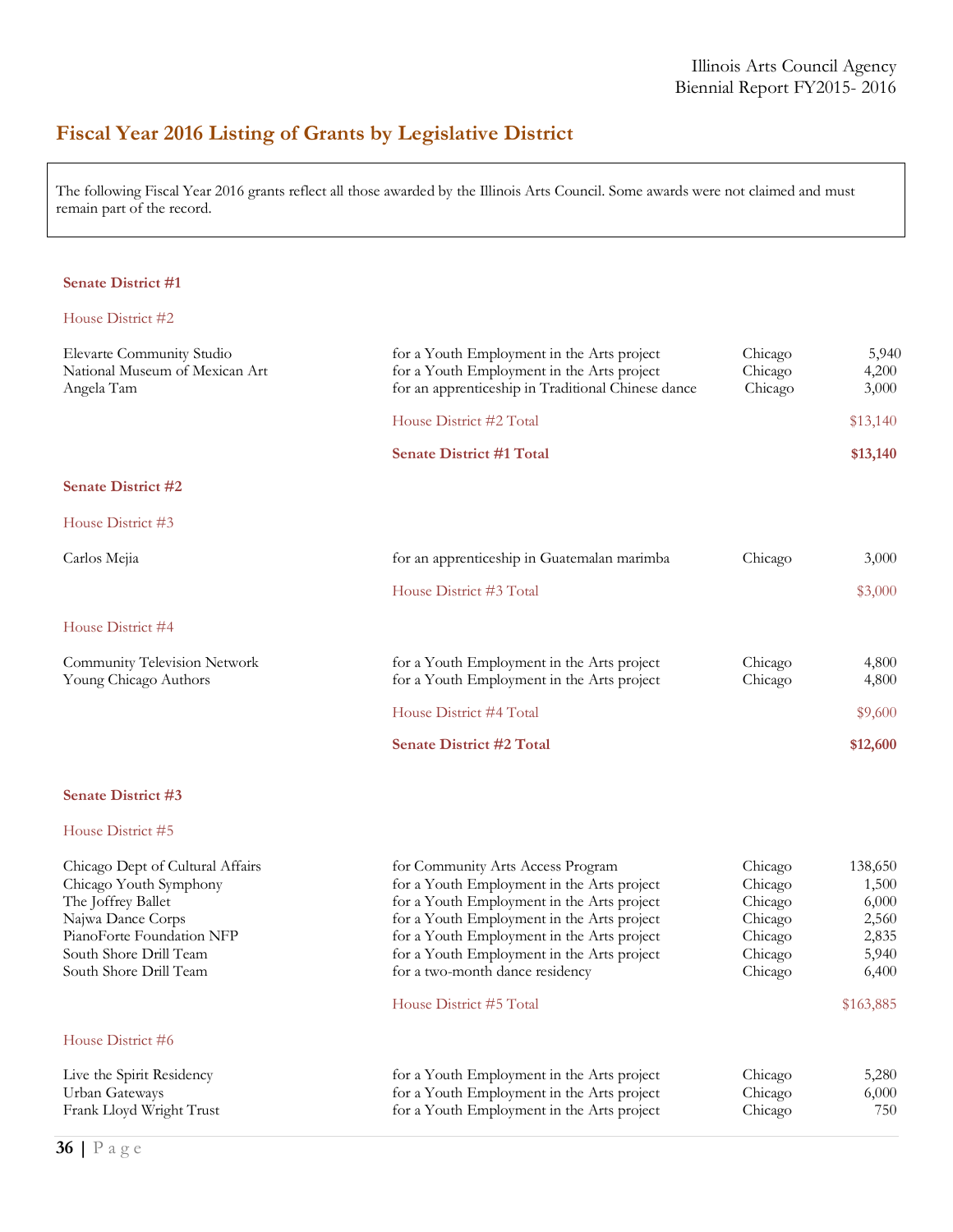## Fiscal Year 2016 Listing of Grants by Legislative District

The following Fiscal Year 2016 grants reflect all those awarded by the Illinois Arts Council. Some awards were not claimed and must remain part of the record.

### Senate District #1

#### House District #2

| Grantee | Purpose | City | Amount |
|---|---|---|---|
| Elevarte Community Studio | for a Youth Employment in the Arts project | Chicago | 5,940 |
| National Museum of Mexican Art | for a Youth Employment in the Arts project | Chicago | 4,200 |
| Angela Tam | for an apprenticeship in Traditional Chinese dance | Chicago | 3,000 |
| | House District #2 Total | | $13,140 |
| | **Senate District #1 Total** | | **$13,140** |

### Senate District #2

#### House District #3

| Grantee | Purpose | City | Amount |
|---|---|---|---|
| Carlos Mejia | for an apprenticeship in Guatemalan marimba | Chicago | 3,000 |
| | House District #3 Total | | $3,000 |

#### House District #4

| Grantee | Purpose | City | Amount |
|---|---|---|---|
| Community Television Network | for a Youth Employment in the Arts project | Chicago | 4,800 |
| Young Chicago Authors | for a Youth Employment in the Arts project | Chicago | 4,800 |
| | House District #4 Total | | $9,600 |
| | **Senate District #2 Total** | | **$12,600** |

### Senate District #3

#### House District #5

| Grantee | Purpose | City | Amount |
|---|---|---|---|
| Chicago Dept of Cultural Affairs | for Community Arts Access Program | Chicago | 138,650 |
| Chicago Youth Symphony | for a Youth Employment in the Arts project | Chicago | 1,500 |
| The Joffrey Ballet | for a Youth Employment in the Arts project | Chicago | 6,000 |
| Najwa Dance Corps | for a Youth Employment in the Arts project | Chicago | 2,560 |
| PianoForte Foundation NFP | for a Youth Employment in the Arts project | Chicago | 2,835 |
| South Shore Drill Team | for a Youth Employment in the Arts project | Chicago | 5,940 |
| South Shore Drill Team | for a two-month dance residency | Chicago | 6,400 |
| | House District #5 Total | | $163,885 |

#### House District #6

| Grantee | Purpose | City | Amount |
|---|---|---|---|
| Live the Spirit Residency | for a Youth Employment in the Arts project | Chicago | 5,280 |
| Urban Gateways | for a Youth Employment in the Arts project | Chicago | 6,000 |
| Frank Lloyd Wright Trust | for a Youth Employment in the Arts project | Chicago | 750 |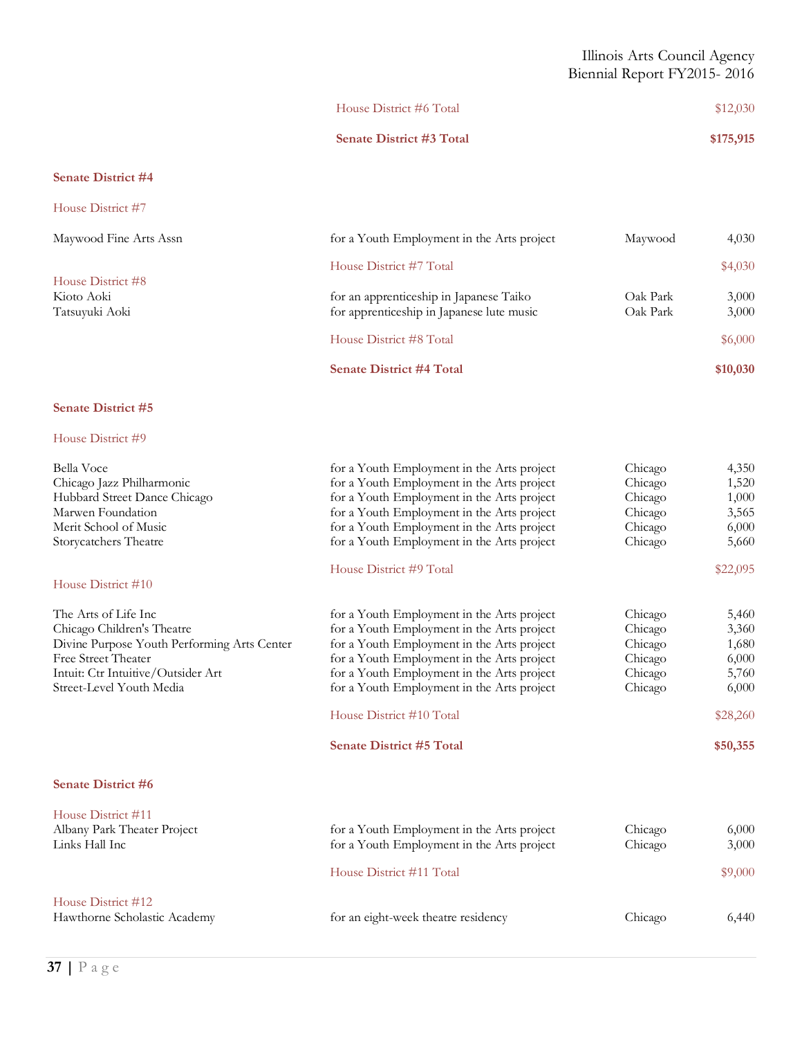House District #6 Total $12,030

**Senate District #3 Total $175,915**

**Senate District #4**

House District #7

| | | | |
|---|---|---|---|
| Maywood Fine Arts Assn | for a Youth Employment in the Arts project | Maywood | 4,030 |
| | House District #7 Total | | $4,030 |

House District #8

| | | | |
|---|---|---|---|
| Kioto Aoki | for an apprenticeship in Japanese Taiko | Oak Park | 3,000 |
| Tatsuyuki Aoki | for apprenticeship in Japanese lute music | Oak Park | 3,000 |
| | House District #8 Total | | $6,000 |
| | **Senate District #4 Total** | | **$10,030** |

**Senate District #5**

House District #9

| | | | |
|---|---|---|---|
| Bella Voce | for a Youth Employment in the Arts project | Chicago | 4,350 |
| Chicago Jazz Philharmonic | for a Youth Employment in the Arts project | Chicago | 1,520 |
| Hubbard Street Dance Chicago | for a Youth Employment in the Arts project | Chicago | 1,000 |
| Marwen Foundation | for a Youth Employment in the Arts project | Chicago | 3,565 |
| Merit School of Music | for a Youth Employment in the Arts project | Chicago | 6,000 |
| Storycatchers Theatre | for a Youth Employment in the Arts project | Chicago | 5,660 |
| | House District #9 Total | | $22,095 |

House District #10

| | | | |
|---|---|---|---|
| The Arts of Life Inc | for a Youth Employment in the Arts project | Chicago | 5,460 |
| Chicago Children's Theatre | for a Youth Employment in the Arts project | Chicago | 3,360 |
| Divine Purpose Youth Performing Arts Center | for a Youth Employment in the Arts project | Chicago | 1,680 |
| Free Street Theater | for a Youth Employment in the Arts project | Chicago | 6,000 |
| Intuit: Ctr Intuitive/Outsider Art | for a Youth Employment in the Arts project | Chicago | 5,760 |
| Street-Level Youth Media | for a Youth Employment in the Arts project | Chicago | 6,000 |
| | House District #10 Total | | $28,260 |
| | **Senate District #5 Total** | | **$50,355** |

**Senate District #6**

House District #11

| | | | |
|---|---|---|---|
| Albany Park Theater Project | for a Youth Employment in the Arts project | Chicago | 6,000 |
| Links Hall Inc | for a Youth Employment in the Arts project | Chicago | 3,000 |
| | House District #11 Total | | $9,000 |

House District #12

| | | | |
|---|---|---|---|
| Hawthorne Scholastic Academy | for an eight-week theatre residency | Chicago | 6,440 |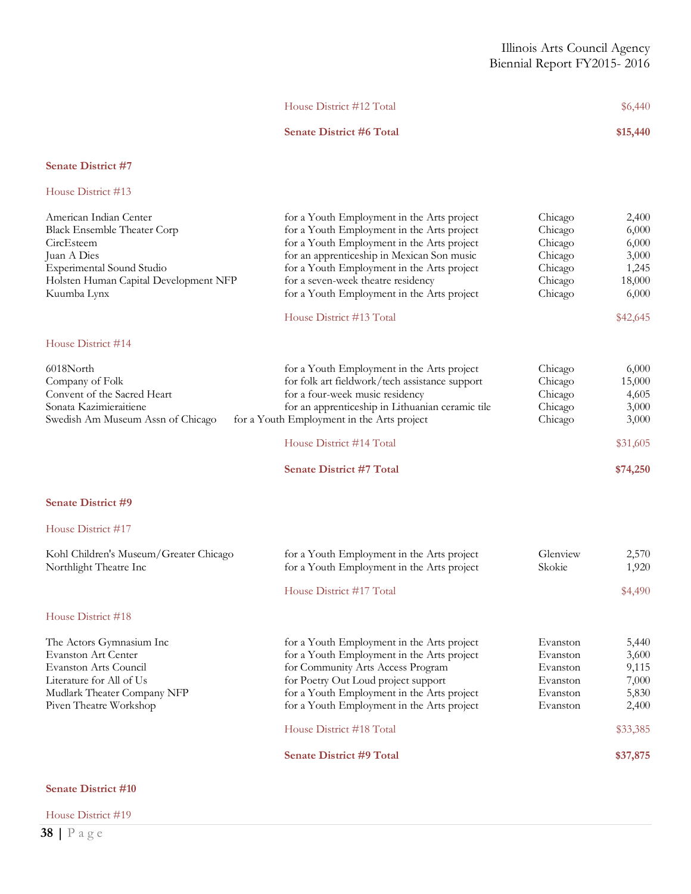| | | | |
|---|---|---|---|
| | House District #12 Total | | $6,440 |
| | **Senate District #6 Total** | | **$15,440** |

**Senate District #7**

House District #13

| | | | |
|---|---|---|---|
| American Indian Center | for a Youth Employment in the Arts project | Chicago | 2,400 |
| Black Ensemble Theater Corp | for a Youth Employment in the Arts project | Chicago | 6,000 |
| CircEsteem | for a Youth Employment in the Arts project | Chicago | 6,000 |
| Juan A Dies | for an apprenticeship in Mexican Son music | Chicago | 3,000 |
| Experimental Sound Studio | for a Youth Employment in the Arts project | Chicago | 1,245 |
| Holsten Human Capital Development NFP | for a seven-week theatre residency | Chicago | 18,000 |
| Kuumba Lynx | for a Youth Employment in the Arts project | Chicago | 6,000 |
| | House District #13 Total | | $42,645 |

House District #14

| | | | |
|---|---|---|---|
| 6018North | for a Youth Employment in the Arts project | Chicago | 6,000 |
| Company of Folk | for folk art fieldwork/tech assistance support | Chicago | 15,000 |
| Convent of the Sacred Heart | for a four-week music residency | Chicago | 4,605 |
| Sonata Kazimieraitiene | for an apprenticeship in Lithuanian ceramic tile | Chicago | 3,000 |
| Swedish Am Museum Assn of Chicago | for a Youth Employment in the Arts project | Chicago | 3,000 |
| | House District #14 Total | | $31,605 |
| | **Senate District #7 Total** | | **$74,250** |

**Senate District #9**

House District #17

| | | | |
|---|---|---|---|
| Kohl Children's Museum/Greater Chicago | for a Youth Employment in the Arts project | Glenview | 2,570 |
| Northlight Theatre Inc | for a Youth Employment in the Arts project | Skokie | 1,920 |
| | House District #17 Total | | $4,490 |

House District #18

| | | | |
|---|---|---|---|
| The Actors Gymnasium Inc | for a Youth Employment in the Arts project | Evanston | 5,440 |
| Evanston Art Center | for a Youth Employment in the Arts project | Evanston | 3,600 |
| Evanston Arts Council | for Community Arts Access Program | Evanston | 9,115 |
| Literature for All of Us | for Poetry Out Loud project support | Evanston | 7,000 |
| Mudlark Theater Company NFP | for a Youth Employment in the Arts project | Evanston | 5,830 |
| Piven Theatre Workshop | for a Youth Employment in the Arts project | Evanston | 2,400 |
| | House District #18 Total | | $33,385 |
| | **Senate District #9 Total** | | **$37,875** |

**Senate District #10**

House District #19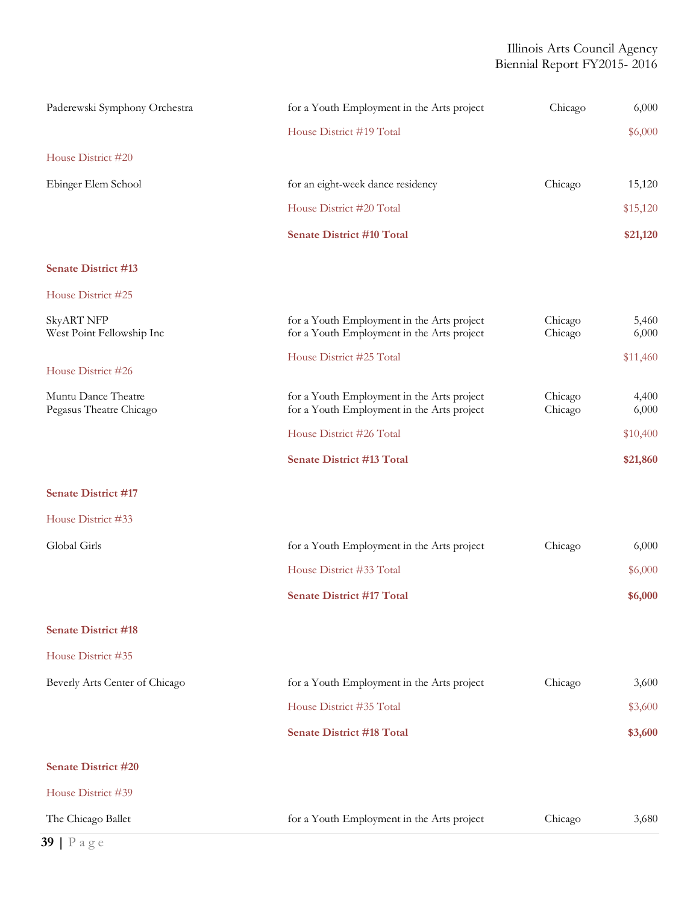| | | | |
|---|---|---|---|
| Paderewski Symphony Orchestra | for a Youth Employment in the Arts project | Chicago | 6,000 |
| | House District #19 Total | | $6,000 |
| House District #20 | | | |
| Ebinger Elem School | for an eight-week dance residency | Chicago | 15,120 |
| | House District #20 Total | | $15,120 |
| | **Senate District #10 Total** | | **$21,120** |
| **Senate District #13** | | | |
| House District #25 | | | |
| SkyART NFP | for a Youth Employment in the Arts project | Chicago | 5,460 |
| West Point Fellowship Inc | for a Youth Employment in the Arts project | Chicago | 6,000 |
| | House District #25 Total | | $11,460 |
| House District #26 | | | |
| Muntu Dance Theatre | for a Youth Employment in the Arts project | Chicago | 4,400 |
| Pegasus Theatre Chicago | for a Youth Employment in the Arts project | Chicago | 6,000 |
| | House District #26 Total | | $10,400 |
| | **Senate District #13 Total** | | **$21,860** |
| **Senate District #17** | | | |
| House District #33 | | | |
| Global Girls | for a Youth Employment in the Arts project | Chicago | 6,000 |
| | House District #33 Total | | $6,000 |
| | **Senate District #17 Total** | | **$6,000** |
| **Senate District #18** | | | |
| House District #35 | | | |
| Beverly Arts Center of Chicago | for a Youth Employment in the Arts project | Chicago | 3,600 |
| | House District #35 Total | | $3,600 |
| | **Senate District #18 Total** | | **$3,600** |
| **Senate District #20** | | | |
| House District #39 | | | |
| The Chicago Ballet | for a Youth Employment in the Arts project | Chicago | 3,680 |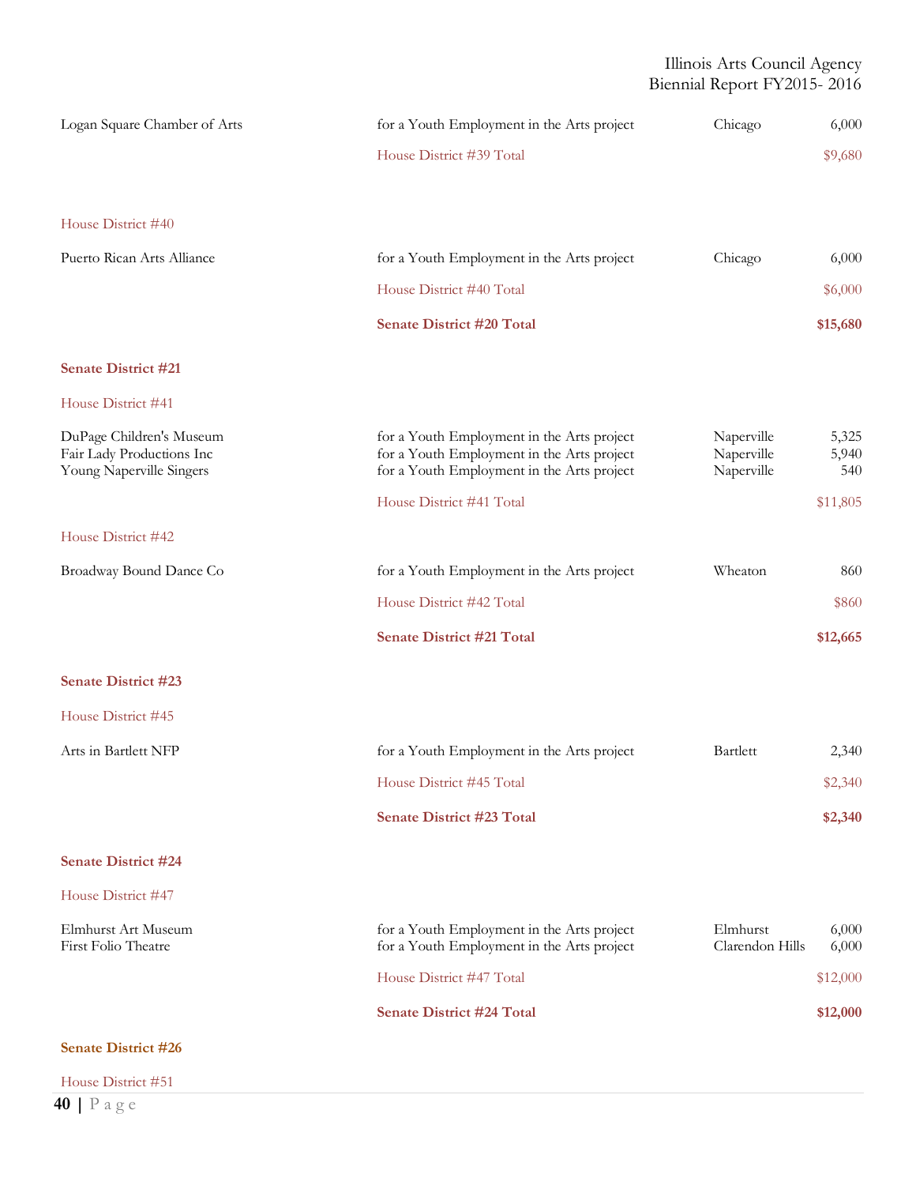| | | | |
|---|---|---|---|
| Logan Square Chamber of Arts | for a Youth Employment in the Arts project | Chicago | 6,000 |
| | House District #39 Total | | $9,680 |

House District #40

| | | | |
|---|---|---|---|
| Puerto Rican Arts Alliance | for a Youth Employment in the Arts project | Chicago | 6,000 |
| | House District #40 Total | | $6,000 |
| | **Senate District #20 Total** | | **$15,680** |

**Senate District #21**

House District #41

| | | | |
|---|---|---|---|
| DuPage Children's Museum | for a Youth Employment in the Arts project | Naperville | 5,325 |
| Fair Lady Productions Inc | for a Youth Employment in the Arts project | Naperville | 5,940 |
| Young Naperville Singers | for a Youth Employment in the Arts project | Naperville | 540 |
| | House District #41 Total | | $11,805 |

House District #42

| | | | |
|---|---|---|---|
| Broadway Bound Dance Co | for a Youth Employment in the Arts project | Wheaton | 860 |
| | House District #42 Total | | $860 |
| | **Senate District #21 Total** | | **$12,665** |

**Senate District #23**

House District #45

| | | | |
|---|---|---|---|
| Arts in Bartlett NFP | for a Youth Employment in the Arts project | Bartlett | 2,340 |
| | House District #45 Total | | $2,340 |
| | **Senate District #23 Total** | | **$2,340** |

**Senate District #24**

House District #47

| | | | |
|---|---|---|---|
| Elmhurst Art Museum | for a Youth Employment in the Arts project | Elmhurst | 6,000 |
| First Folio Theatre | for a Youth Employment in the Arts project | Clarendon Hills | 6,000 |
| | House District #47 Total | | $12,000 |
| | **Senate District #24 Total** | | **$12,000** |

**Senate District #26**

House District #51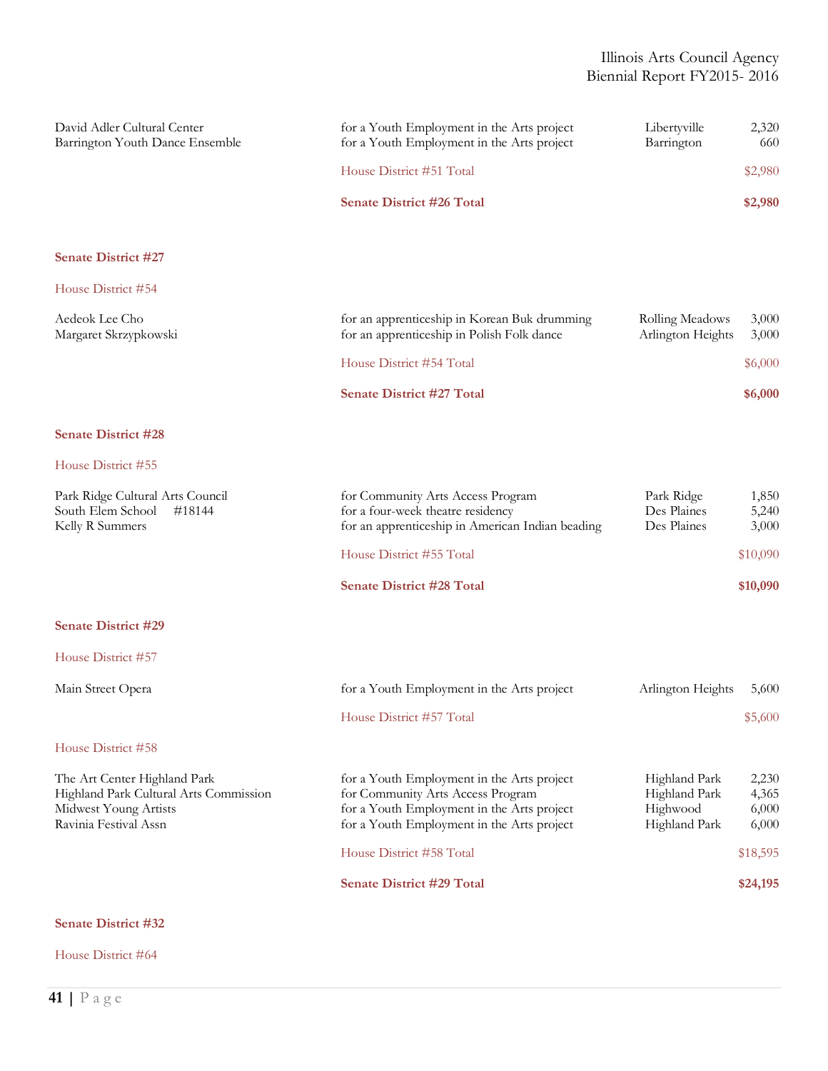| | | | |
|---|---|---|---|
| David Adler Cultural Center | for a Youth Employment in the Arts project | Libertyville | 2,320 |
| Barrington Youth Dance Ensemble | for a Youth Employment in the Arts project | Barrington | 660 |
| | House District #51 Total | | $2,980 |
| | **Senate District #26 Total** | | **$2,980** |

**Senate District #27**

House District #54

| | | | |
|---|---|---|---|
| Aedeok Lee Cho | for an apprenticeship in Korean Buk drumming | Rolling Meadows | 3,000 |
| Margaret Skrzypkowski | for an apprenticeship in Polish Folk dance | Arlington Heights | 3,000 |
| | House District #54 Total | | $6,000 |
| | **Senate District #27 Total** | | **$6,000** |

**Senate District #28**

House District #55

| | | | |
|---|---|---|---|
| Park Ridge Cultural Arts Council | for Community Arts Access Program | Park Ridge | 1,850 |
| South Elem School #18144 | for a four-week theatre residency | Des Plaines | 5,240 |
| Kelly R Summers | for an apprenticeship in American Indian beading | Des Plaines | 3,000 |
| | House District #55 Total | | $10,090 |
| | **Senate District #28 Total** | | **$10,090** |

**Senate District #29**

House District #57

| | | | |
|---|---|---|---|
| Main Street Opera | for a Youth Employment in the Arts project | Arlington Heights | 5,600 |
| | House District #57 Total | | $5,600 |

House District #58

| | | | |
|---|---|---|---|
| The Art Center Highland Park | for a Youth Employment in the Arts project | Highland Park | 2,230 |
| Highland Park Cultural Arts Commission | for Community Arts Access Program | Highland Park | 4,365 |
| Midwest Young Artists | for a Youth Employment in the Arts project | Highwood | 6,000 |
| Ravinia Festival Assn | for a Youth Employment in the Arts project | Highland Park | 6,000 |
| | House District #58 Total | | $18,595 |
| | **Senate District #29 Total** | | **$24,195** |

**Senate District #32**

House District #64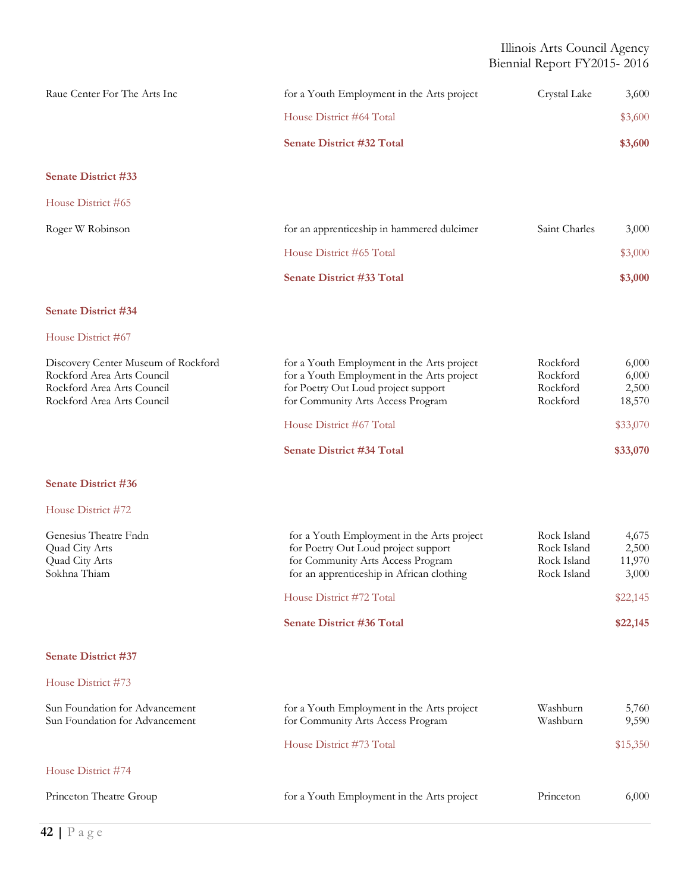| | | | |
|---|---|---|---|
| Raue Center For The Arts Inc | for a Youth Employment in the Arts project | Crystal Lake | 3,600 |
| | House District #64 Total | | $3,600 |
| | **Senate District #32 Total** | | **$3,600** |

**Senate District #33**

House District #65

| | | | |
|---|---|---|---|
| Roger W Robinson | for an apprenticeship in hammered dulcimer | Saint Charles | 3,000 |
| | House District #65 Total | | $3,000 |
| | **Senate District #33 Total** | | **$3,000** |

**Senate District #34**

House District #67

| | | | |
|---|---|---|---|
| Discovery Center Museum of Rockford | for a Youth Employment in the Arts project | Rockford | 6,000 |
| Rockford Area Arts Council | for a Youth Employment in the Arts project | Rockford | 6,000 |
| Rockford Area Arts Council | for Poetry Out Loud project support | Rockford | 2,500 |
| Rockford Area Arts Council | for Community Arts Access Program | Rockford | 18,570 |
| | House District #67 Total | | $33,070 |
| | **Senate District #34 Total** | | **$33,070** |

**Senate District #36**

House District #72

| | | | |
|---|---|---|---|
| Genesius Theatre Fndn | for a Youth Employment in the Arts project | Rock Island | 4,675 |
| Quad City Arts | for Poetry Out Loud project support | Rock Island | 2,500 |
| Quad City Arts | for Community Arts Access Program | Rock Island | 11,970 |
| Sokhna Thiam | for an apprenticeship in African clothing | Rock Island | 3,000 |
| | House District #72 Total | | $22,145 |
| | **Senate District #36 Total** | | **$22,145** |

**Senate District #37**

House District #73

| | | | |
|---|---|---|---|
| Sun Foundation for Advancement | for a Youth Employment in the Arts project | Washburn | 5,760 |
| Sun Foundation for Advancement | for Community Arts Access Program | Washburn | 9,590 |
| | House District #73 Total | | $15,350 |

House District #74

| | | | |
|---|---|---|---|
| Princeton Theatre Group | for a Youth Employment in the Arts project | Princeton | 6,000 |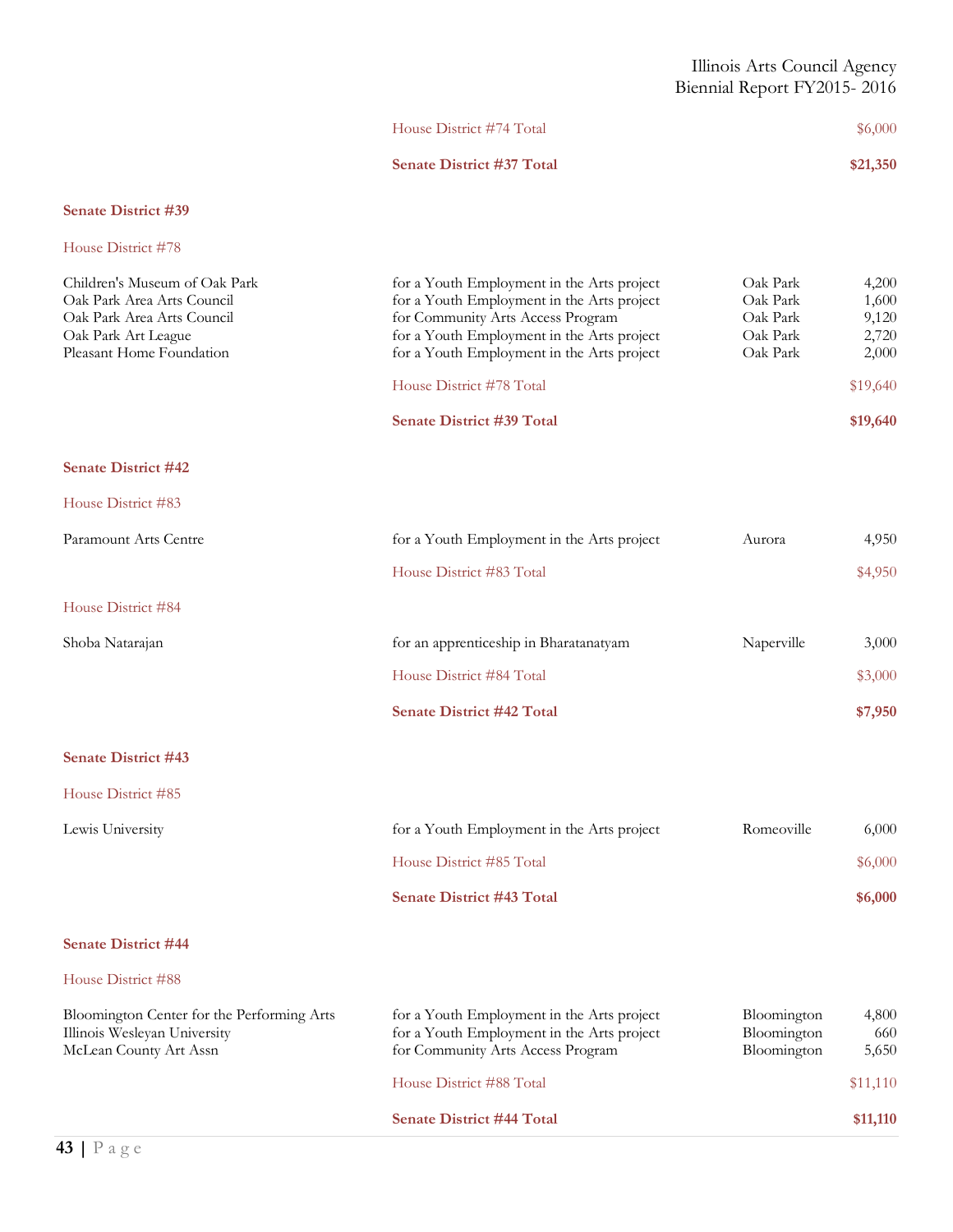| | | | |
|---|---|---|---|
| | House District #74 Total | | $6,000 |
| | **Senate District #37 Total** | | **$21,350** |

**Senate District #39**

House District #78

| | | | |
|---|---|---|---|
| Children's Museum of Oak Park | for a Youth Employment in the Arts project | Oak Park | 4,200 |
| Oak Park Area Arts Council | for a Youth Employment in the Arts project | Oak Park | 1,600 |
| Oak Park Area Arts Council | for Community Arts Access Program | Oak Park | 9,120 |
| Oak Park Art League | for a Youth Employment in the Arts project | Oak Park | 2,720 |
| Pleasant Home Foundation | for a Youth Employment in the Arts project | Oak Park | 2,000 |
| | House District #78 Total | | $19,640 |
| | **Senate District #39 Total** | | **$19,640** |

**Senate District #42**

House District #83

| | | | |
|---|---|---|---|
| Paramount Arts Centre | for a Youth Employment in the Arts project | Aurora | 4,950 |
| | House District #83 Total | | $4,950 |

House District #84

| | | | |
|---|---|---|---|
| Shoba Natarajan | for an apprenticeship in Bharatanatyam | Naperville | 3,000 |
| | House District #84 Total | | $3,000 |
| | **Senate District #42 Total** | | **$7,950** |

**Senate District #43**

House District #85

| | | | |
|---|---|---|---|
| Lewis University | for a Youth Employment in the Arts project | Romeoville | 6,000 |
| | House District #85 Total | | $6,000 |
| | **Senate District #43 Total** | | **$6,000** |

**Senate District #44**

House District #88

| | | | |
|---|---|---|---|
| Bloomington Center for the Performing Arts | for a Youth Employment in the Arts project | Bloomington | 4,800 |
| Illinois Wesleyan University | for a Youth Employment in the Arts project | Bloomington | 660 |
| McLean County Art Assn | for Community Arts Access Program | Bloomington | 5,650 |
| | House District #88 Total | | $11,110 |
| | **Senate District #44 Total** | | **$11,110** |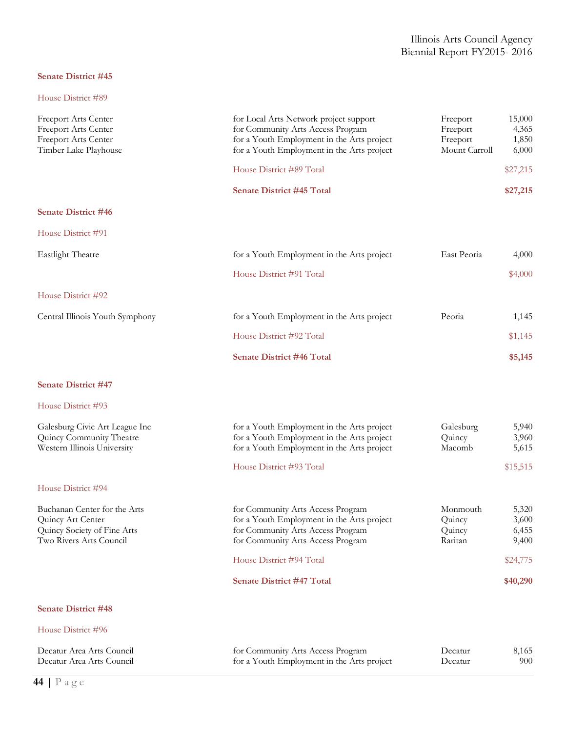**Senate District #45**

House District #89

| Organization | Purpose | City | Amount |
|---|---|---|---|
| Freeport Arts Center | for Local Arts Network project support | Freeport | 15,000 |
| Freeport Arts Center | for Community Arts Access Program | Freeport | 4,365 |
| Freeport Arts Center | for a Youth Employment in the Arts project | Freeport | 1,850 |
| Timber Lake Playhouse | for a Youth Employment in the Arts project | Mount Carroll | 6,000 |
| | House District #89 Total | | $27,215 |
| | **Senate District #45 Total** | | **$27,215** |

**Senate District #46**

House District #91

| Organization | Purpose | City | Amount |
|---|---|---|---|
| Eastlight Theatre | for a Youth Employment in the Arts project | East Peoria | 4,000 |
| | House District #91 Total | | $4,000 |

House District #92

| Organization | Purpose | City | Amount |
|---|---|---|---|
| Central Illinois Youth Symphony | for a Youth Employment in the Arts project | Peoria | 1,145 |
| | House District #92 Total | | $1,145 |
| | **Senate District #46 Total** | | **$5,145** |

**Senate District #47**

House District #93

| Organization | Purpose | City | Amount |
|---|---|---|---|
| Galesburg Civic Art League Inc | for a Youth Employment in the Arts project | Galesburg | 5,940 |
| Quincy Community Theatre | for a Youth Employment in the Arts project | Quincy | 3,960 |
| Western Illinois University | for a Youth Employment in the Arts project | Macomb | 5,615 |
| | House District #93 Total | | $15,515 |

House District #94

| Organization | Purpose | City | Amount |
|---|---|---|---|
| Buchanan Center for the Arts | for Community Arts Access Program | Monmouth | 5,320 |
| Quincy Art Center | for a Youth Employment in the Arts project | Quincy | 3,600 |
| Quincy Society of Fine Arts | for Community Arts Access Program | Quincy | 6,455 |
| Two Rivers Arts Council | for Community Arts Access Program | Raritan | 9,400 |
| | House District #94 Total | | $24,775 |
| | **Senate District #47 Total** | | **$40,290** |

**Senate District #48**

House District #96

| Organization | Purpose | City | Amount |
|---|---|---|---|
| Decatur Area Arts Council | for Community Arts Access Program | Decatur | 8,165 |
| Decatur Area Arts Council | for a Youth Employment in the Arts project | Decatur | 900 |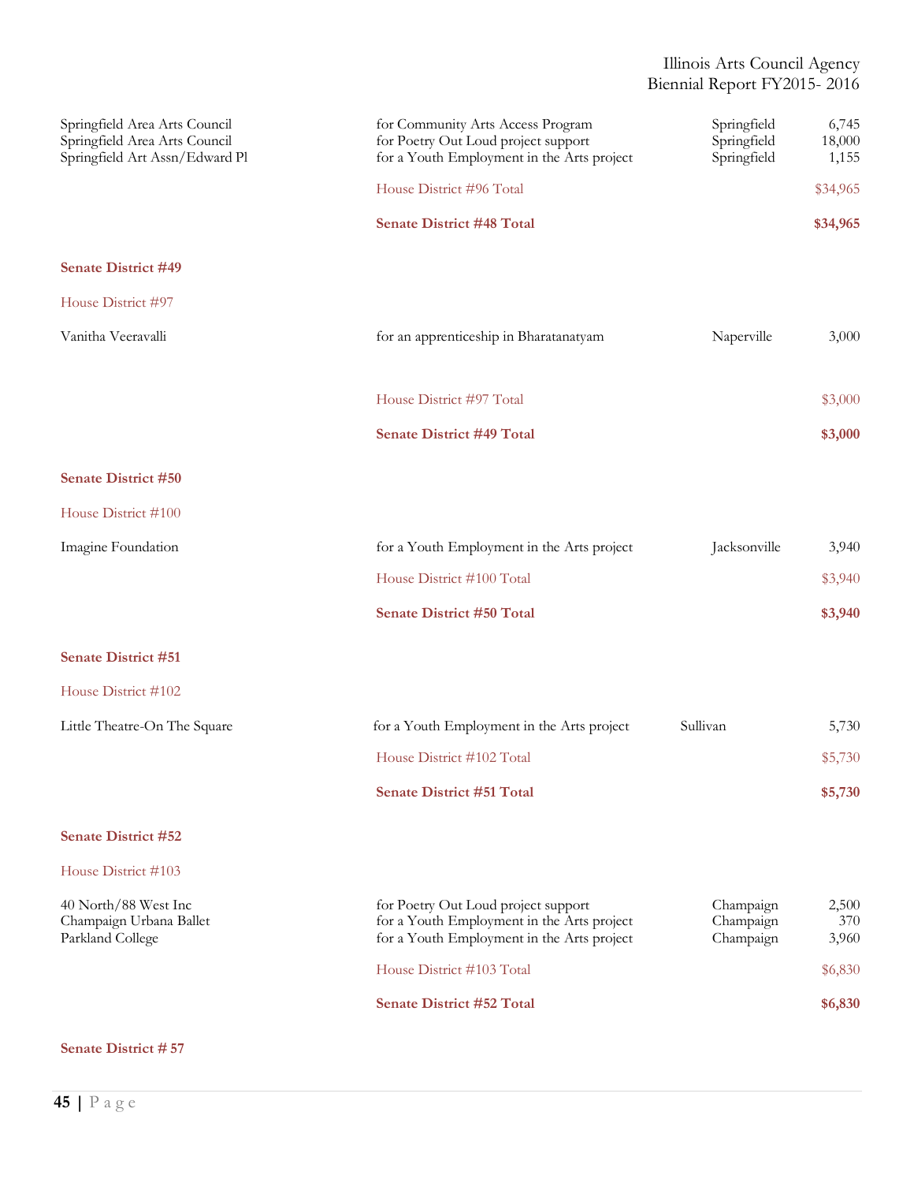| | | | |
|---|---|---|---|
| Springfield Area Arts Council | for Community Arts Access Program | Springfield | 6,745 |
| Springfield Area Arts Council | for Poetry Out Loud project support | Springfield | 18,000 |
| Springfield Art Assn/Edward Pl | for a Youth Employment in the Arts project | Springfield | 1,155 |
| | House District #96 Total | | $34,965 |
| | **Senate District #48 Total** | | **$34,965** |

**Senate District #49**

House District #97

| | | | |
|---|---|---|---|
| Vanitha Veeravalli | for an apprenticeship in Bharatanatyam | Naperville | 3,000 |
| | House District #97 Total | | $3,000 |
| | **Senate District #49 Total** | | **$3,000** |

**Senate District #50**

House District #100

| | | | |
|---|---|---|---|
| Imagine Foundation | for a Youth Employment in the Arts project | Jacksonville | 3,940 |
| | House District #100 Total | | $3,940 |
| | **Senate District #50 Total** | | **$3,940** |

**Senate District #51**

House District #102

| | | | |
|---|---|---|---|
| Little Theatre-On The Square | for a Youth Employment in the Arts project | Sullivan | 5,730 |
| | House District #102 Total | | $5,730 |
| | **Senate District #51 Total** | | **$5,730** |

**Senate District #52**

House District #103

| | | | |
|---|---|---|---|
| 40 North/88 West Inc | for Poetry Out Loud project support | Champaign | 2,500 |
| Champaign Urbana Ballet | for a Youth Employment in the Arts project | Champaign | 370 |
| Parkland College | for a Youth Employment in the Arts project | Champaign | 3,960 |
| | House District #103 Total | | $6,830 |
| | **Senate District #52 Total** | | **$6,830** |

**Senate District # 57**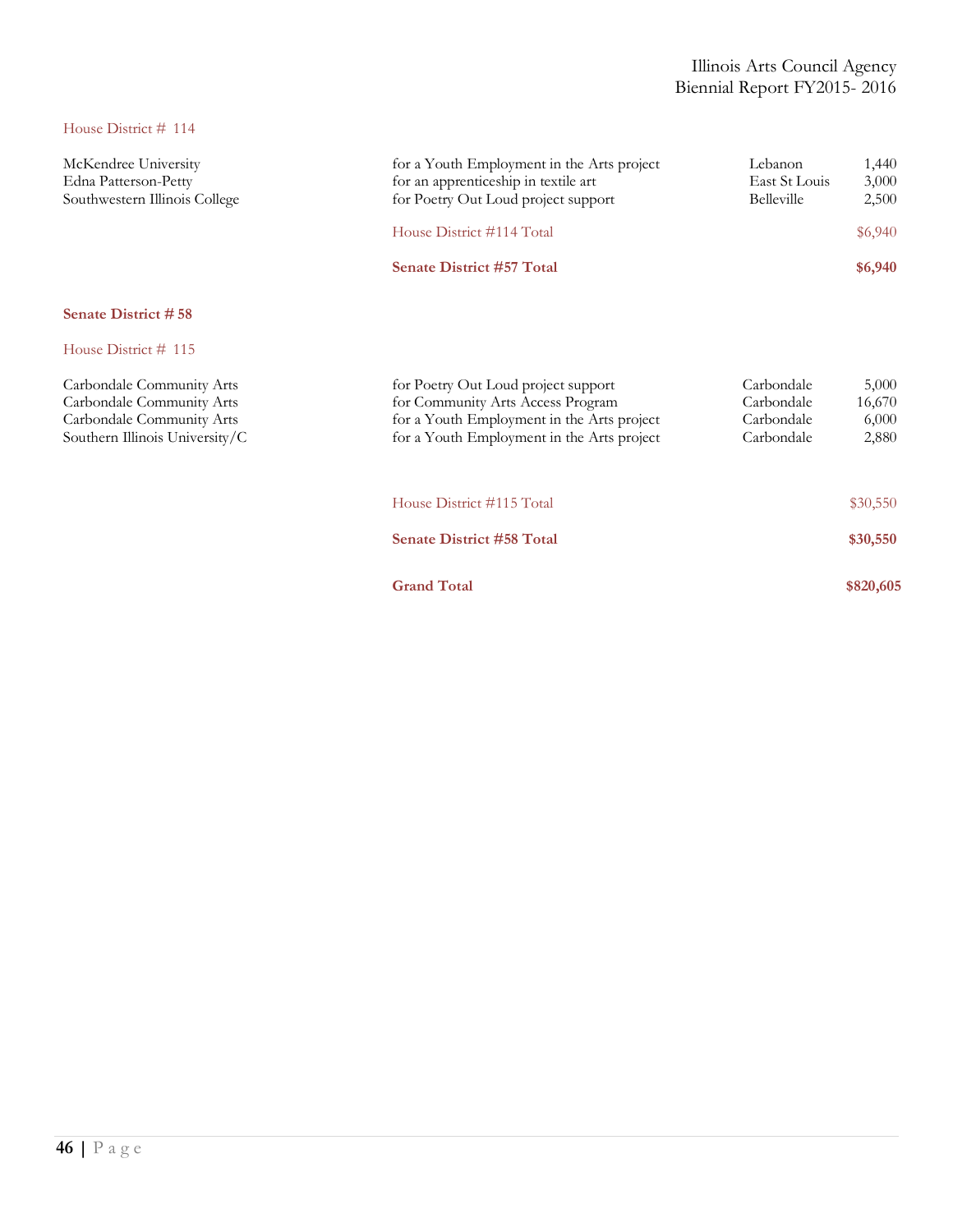### House District # 114

| | | | |
|---|---|---|---|
| McKendree University | for a Youth Employment in the Arts project | Lebanon | 1,440 |
| Edna Patterson-Petty | for an apprenticeship in textile art | East St Louis | 3,000 |
| Southwestern Illinois College | for Poetry Out Loud project support | Belleville | 2,500 |
| | House District #114 Total | | $6,940 |
| | **Senate District #57 Total** | | **$6,940** |

## Senate District # 58

### House District # 115

| | | | |
|---|---|---|---|
| Carbondale Community Arts | for Poetry Out Loud project support | Carbondale | 5,000 |
| Carbondale Community Arts | for Community Arts Access Program | Carbondale | 16,670 |
| Carbondale Community Arts | for a Youth Employment in the Arts project | Carbondale | 6,000 |
| Southern Illinois University/C | for a Youth Employment in the Arts project | Carbondale | 2,880 |
| | House District #115 Total | | $30,550 |
| | **Senate District #58 Total** | | **$30,550** |
| | **Grand Total** | | **$820,605** |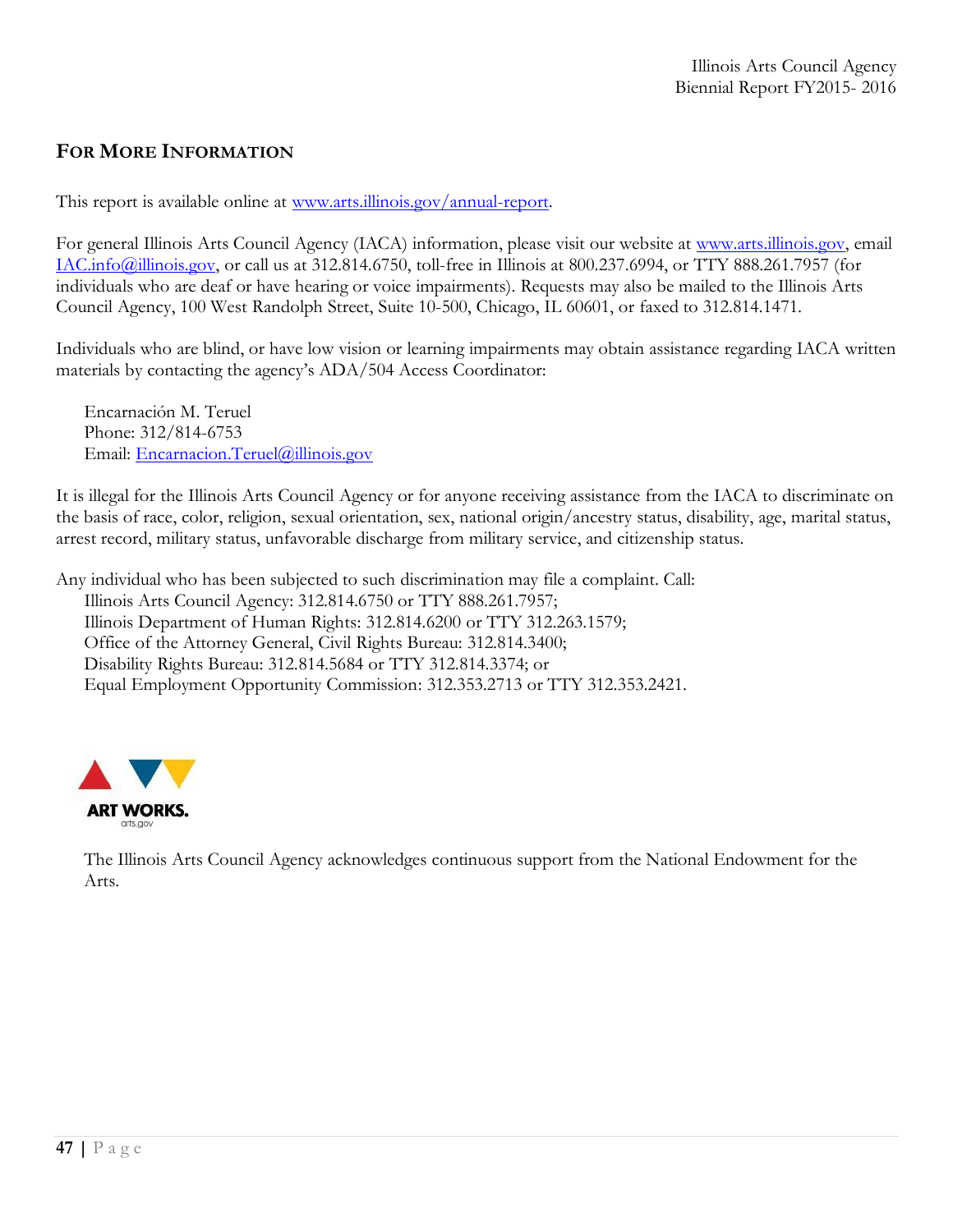## FOR MORE INFORMATION

This report is available online at www.arts.illinois.gov/annual-report.

For general Illinois Arts Council Agency (IACA) information, please visit our website at www.arts.illinois.gov, email IAC.info@illinois.gov, or call us at 312.814.6750, toll-free in Illinois at 800.237.6994, or TTY 888.261.7957 (for individuals who are deaf or have hearing or voice impairments). Requests may also be mailed to the Illinois Arts Council Agency, 100 West Randolph Street, Suite 10-500, Chicago, IL 60601, or faxed to 312.814.1471.

Individuals who are blind, or have low vision or learning impairments may obtain assistance regarding IACA written materials by contacting the agency's ADA/504 Access Coordinator:

Encarnación M. Teruel
Phone: 312/814-6753
Email: Encarnacion.Teruel@illinois.gov

It is illegal for the Illinois Arts Council Agency or for anyone receiving assistance from the IACA to discriminate on the basis of race, color, religion, sexual orientation, sex, national origin/ancestry status, disability, age, marital status, arrest record, military status, unfavorable discharge from military service, and citizenship status.

Any individual who has been subjected to such discrimination may file a complaint. Call:
Illinois Arts Council Agency: 312.814.6750 or TTY 888.261.7957;
Illinois Department of Human Rights: 312.814.6200 or TTY 312.263.1579;
Office of the Attorney General, Civil Rights Bureau: 312.814.3400;
Disability Rights Bureau: 312.814.5684 or TTY 312.814.3374; or
Equal Employment Opportunity Commission: 312.353.2713 or TTY 312.353.2421.

ART WORKS.
arts.gov

The Illinois Arts Council Agency acknowledges continuous support from the National Endowment for the Arts.